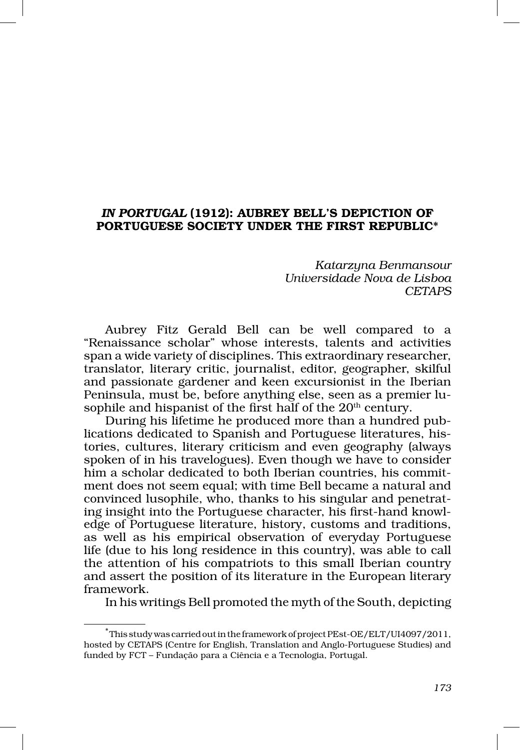# *IN PORTUGAL* (1912): AUBREY BELL'S DEPICTION OF PORTUGUESE SOCIETY UNDER THE FIRST REPUBLIC*

*Katarzyna Benmansour*
*Universidade Nova de Lisboa*
*CETAPS*

Aubrey Fitz Gerald Bell can be well compared to a "Renaissance scholar" whose interests, talents and activities span a wide variety of disciplines. This extraordinary researcher, translator, literary critic, journalist, editor, geographer, skilful and passionate gardener and keen excursionist in the Iberian Peninsula, must be, before anything else, seen as a premier lusophile and hispanist of the first half of the 20th century.

During his lifetime he produced more than a hundred publications dedicated to Spanish and Portuguese literatures, histories, cultures, literary criticism and even geography (always spoken of in his travelogues). Even though we have to consider him a scholar dedicated to both Iberian countries, his commitment does not seem equal; with time Bell became a natural and convinced lusophile, who, thanks to his singular and penetrating insight into the Portuguese character, his first-hand knowledge of Portuguese literature, history, customs and traditions, as well as his empirical observation of everyday Portuguese life (due to his long residence in this country), was able to call the attention of his compatriots to this small Iberian country and assert the position of its literature in the European literary framework.

In his writings Bell promoted the myth of the South, depicting

---

\* This study was carried out in the framework of project PEst-OE/ELT/UI4097/2011, hosted by CETAPS (Centre for English, Translation and Anglo-Portuguese Studies) and funded by FCT – Fundação para a Ciência e a Tecnologia, Portugal.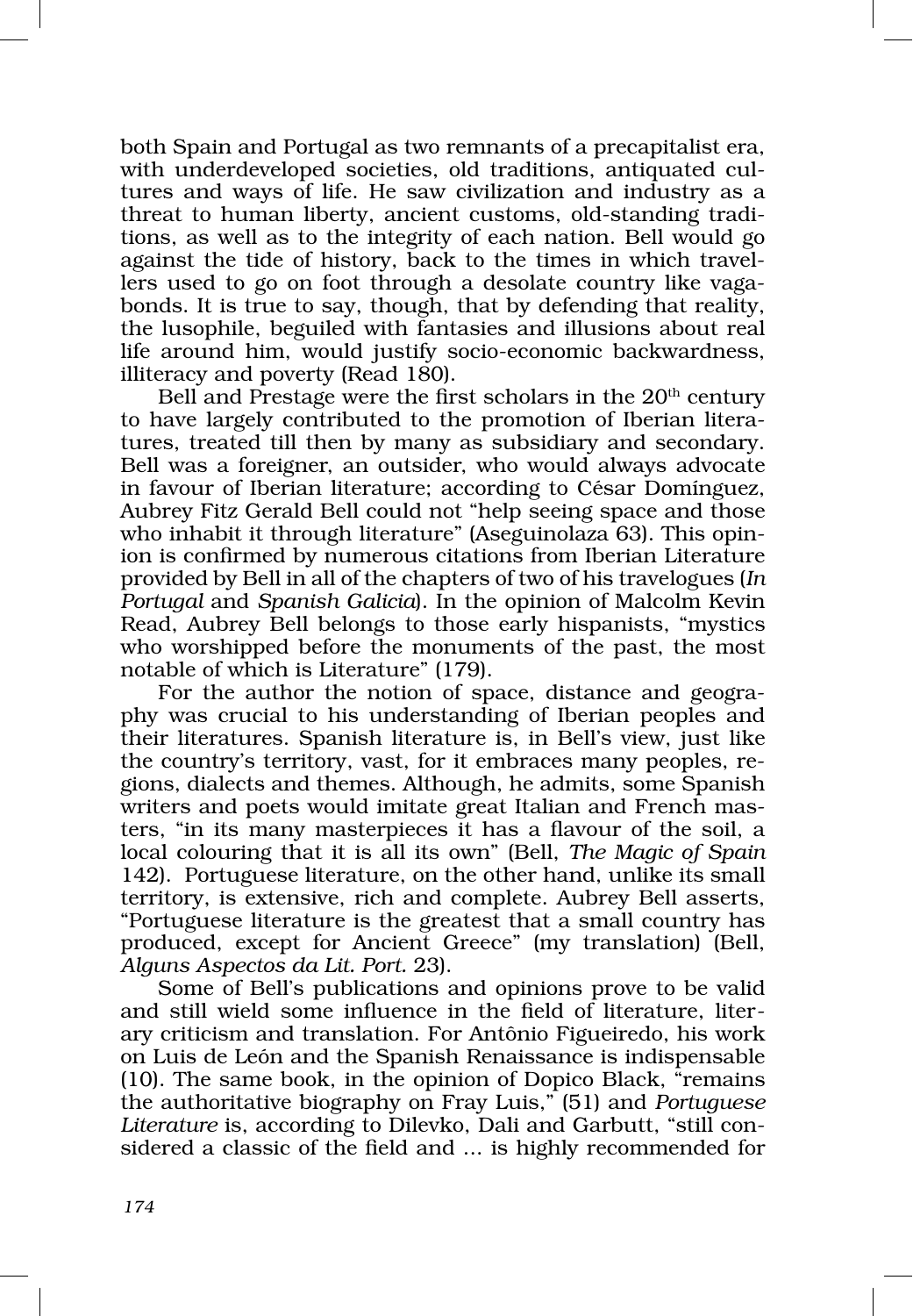both Spain and Portugal as two remnants of a precapitalist era, with underdeveloped societies, old traditions, antiquated cultures and ways of life. He saw civilization and industry as a threat to human liberty, ancient customs, old-standing traditions, as well as to the integrity of each nation. Bell would go against the tide of history, back to the times in which travellers used to go on foot through a desolate country like vagabonds. It is true to say, though, that by defending that reality, the lusophile, beguiled with fantasies and illusions about real life around him, would justify socio-economic backwardness, illiteracy and poverty (Read 180).

Bell and Prestage were the first scholars in the 20th century to have largely contributed to the promotion of Iberian literatures, treated till then by many as subsidiary and secondary. Bell was a foreigner, an outsider, who would always advocate in favour of Iberian literature; according to César Domínguez, Aubrey Fitz Gerald Bell could not "help seeing space and those who inhabit it through literature" (Aseguinolaza 63). This opinion is confirmed by numerous citations from Iberian Literature provided by Bell in all of the chapters of two of his travelogues (*In Portugal* and *Spanish Galicia*). In the opinion of Malcolm Kevin Read, Aubrey Bell belongs to those early hispanists, "mystics who worshipped before the monuments of the past, the most notable of which is Literature" (179).

For the author the notion of space, distance and geography was crucial to his understanding of Iberian peoples and their literatures. Spanish literature is, in Bell's view, just like the country's territory, vast, for it embraces many peoples, regions, dialects and themes. Although, he admits, some Spanish writers and poets would imitate great Italian and French masters, "in its many masterpieces it has a flavour of the soil, a local colouring that it is all its own" (Bell, *The Magic of Spain* 142). Portuguese literature, on the other hand, unlike its small territory, is extensive, rich and complete. Aubrey Bell asserts, "Portuguese literature is the greatest that a small country has produced, except for Ancient Greece" (my translation) (Bell, *Alguns Aspectos da Lit. Port.* 23).

Some of Bell's publications and opinions prove to be valid and still wield some influence in the field of literature, literary criticism and translation. For Antônio Figueiredo, his work on Luis de León and the Spanish Renaissance is indispensable (10). The same book, in the opinion of Dopico Black, "remains the authoritative biography on Fray Luis," (51) and *Portuguese Literature* is, according to Dilevko, Dali and Garbutt, "still considered a classic of the field and ... is highly recommended for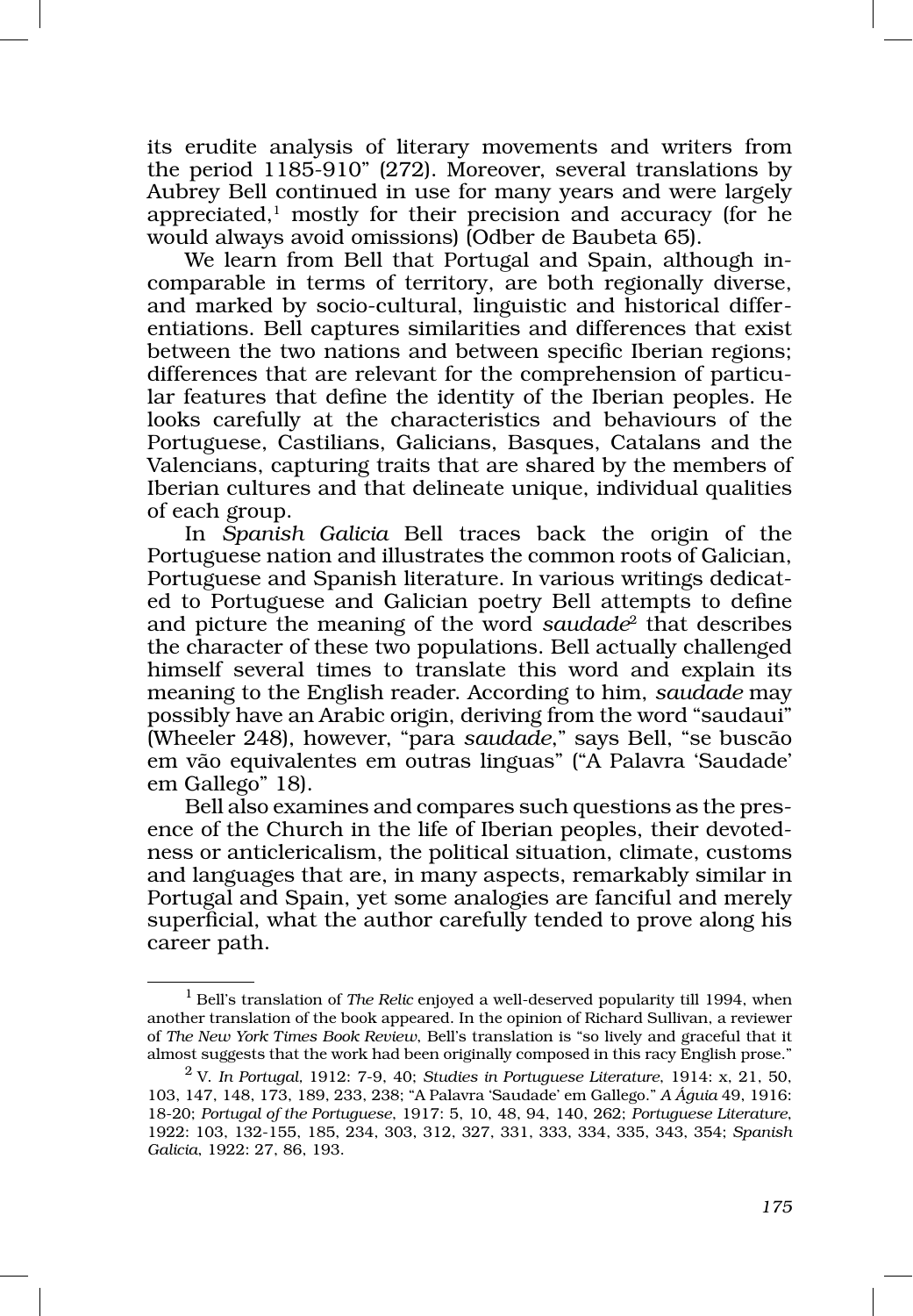its erudite analysis of literary movements and writers from the period 1185-910" (272). Moreover, several translations by Aubrey Bell continued in use for many years and were largely appreciated,[1] mostly for their precision and accuracy (for he would always avoid omissions) (Odber de Baubeta 65).

We learn from Bell that Portugal and Spain, although incomparable in terms of territory, are both regionally diverse, and marked by socio-cultural, linguistic and historical differentiations. Bell captures similarities and differences that exist between the two nations and between specific Iberian regions; differences that are relevant for the comprehension of particular features that define the identity of the Iberian peoples. He looks carefully at the characteristics and behaviours of the Portuguese, Castilians, Galicians, Basques, Catalans and the Valencians, capturing traits that are shared by the members of Iberian cultures and that delineate unique, individual qualities of each group.

In *Spanish Galicia* Bell traces back the origin of the Portuguese nation and illustrates the common roots of Galician, Portuguese and Spanish literature. In various writings dedicated to Portuguese and Galician poetry Bell attempts to define and picture the meaning of the word *saudade*[2] that describes the character of these two populations. Bell actually challenged himself several times to translate this word and explain its meaning to the English reader. According to him, *saudade* may possibly have an Arabic origin, deriving from the word "saudaui" (Wheeler 248), however, "para *saudade*," says Bell, "se buscão em vão equivalentes em outras linguas" ("A Palavra 'Saudade' em Gallego" 18).

Bell also examines and compares such questions as the presence of the Church in the life of Iberian peoples, their devotedness or anticlericalism, the political situation, climate, customs and languages that are, in many aspects, remarkably similar in Portugal and Spain, yet some analogies are fanciful and merely superficial, what the author carefully tended to prove along his career path.

---

[1] Bell's translation of *The Relic* enjoyed a well-deserved popularity till 1994, when another translation of the book appeared. In the opinion of Richard Sullivan, a reviewer of *The New York Times Book Review*, Bell's translation is "so lively and graceful that it almost suggests that the work had been originally composed in this racy English prose."

[2] V. *In Portugal*, 1912: 7-9, 40; *Studies in Portuguese Literature*, 1914: x, 21, 50, 103, 147, 148, 173, 189, 233, 238; "A Palavra 'Saudade' em Gallego." *A Águia* 49, 1916: 18-20; *Portugal of the Portuguese*, 1917: 5, 10, 48, 94, 140, 262; *Portuguese Literature*, 1922: 103, 132-155, 185, 234, 303, 312, 327, 331, 333, 334, 335, 343, 354; *Spanish Galicia*, 1922: 27, 86, 193.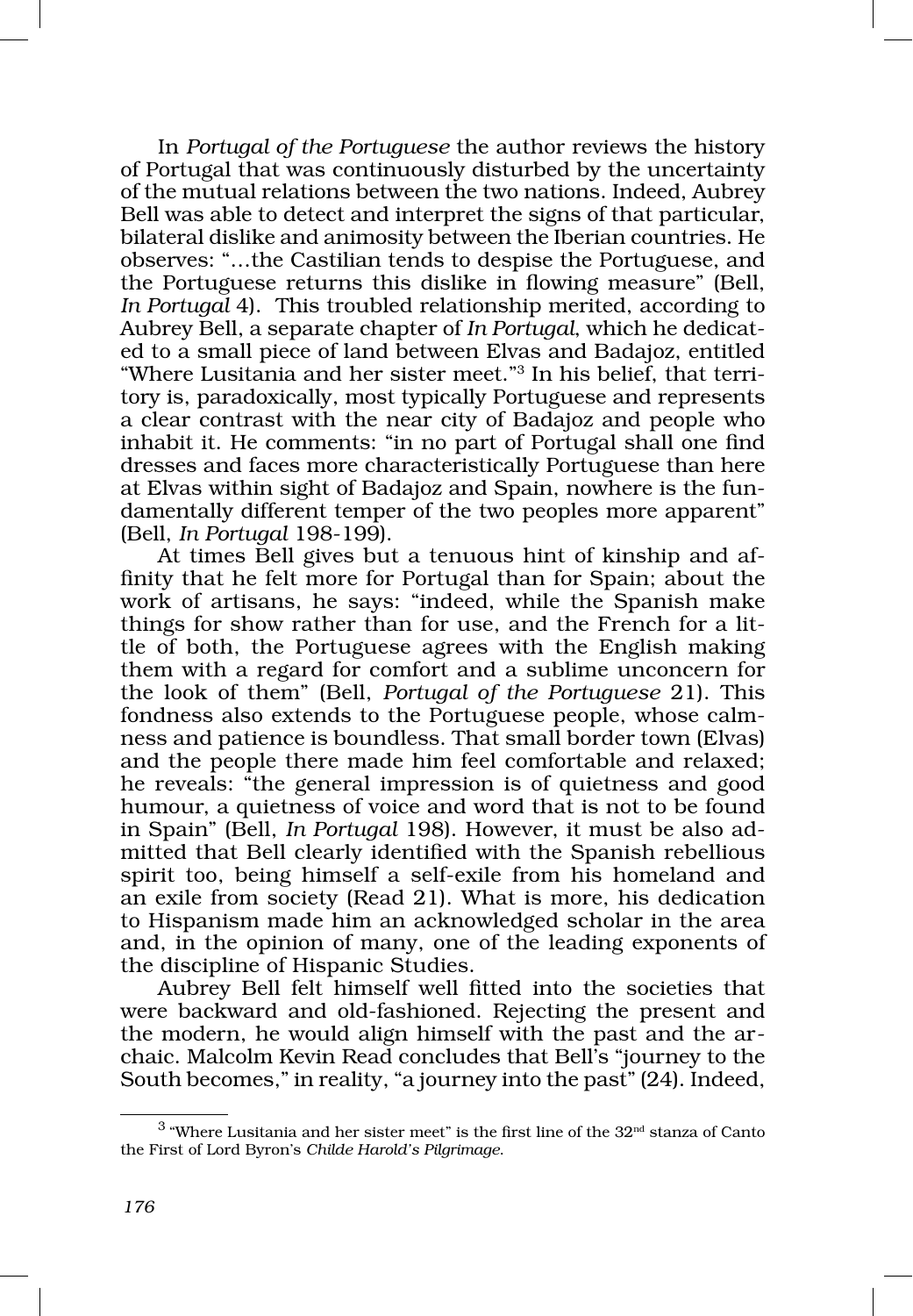In *Portugal of the Portuguese* the author reviews the history of Portugal that was continuously disturbed by the uncertainty of the mutual relations between the two nations. Indeed, Aubrey Bell was able to detect and interpret the signs of that particular, bilateral dislike and animosity between the Iberian countries. He observes: "…the Castilian tends to despise the Portuguese, and the Portuguese returns this dislike in flowing measure" (Bell, *In Portugal* 4). This troubled relationship merited, according to Aubrey Bell, a separate chapter of *In Portugal*, which he dedicated to a small piece of land between Elvas and Badajoz, entitled "Where Lusitania and her sister meet."[3] In his belief, that territory is, paradoxically, most typically Portuguese and represents a clear contrast with the near city of Badajoz and people who inhabit it. He comments: "in no part of Portugal shall one find dresses and faces more characteristically Portuguese than here at Elvas within sight of Badajoz and Spain, nowhere is the fundamentally different temper of the two peoples more apparent" (Bell, *In Portugal* 198-199).

At times Bell gives but a tenuous hint of kinship and affinity that he felt more for Portugal than for Spain; about the work of artisans, he says: "indeed, while the Spanish make things for show rather than for use, and the French for a little of both, the Portuguese agrees with the English making them with a regard for comfort and a sublime unconcern for the look of them" (Bell, *Portugal of the Portuguese* 21). This fondness also extends to the Portuguese people, whose calmness and patience is boundless. That small border town (Elvas) and the people there made him feel comfortable and relaxed; he reveals: "the general impression is of quietness and good humour, a quietness of voice and word that is not to be found in Spain" (Bell, *In Portugal* 198). However, it must be also admitted that Bell clearly identified with the Spanish rebellious spirit too, being himself a self-exile from his homeland and an exile from society (Read 21). What is more, his dedication to Hispanism made him an acknowledged scholar in the area and, in the opinion of many, one of the leading exponents of the discipline of Hispanic Studies.

Aubrey Bell felt himself well fitted into the societies that were backward and old-fashioned. Rejecting the present and the modern, he would align himself with the past and the archaic. Malcolm Kevin Read concludes that Bell's "journey to the South becomes," in reality, "a journey into the past" (24). Indeed,

---

[3] "Where Lusitania and her sister meet" is the first line of the 32nd stanza of Canto the First of Lord Byron's *Childe Harold's Pilgrimage*.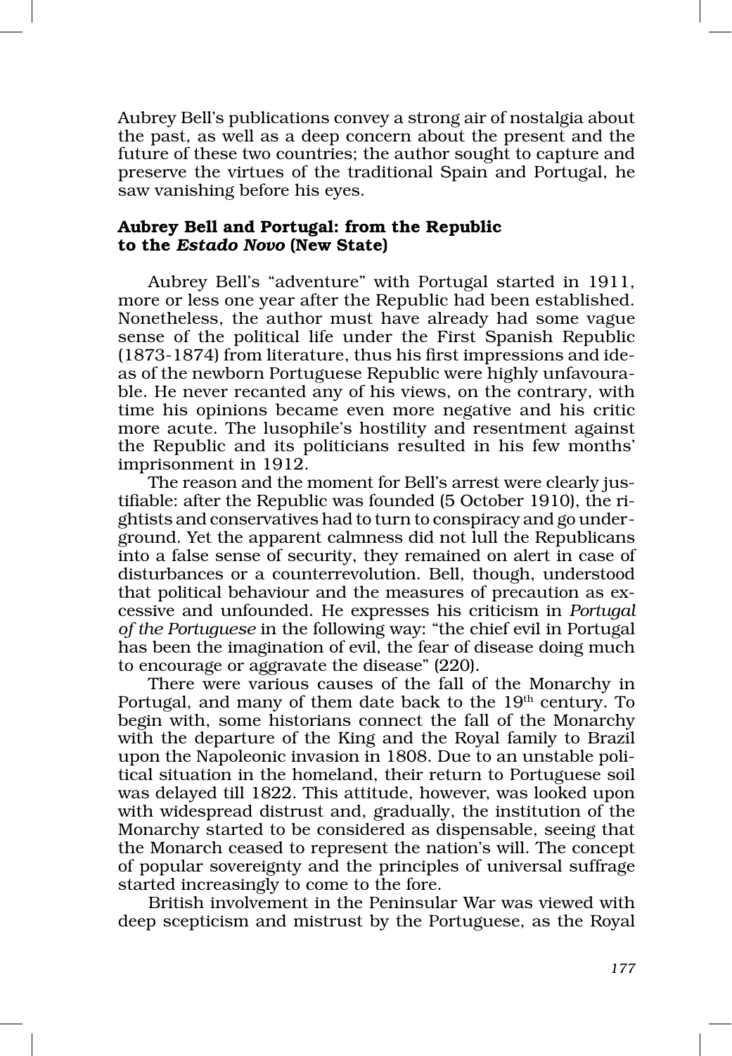Aubrey Bell's publications convey a strong air of nostalgia about the past, as well as a deep concern about the present and the future of these two countries; the author sought to capture and preserve the virtues of the traditional Spain and Portugal, he saw vanishing before his eyes.

## Aubrey Bell and Portugal: from the Republic to the *Estado Novo* (New State)

Aubrey Bell's "adventure" with Portugal started in 1911, more or less one year after the Republic had been established. Nonetheless, the author must have already had some vague sense of the political life under the First Spanish Republic (1873-1874) from literature, thus his first impressions and ideas of the newborn Portuguese Republic were highly unfavourable. He never recanted any of his views, on the contrary, with time his opinions became even more negative and his critic more acute. The lusophile's hostility and resentment against the Republic and its politicians resulted in his few months' imprisonment in 1912.

The reason and the moment for Bell's arrest were clearly justifiable: after the Republic was founded (5 October 1910), the rightists and conservatives had to turn to conspiracy and go underground. Yet the apparent calmness did not lull the Republicans into a false sense of security, they remained on alert in case of disturbances or a counterrevolution. Bell, though, understood that political behaviour and the measures of precaution as excessive and unfounded. He expresses his criticism in *Portugal of the Portuguese* in the following way: "the chief evil in Portugal has been the imagination of evil, the fear of disease doing much to encourage or aggravate the disease" (220).

There were various causes of the fall of the Monarchy in Portugal, and many of them date back to the 19th century. To begin with, some historians connect the fall of the Monarchy with the departure of the King and the Royal family to Brazil upon the Napoleonic invasion in 1808. Due to an unstable political situation in the homeland, their return to Portuguese soil was delayed till 1822. This attitude, however, was looked upon with widespread distrust and, gradually, the institution of the Monarchy started to be considered as dispensable, seeing that the Monarch ceased to represent the nation's will. The concept of popular sovereignty and the principles of universal suffrage started increasingly to come to the fore.

British involvement in the Peninsular War was viewed with deep scepticism and mistrust by the Portuguese, as the Royal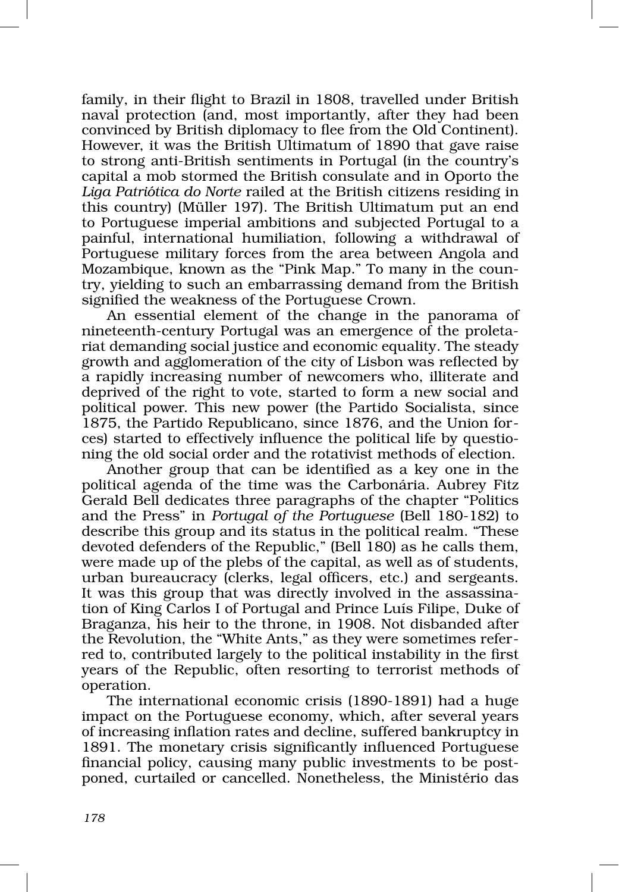family, in their flight to Brazil in 1808, travelled under British naval protection (and, most importantly, after they had been convinced by British diplomacy to flee from the Old Continent). However, it was the British Ultimatum of 1890 that gave raise to strong anti-British sentiments in Portugal (in the country's capital a mob stormed the British consulate and in Oporto the *Liga Patriótica do Norte* railed at the British citizens residing in this country) (Müller 197). The British Ultimatum put an end to Portuguese imperial ambitions and subjected Portugal to a painful, international humiliation, following a withdrawal of Portuguese military forces from the area between Angola and Mozambique, known as the "Pink Map." To many in the country, yielding to such an embarrassing demand from the British signified the weakness of the Portuguese Crown.

An essential element of the change in the panorama of nineteenth-century Portugal was an emergence of the proletariat demanding social justice and economic equality. The steady growth and agglomeration of the city of Lisbon was reflected by a rapidly increasing number of newcomers who, illiterate and deprived of the right to vote, started to form a new social and political power. This new power (the Partido Socialista, since 1875, the Partido Republicano, since 1876, and the Union forces) started to effectively influence the political life by questioning the old social order and the rotativist methods of election.

Another group that can be identified as a key one in the political agenda of the time was the Carbonária. Aubrey Fitz Gerald Bell dedicates three paragraphs of the chapter "Politics and the Press" in *Portugal of the Portuguese* (Bell 180-182) to describe this group and its status in the political realm. "These devoted defenders of the Republic," (Bell 180) as he calls them, were made up of the plebs of the capital, as well as of students, urban bureaucracy (clerks, legal officers, etc.) and sergeants. It was this group that was directly involved in the assassination of King Carlos I of Portugal and Prince Luís Filipe, Duke of Braganza, his heir to the throne, in 1908. Not disbanded after the Revolution, the "White Ants," as they were sometimes referred to, contributed largely to the political instability in the first years of the Republic, often resorting to terrorist methods of operation.

The international economic crisis (1890-1891) had a huge impact on the Portuguese economy, which, after several years of increasing inflation rates and decline, suffered bankruptcy in 1891. The monetary crisis significantly influenced Portuguese financial policy, causing many public investments to be postponed, curtailed or cancelled. Nonetheless, the Ministério das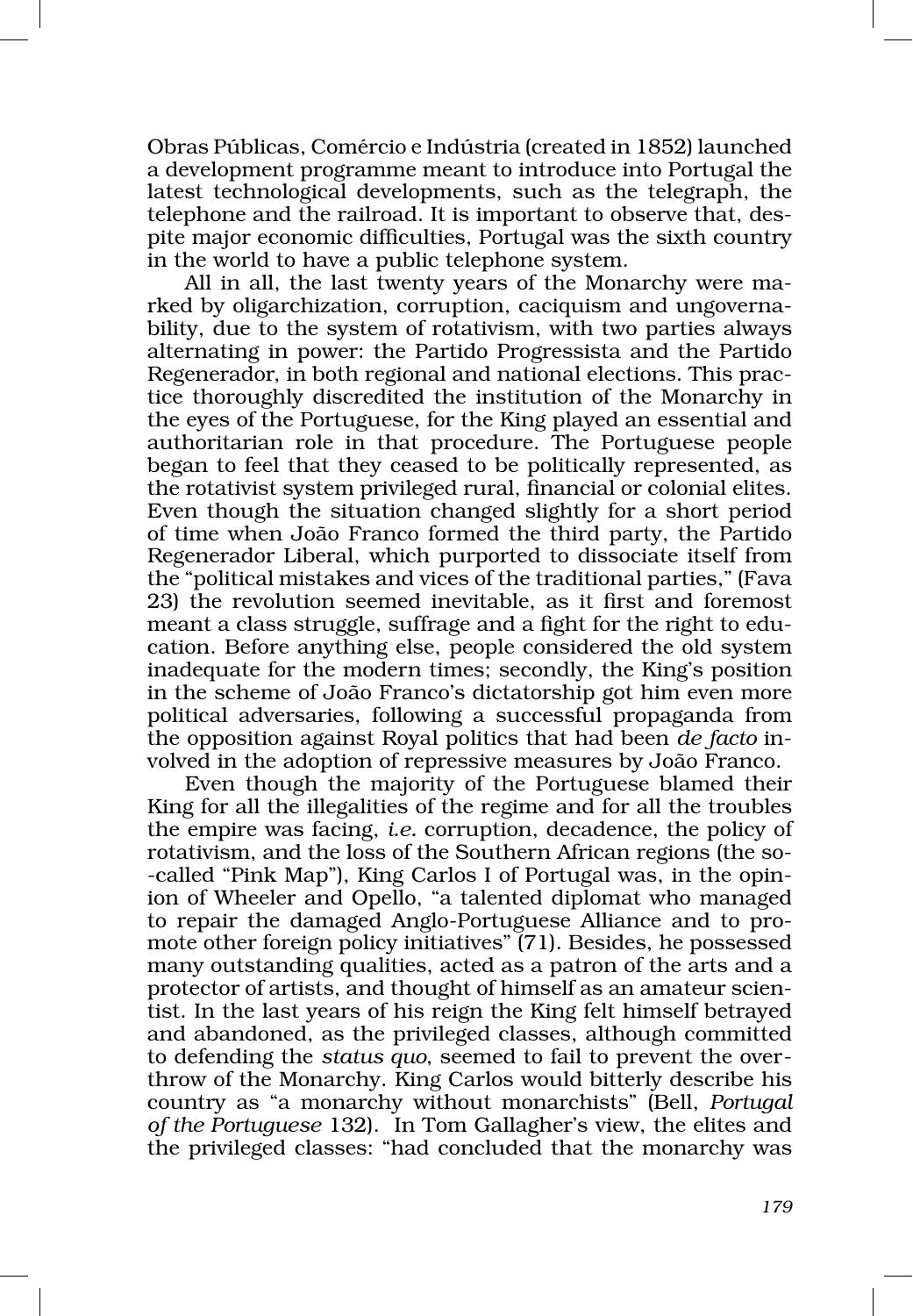Obras Públicas, Comércio e Indústria (created in 1852) launched a development programme meant to introduce into Portugal the latest technological developments, such as the telegraph, the telephone and the railroad. It is important to observe that, despite major economic difficulties, Portugal was the sixth country in the world to have a public telephone system.

All in all, the last twenty years of the Monarchy were marked by oligarchization, corruption, caciquism and ungovernability, due to the system of rotativism, with two parties always alternating in power: the Partido Progressista and the Partido Regenerador, in both regional and national elections. This practice thoroughly discredited the institution of the Monarchy in the eyes of the Portuguese, for the King played an essential and authoritarian role in that procedure. The Portuguese people began to feel that they ceased to be politically represented, as the rotativist system privileged rural, financial or colonial elites. Even though the situation changed slightly for a short period of time when João Franco formed the third party, the Partido Regenerador Liberal, which purported to dissociate itself from the "political mistakes and vices of the traditional parties," (Fava 23) the revolution seemed inevitable, as it first and foremost meant a class struggle, suffrage and a fight for the right to education. Before anything else, people considered the old system inadequate for the modern times; secondly, the King's position in the scheme of João Franco's dictatorship got him even more political adversaries, following a successful propaganda from the opposition against Royal politics that had been *de facto* involved in the adoption of repressive measures by João Franco.

Even though the majority of the Portuguese blamed their King for all the illegalities of the regime and for all the troubles the empire was facing, *i.e.* corruption, decadence, the policy of rotativism, and the loss of the Southern African regions (the so-called "Pink Map"), King Carlos I of Portugal was, in the opinion of Wheeler and Opello, "a talented diplomat who managed to repair the damaged Anglo-Portuguese Alliance and to promote other foreign policy initiatives" (71). Besides, he possessed many outstanding qualities, acted as a patron of the arts and a protector of artists, and thought of himself as an amateur scientist. In the last years of his reign the King felt himself betrayed and abandoned, as the privileged classes, although committed to defending the *status quo*, seemed to fail to prevent the overthrow of the Monarchy. King Carlos would bitterly describe his country as "a monarchy without monarchists" (Bell, *Portugal of the Portuguese* 132). In Tom Gallagher's view, the elites and the privileged classes: "had concluded that the monarchy was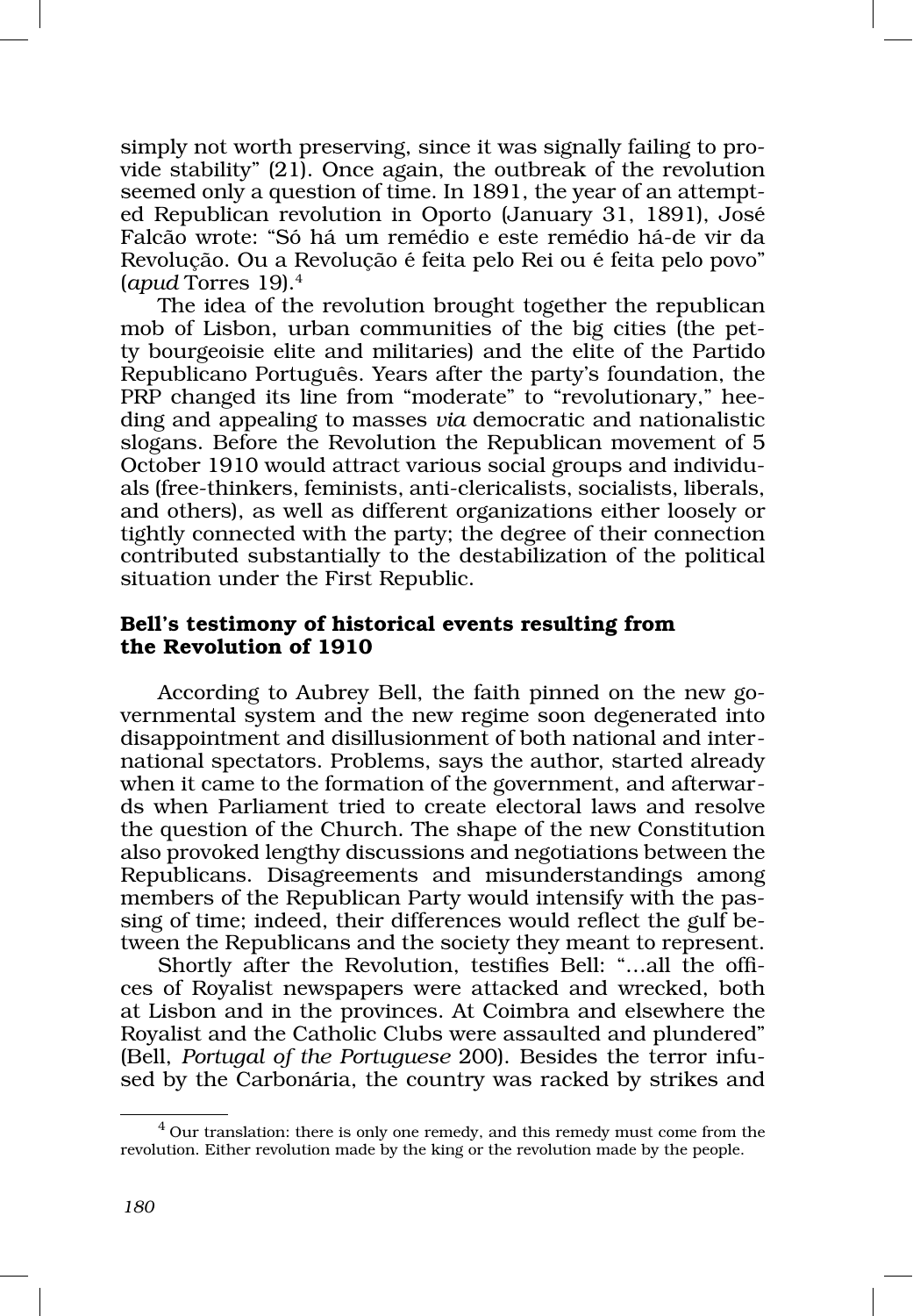simply not worth preserving, since it was signally failing to provide stability" (21). Once again, the outbreak of the revolution seemed only a question of time. In 1891, the year of an attempted Republican revolution in Oporto (January 31, 1891), José Falcão wrote: "Só há um remédio e este remédio há-de vir da Revolução. Ou a Revolução é feita pelo Rei ou é feita pelo povo" (*apud* Torres 19).[4]

The idea of the revolution brought together the republican mob of Lisbon, urban communities of the big cities (the petty bourgeoisie elite and militaries) and the elite of the Partido Republicano Português. Years after the party's foundation, the PRP changed its line from "moderate" to "revolutionary," heeding and appealing to masses *via* democratic and nationalistic slogans. Before the Revolution the Republican movement of 5 October 1910 would attract various social groups and individuals (free-thinkers, feminists, anti-clericalists, socialists, liberals, and others), as well as different organizations either loosely or tightly connected with the party; the degree of their connection contributed substantially to the destabilization of the political situation under the First Republic.

### Bell's testimony of historical events resulting from the Revolution of 1910

According to Aubrey Bell, the faith pinned on the new governmental system and the new regime soon degenerated into disappointment and disillusionment of both national and international spectators. Problems, says the author, started already when it came to the formation of the government, and afterwards when Parliament tried to create electoral laws and resolve the question of the Church. The shape of the new Constitution also provoked lengthy discussions and negotiations between the Republicans. Disagreements and misunderstandings among members of the Republican Party would intensify with the passing of time; indeed, their differences would reflect the gulf between the Republicans and the society they meant to represent.

Shortly after the Revolution, testifies Bell: "...all the offices of Royalist newspapers were attacked and wrecked, both at Lisbon and in the provinces. At Coimbra and elsewhere the Royalist and the Catholic Clubs were assaulted and plundered" (Bell, *Portugal of the Portuguese* 200). Besides the terror infused by the Carbonária, the country was racked by strikes and

[4] Our translation: there is only one remedy, and this remedy must come from the revolution. Either revolution made by the king or the revolution made by the people.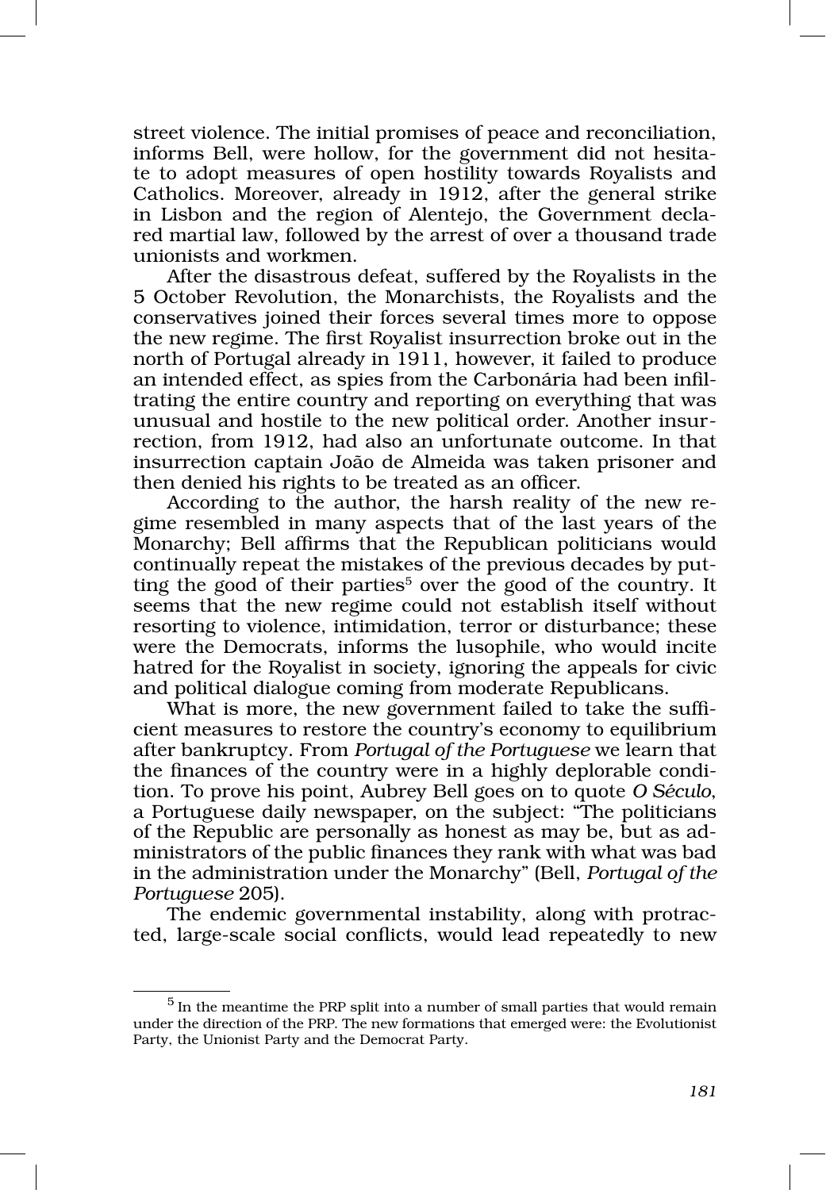street violence. The initial promises of peace and reconciliation, informs Bell, were hollow, for the government did not hesitate to adopt measures of open hostility towards Royalists and Catholics. Moreover, already in 1912, after the general strike in Lisbon and the region of Alentejo, the Government declared martial law, followed by the arrest of over a thousand trade unionists and workmen.

After the disastrous defeat, suffered by the Royalists in the 5 October Revolution, the Monarchists, the Royalists and the conservatives joined their forces several times more to oppose the new regime. The first Royalist insurrection broke out in the north of Portugal already in 1911, however, it failed to produce an intended effect, as spies from the Carbonária had been infiltrating the entire country and reporting on everything that was unusual and hostile to the new political order. Another insurrection, from 1912, had also an unfortunate outcome. In that insurrection captain João de Almeida was taken prisoner and then denied his rights to be treated as an officer.

According to the author, the harsh reality of the new regime resembled in many aspects that of the last years of the Monarchy; Bell affirms that the Republican politicians would continually repeat the mistakes of the previous decades by putting the good of their parties[5] over the good of the country. It seems that the new regime could not establish itself without resorting to violence, intimidation, terror or disturbance; these were the Democrats, informs the lusophile, who would incite hatred for the Royalist in society, ignoring the appeals for civic and political dialogue coming from moderate Republicans.

What is more, the new government failed to take the sufficient measures to restore the country's economy to equilibrium after bankruptcy. From *Portugal of the Portuguese* we learn that the finances of the country were in a highly deplorable condition. To prove his point, Aubrey Bell goes on to quote *O Século*, a Portuguese daily newspaper, on the subject: "The politicians of the Republic are personally as honest as may be, but as administrators of the public finances they rank with what was bad in the administration under the Monarchy" (Bell, *Portugal of the Portuguese* 205).

The endemic governmental instability, along with protracted, large-scale social conflicts, would lead repeatedly to new

---

[5] In the meantime the PRP split into a number of small parties that would remain under the direction of the PRP. The new formations that emerged were: the Evolutionist Party, the Unionist Party and the Democrat Party.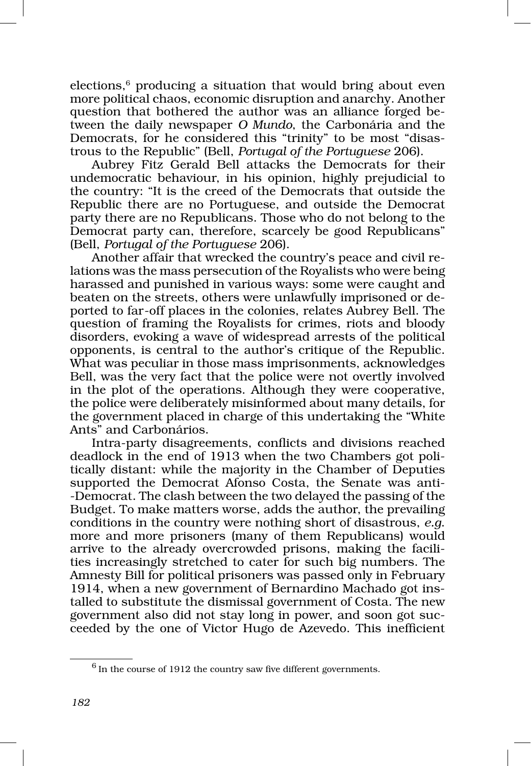elections,[6] producing a situation that would bring about even more political chaos, economic disruption and anarchy. Another question that bothered the author was an alliance forged between the daily newspaper *O Mundo*, the Carbonária and the Democrats, for he considered this "trinity" to be most "disastrous to the Republic" (Bell, *Portugal of the Portuguese* 206).

Aubrey Fitz Gerald Bell attacks the Democrats for their undemocratic behaviour, in his opinion, highly prejudicial to the country: "It is the creed of the Democrats that outside the Republic there are no Portuguese, and outside the Democrat party there are no Republicans. Those who do not belong to the Democrat party can, therefore, scarcely be good Republicans" (Bell, *Portugal of the Portuguese* 206).

Another affair that wrecked the country's peace and civil relations was the mass persecution of the Royalists who were being harassed and punished in various ways: some were caught and beaten on the streets, others were unlawfully imprisoned or deported to far-off places in the colonies, relates Aubrey Bell. The question of framing the Royalists for crimes, riots and bloody disorders, evoking a wave of widespread arrests of the political opponents, is central to the author's critique of the Republic. What was peculiar in those mass imprisonments, acknowledges Bell, was the very fact that the police were not overtly involved in the plot of the operations. Although they were cooperative, the police were deliberately misinformed about many details, for the government placed in charge of this undertaking the "White Ants" and Carbonários.

Intra-party disagreements, conflicts and divisions reached deadlock in the end of 1913 when the two Chambers got politically distant: while the majority in the Chamber of Deputies supported the Democrat Afonso Costa, the Senate was anti-Democrat. The clash between the two delayed the passing of the Budget. To make matters worse, adds the author, the prevailing conditions in the country were nothing short of disastrous, *e.g.* more and more prisoners (many of them Republicans) would arrive to the already overcrowded prisons, making the facilities increasingly stretched to cater for such big numbers. The Amnesty Bill for political prisoners was passed only in February 1914, when a new government of Bernardino Machado got installed to substitute the dismissal government of Costa. The new government also did not stay long in power, and soon got succeeded by the one of Victor Hugo de Azevedo. This inefficient

[6] In the course of 1912 the country saw five different governments.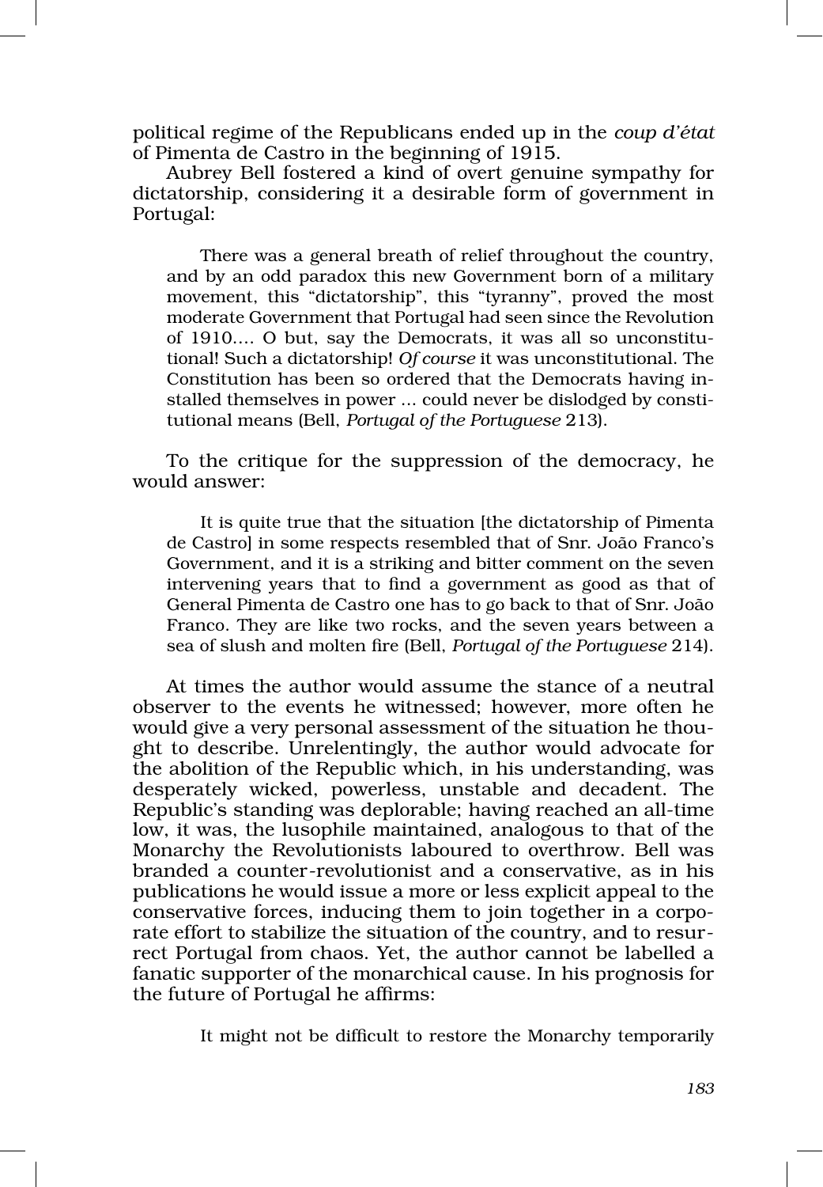political regime of the Republicans ended up in the *coup d'état* of Pimenta de Castro in the beginning of 1915.

Aubrey Bell fostered a kind of overt genuine sympathy for dictatorship, considering it a desirable form of government in Portugal:

> There was a general breath of relief throughout the country, and by an odd paradox this new Government born of a military movement, this "dictatorship", this "tyranny", proved the most moderate Government that Portugal had seen since the Revolution of 1910.... O but, say the Democrats, it was all so unconstitutional! Such a dictatorship! *Of course* it was unconstitutional. The Constitution has been so ordered that the Democrats having installed themselves in power ... could never be dislodged by constitutional means (Bell, *Portugal of the Portuguese* 213).

To the critique for the suppression of the democracy, he would answer:

> It is quite true that the situation [the dictatorship of Pimenta de Castro] in some respects resembled that of Snr. João Franco's Government, and it is a striking and bitter comment on the seven intervening years that to find a government as good as that of General Pimenta de Castro one has to go back to that of Snr. João Franco. They are like two rocks, and the seven years between a sea of slush and molten fire (Bell, *Portugal of the Portuguese* 214).

At times the author would assume the stance of a neutral observer to the events he witnessed; however, more often he would give a very personal assessment of the situation he thought to describe. Unrelentingly, the author would advocate for the abolition of the Republic which, in his understanding, was desperately wicked, powerless, unstable and decadent. The Republic's standing was deplorable; having reached an all-time low, it was, the lusophile maintained, analogous to that of the Monarchy the Revolutionists laboured to overthrow. Bell was branded a counter-revolutionist and a conservative, as in his publications he would issue a more or less explicit appeal to the conservative forces, inducing them to join together in a corporate effort to stabilize the situation of the country, and to resurrect Portugal from chaos. Yet, the author cannot be labelled a fanatic supporter of the monarchical cause. In his prognosis for the future of Portugal he affirms:

> It might not be difficult to restore the Monarchy temporarily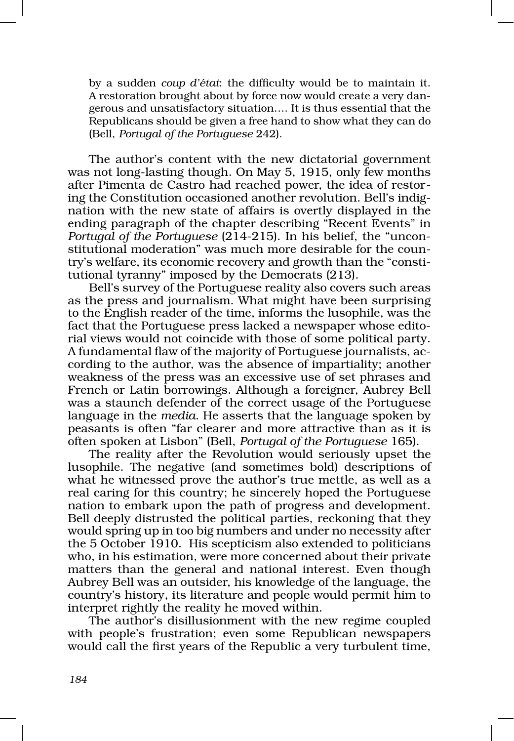> by a sudden *coup d'état*: the difficulty would be to maintain it. A restoration brought about by force now would create a very dangerous and unsatisfactory situation.... It is thus essential that the Republicans should be given a free hand to show what they can do (Bell, *Portugal of the Portuguese* 242).

The author's content with the new dictatorial government was not long-lasting though. On May 5, 1915, only few months after Pimenta de Castro had reached power, the idea of restoring the Constitution occasioned another revolution. Bell's indignation with the new state of affairs is overtly displayed in the ending paragraph of the chapter describing "Recent Events" in *Portugal of the Portuguese* (214-215). In his belief, the "unconstitutional moderation" was much more desirable for the country's welfare, its economic recovery and growth than the "constitutional tyranny" imposed by the Democrats (213).

Bell's survey of the Portuguese reality also covers such areas as the press and journalism. What might have been surprising to the English reader of the time, informs the lusophile, was the fact that the Portuguese press lacked a newspaper whose editorial views would not coincide with those of some political party. A fundamental flaw of the majority of Portuguese journalists, according to the author, was the absence of impartiality; another weakness of the press was an excessive use of set phrases and French or Latin borrowings. Although a foreigner, Aubrey Bell was a staunch defender of the correct usage of the Portuguese language in the *media*. He asserts that the language spoken by peasants is often "far clearer and more attractive than as it is often spoken at Lisbon" (Bell, *Portugal of the Portuguese* 165).

The reality after the Revolution would seriously upset the lusophile. The negative (and sometimes bold) descriptions of what he witnessed prove the author's true mettle, as well as a real caring for this country; he sincerely hoped the Portuguese nation to embark upon the path of progress and development. Bell deeply distrusted the political parties, reckoning that they would spring up in too big numbers and under no necessity after the 5 October 1910. His scepticism also extended to politicians who, in his estimation, were more concerned about their private matters than the general and national interest. Even though Aubrey Bell was an outsider, his knowledge of the language, the country's history, its literature and people would permit him to interpret rightly the reality he moved within.

The author's disillusionment with the new regime coupled with people's frustration; even some Republican newspapers would call the first years of the Republic a very turbulent time,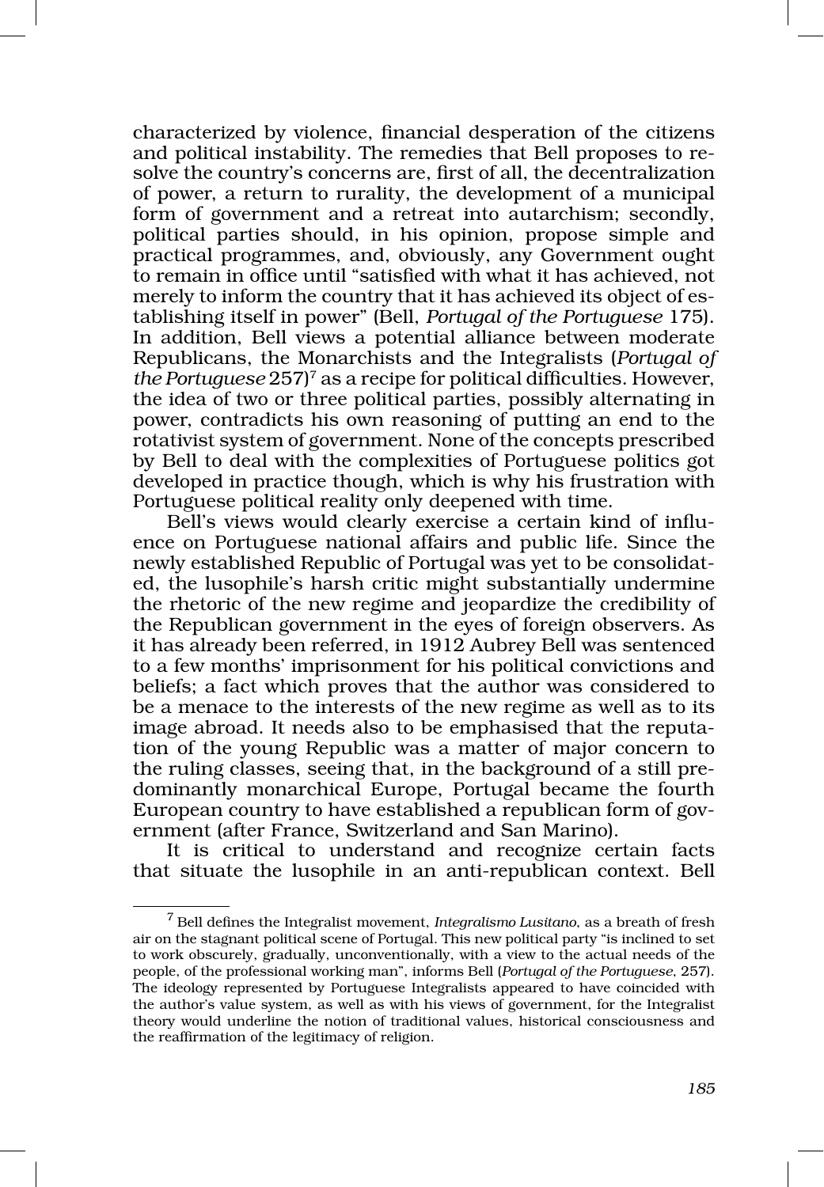characterized by violence, financial desperation of the citizens and political instability. The remedies that Bell proposes to resolve the country's concerns are, first of all, the decentralization of power, a return to rurality, the development of a municipal form of government and a retreat into autarchism; secondly, political parties should, in his opinion, propose simple and practical programmes, and, obviously, any Government ought to remain in office until "satisfied with what it has achieved, not merely to inform the country that it has achieved its object of establishing itself in power" (Bell, *Portugal of the Portuguese* 175). In addition, Bell views a potential alliance between moderate Republicans, the Monarchists and the Integralists (*Portugal of the Portuguese* 257)[7] as a recipe for political difficulties. However, the idea of two or three political parties, possibly alternating in power, contradicts his own reasoning of putting an end to the rotativist system of government. None of the concepts prescribed by Bell to deal with the complexities of Portuguese politics got developed in practice though, which is why his frustration with Portuguese political reality only deepened with time.

Bell's views would clearly exercise a certain kind of influence on Portuguese national affairs and public life. Since the newly established Republic of Portugal was yet to be consolidated, the lusophile's harsh critic might substantially undermine the rhetoric of the new regime and jeopardize the credibility of the Republican government in the eyes of foreign observers. As it has already been referred, in 1912 Aubrey Bell was sentenced to a few months' imprisonment for his political convictions and beliefs; a fact which proves that the author was considered to be a menace to the interests of the new regime as well as to its image abroad. It needs also to be emphasised that the reputation of the young Republic was a matter of major concern to the ruling classes, seeing that, in the background of a still predominantly monarchical Europe, Portugal became the fourth European country to have established a republican form of government (after France, Switzerland and San Marino).

It is critical to understand and recognize certain facts that situate the lusophile in an anti-republican context. Bell

---

[7] Bell defines the Integralist movement, *Integralismo Lusitano*, as a breath of fresh air on the stagnant political scene of Portugal. This new political party "is inclined to set to work obscurely, gradually, unconventionally, with a view to the actual needs of the people, of the professional working man", informs Bell (*Portugal of the Portuguese*, 257). The ideology represented by Portuguese Integralists appeared to have coincided with the author's value system, as well as with his views of government, for the Integralist theory would underline the notion of traditional values, historical consciousness and the reaffirmation of the legitimacy of religion.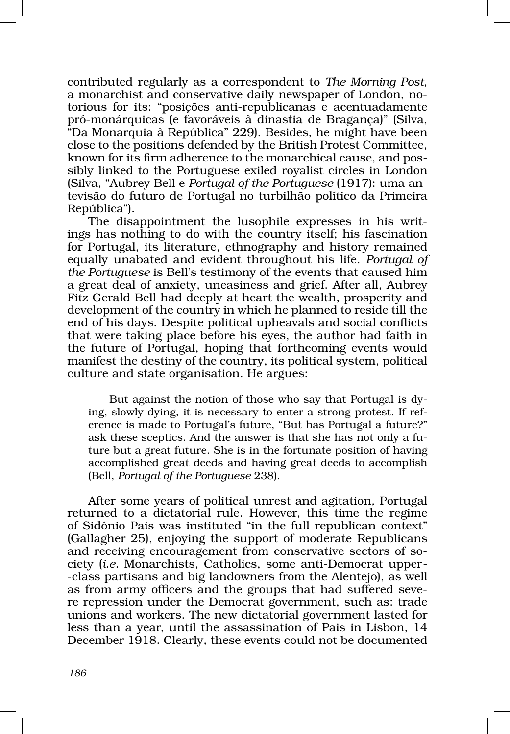contributed regularly as a correspondent to *The Morning Post*, a monarchist and conservative daily newspaper of London, notorious for its: "posições anti-republicanas e acentuadamente pró-monárquicas (e favoráveis à dinastia de Bragança)" (Silva, "Da Monarquia à República" 229). Besides, he might have been close to the positions defended by the British Protest Committee, known for its firm adherence to the monarchical cause, and possibly linked to the Portuguese exiled royalist circles in London (Silva, "Aubrey Bell e *Portugal of the Portuguese* (1917): uma antevisão do futuro de Portugal no turbilhão político da Primeira República").

The disappointment the lusophile expresses in his writings has nothing to do with the country itself; his fascination for Portugal, its literature, ethnography and history remained equally unabated and evident throughout his life. *Portugal of the Portuguese* is Bell's testimony of the events that caused him a great deal of anxiety, uneasiness and grief. After all, Aubrey Fitz Gerald Bell had deeply at heart the wealth, prosperity and development of the country in which he planned to reside till the end of his days. Despite political upheavals and social conflicts that were taking place before his eyes, the author had faith in the future of Portugal, hoping that forthcoming events would manifest the destiny of the country, its political system, political culture and state organisation. He argues:

> But against the notion of those who say that Portugal is dying, slowly dying, it is necessary to enter a strong protest. If reference is made to Portugal's future, "But has Portugal a future?" ask these sceptics. And the answer is that she has not only a future but a great future. She is in the fortunate position of having accomplished great deeds and having great deeds to accomplish (Bell, *Portugal of the Portuguese* 238).

After some years of political unrest and agitation, Portugal returned to a dictatorial rule. However, this time the regime of Sidónio Pais was instituted "in the full republican context" (Gallagher 25), enjoying the support of moderate Republicans and receiving encouragement from conservative sectors of society (*i.e.* Monarchists, Catholics, some anti-Democrat upper-class partisans and big landowners from the Alentejo), as well as from army officers and the groups that had suffered severe repression under the Democrat government, such as: trade unions and workers. The new dictatorial government lasted for less than a year, until the assassination of Pais in Lisbon, 14 December 1918. Clearly, these events could not be documented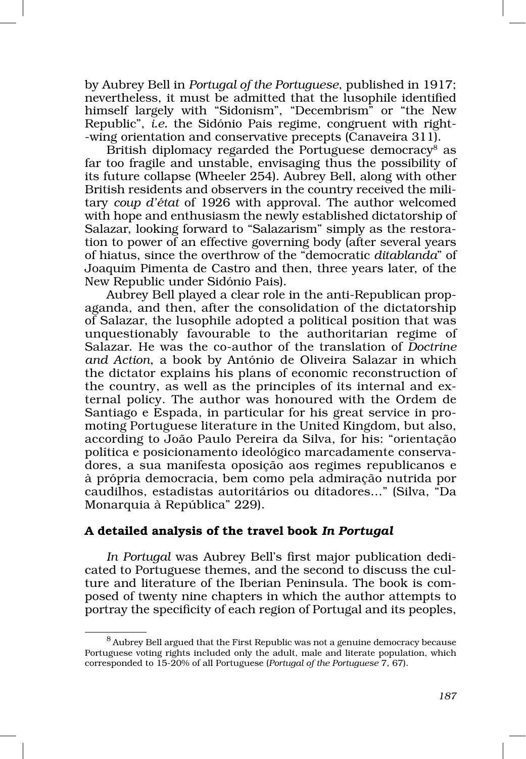by Aubrey Bell in *Portugal of the Portuguese*, published in 1917; nevertheless, it must be admitted that the lusophile identified himself largely with "Sidonism", "Decembrism" or "the New Republic", *i.e.* the Sidónio Pais regime, congruent with right-wing orientation and conservative precepts (Canaveira 311).

British diplomacy regarded the Portuguese democracy[8] as far too fragile and unstable, envisaging thus the possibility of its future collapse (Wheeler 254). Aubrey Bell, along with other British residents and observers in the country received the military *coup d'état* of 1926 with approval. The author welcomed with hope and enthusiasm the newly established dictatorship of Salazar, looking forward to "Salazarism" simply as the restoration to power of an effective governing body (after several years of hiatus, since the overthrow of the "democratic *ditablanda*" of Joaquim Pimenta de Castro and then, three years later, of the New Republic under Sidónio Pais).

Aubrey Bell played a clear role in the anti-Republican propaganda, and then, after the consolidation of the dictatorship of Salazar, the lusophile adopted a political position that was unquestionably favourable to the authoritarian regime of Salazar. He was the co-author of the translation of *Doctrine and Action*, a book by António de Oliveira Salazar in which the dictator explains his plans of economic reconstruction of the country, as well as the principles of its internal and external policy. The author was honoured with the Ordem de Santiago e Espada, in particular for his great service in promoting Portuguese literature in the United Kingdom, but also, according to João Paulo Pereira da Silva, for his: "orientação política e posicionamento ideológico marcadamente conservadores, a sua manifesta oposição aos regimes republicanos e à própria democracia, bem como pela admiração nutrida por caudilhos, estadistas autoritários ou ditadores…" (Silva, "Da Monarquia à República" 229).

## A detailed analysis of the travel book *In Portugal*

*In Portugal* was Aubrey Bell's first major publication dedicated to Portuguese themes, and the second to discuss the culture and literature of the Iberian Peninsula. The book is composed of twenty nine chapters in which the author attempts to portray the specificity of each region of Portugal and its peoples,

---

[8] Aubrey Bell argued that the First Republic was not a genuine democracy because Portuguese voting rights included only the adult, male and literate population, which corresponded to 15-20% of all Portuguese (*Portugal of the Portuguese* 7, 67).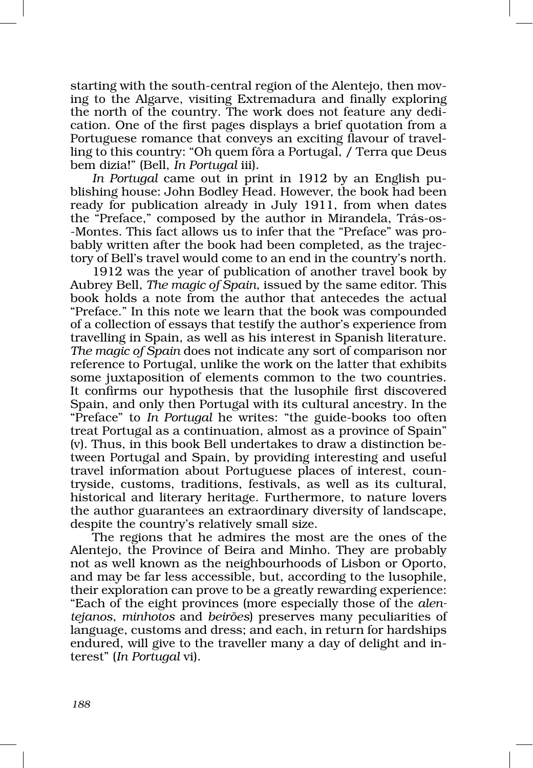starting with the south-central region of the Alentejo, then moving to the Algarve, visiting Extremadura and finally exploring the north of the country. The work does not feature any dedication. One of the first pages displays a brief quotation from a Portuguese romance that conveys an exciting flavour of travelling to this country: "Oh quem fôra a Portugal, / Terra que Deus bem dizia!" (Bell, *In Portugal* iii).

*In Portugal* came out in print in 1912 by an English publishing house: John Bodley Head. However, the book had been ready for publication already in July 1911, from when dates the "Preface," composed by the author in Mirandela, Trás-os-Montes. This fact allows us to infer that the "Preface" was probably written after the book had been completed, as the trajectory of Bell's travel would come to an end in the country's north.

1912 was the year of publication of another travel book by Aubrey Bell, *The magic of Spain*, issued by the same editor. This book holds a note from the author that antecedes the actual "Preface." In this note we learn that the book was compounded of a collection of essays that testify the author's experience from travelling in Spain, as well as his interest in Spanish literature. *The magic of Spain* does not indicate any sort of comparison nor reference to Portugal, unlike the work on the latter that exhibits some juxtaposition of elements common to the two countries. It confirms our hypothesis that the lusophile first discovered Spain, and only then Portugal with its cultural ancestry. In the "Preface" to *In Portugal* he writes: "the guide-books too often treat Portugal as a continuation, almost as a province of Spain" (v). Thus, in this book Bell undertakes to draw a distinction between Portugal and Spain, by providing interesting and useful travel information about Portuguese places of interest, countryside, customs, traditions, festivals, as well as its cultural, historical and literary heritage. Furthermore, to nature lovers the author guarantees an extraordinary diversity of landscape, despite the country's relatively small size.

The regions that he admires the most are the ones of the Alentejo, the Province of Beira and Minho. They are probably not as well known as the neighbourhoods of Lisbon or Oporto, and may be far less accessible, but, according to the lusophile, their exploration can prove to be a greatly rewarding experience: "Each of the eight provinces (more especially those of the *alentejanos*, *minhotos* and *beirões*) preserves many peculiarities of language, customs and dress; and each, in return for hardships endured, will give to the traveller many a day of delight and interest" (*In Portugal* vi).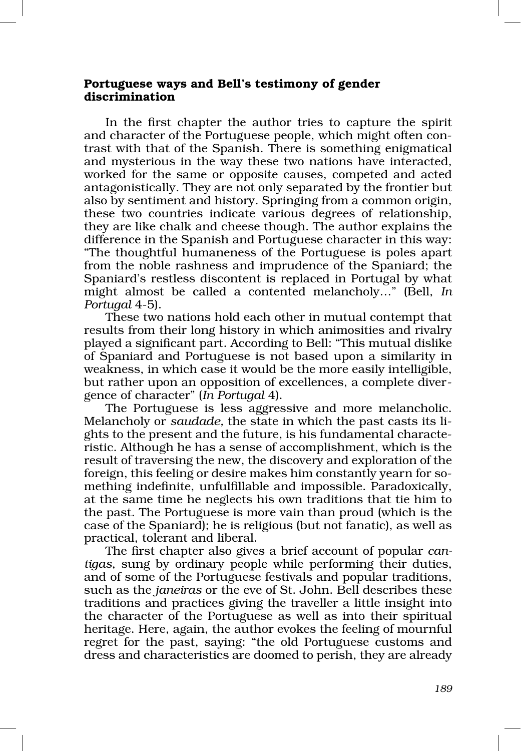### Portuguese ways and Bell's testimony of gender discrimination

In the first chapter the author tries to capture the spirit and character of the Portuguese people, which might often contrast with that of the Spanish. There is something enigmatical and mysterious in the way these two nations have interacted, worked for the same or opposite causes, competed and acted antagonistically. They are not only separated by the frontier but also by sentiment and history. Springing from a common origin, these two countries indicate various degrees of relationship, they are like chalk and cheese though. The author explains the difference in the Spanish and Portuguese character in this way: "The thoughtful humaneness of the Portuguese is poles apart from the noble rashness and imprudence of the Spaniard; the Spaniard's restless discontent is replaced in Portugal by what might almost be called a contented melancholy…" (Bell, *In Portugal* 4-5).

These two nations hold each other in mutual contempt that results from their long history in which animosities and rivalry played a significant part. According to Bell: "This mutual dislike of Spaniard and Portuguese is not based upon a similarity in weakness, in which case it would be the more easily intelligible, but rather upon an opposition of excellences, a complete divergence of character" (*In Portugal* 4).

The Portuguese is less aggressive and more melancholic. Melancholy or *saudade*, the state in which the past casts its lights to the present and the future, is his fundamental characteristic. Although he has a sense of accomplishment, which is the result of traversing the new, the discovery and exploration of the foreign, this feeling or desire makes him constantly yearn for something indefinite, unfulfillable and impossible. Paradoxically, at the same time he neglects his own traditions that tie him to the past. The Portuguese is more vain than proud (which is the case of the Spaniard); he is religious (but not fanatic), as well as practical, tolerant and liberal.

The first chapter also gives a brief account of popular *cantigas*, sung by ordinary people while performing their duties, and of some of the Portuguese festivals and popular traditions, such as the *janeiras* or the eve of St. John. Bell describes these traditions and practices giving the traveller a little insight into the character of the Portuguese as well as into their spiritual heritage. Here, again, the author evokes the feeling of mournful regret for the past, saying: "the old Portuguese customs and dress and characteristics are doomed to perish, they are already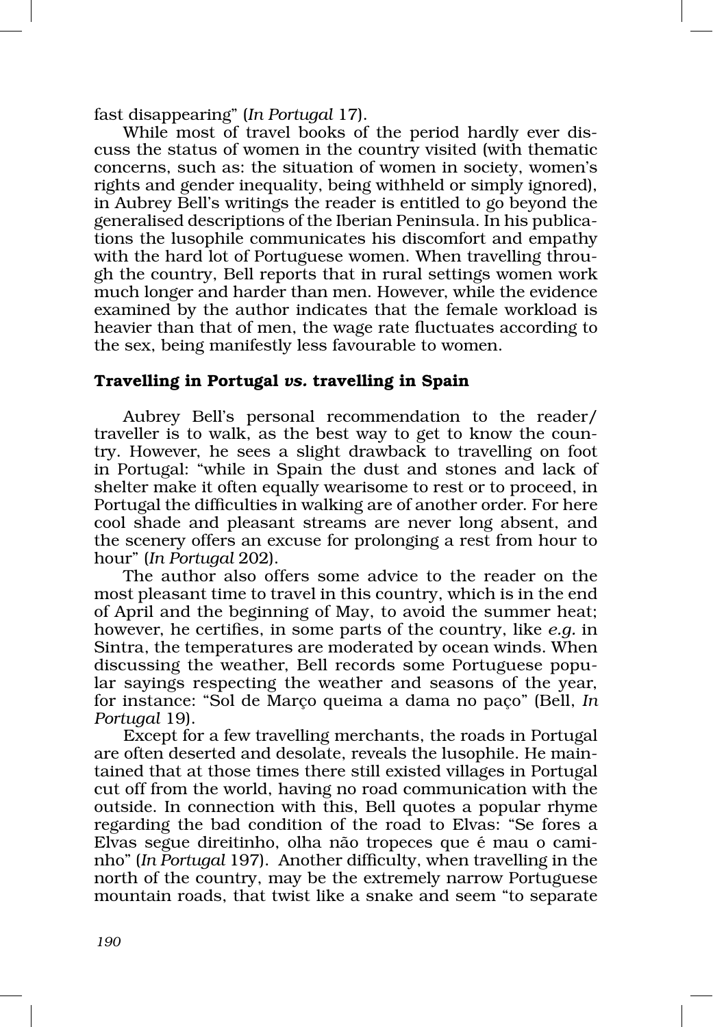fast disappearing" (*In Portugal* 17).

While most of travel books of the period hardly ever discuss the status of women in the country visited (with thematic concerns, such as: the situation of women in society, women's rights and gender inequality, being withheld or simply ignored), in Aubrey Bell's writings the reader is entitled to go beyond the generalised descriptions of the Iberian Peninsula. In his publications the lusophile communicates his discomfort and empathy with the hard lot of Portuguese women. When travelling through the country, Bell reports that in rural settings women work much longer and harder than men. However, while the evidence examined by the author indicates that the female workload is heavier than that of men, the wage rate fluctuates according to the sex, being manifestly less favourable to women.

### Travelling in Portugal *vs.* travelling in Spain

Aubrey Bell's personal recommendation to the reader/traveller is to walk, as the best way to get to know the country. However, he sees a slight drawback to travelling on foot in Portugal: "while in Spain the dust and stones and lack of shelter make it often equally wearisome to rest or to proceed, in Portugal the difficulties in walking are of another order. For here cool shade and pleasant streams are never long absent, and the scenery offers an excuse for prolonging a rest from hour to hour" (*In Portugal* 202).

The author also offers some advice to the reader on the most pleasant time to travel in this country, which is in the end of April and the beginning of May, to avoid the summer heat; however, he certifies, in some parts of the country, like *e.g.* in Sintra, the temperatures are moderated by ocean winds. When discussing the weather, Bell records some Portuguese popular sayings respecting the weather and seasons of the year, for instance: "Sol de Março queima a dama no paço" (Bell, *In Portugal* 19).

Except for a few travelling merchants, the roads in Portugal are often deserted and desolate, reveals the lusophile. He maintained that at those times there still existed villages in Portugal cut off from the world, having no road communication with the outside. In connection with this, Bell quotes a popular rhyme regarding the bad condition of the road to Elvas: "Se fores a Elvas segue direitinho, olha não tropeces que é mau o caminho" (*In Portugal* 197). Another difficulty, when travelling in the north of the country, may be the extremely narrow Portuguese mountain roads, that twist like a snake and seem "to separate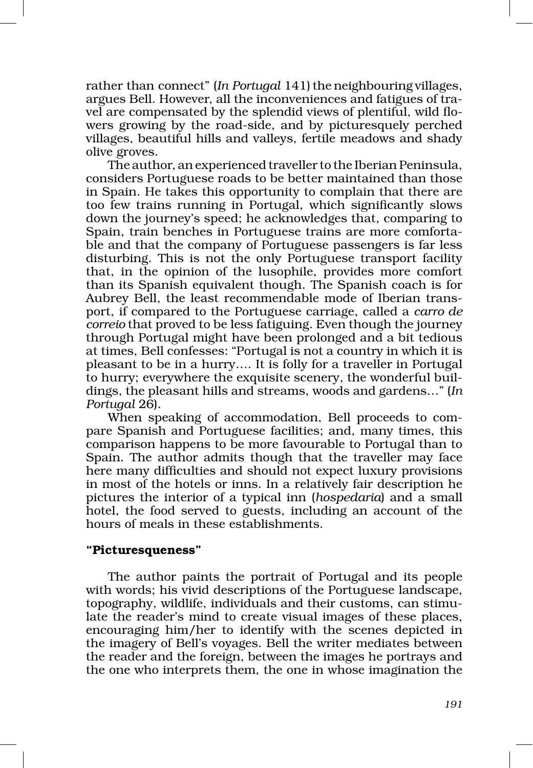rather than connect" (*In Portugal* 141) the neighbouring villages, argues Bell. However, all the inconveniences and fatigues of travel are compensated by the splendid views of plentiful, wild flowers growing by the road-side, and by picturesquely perched villages, beautiful hills and valleys, fertile meadows and shady olive groves.

The author, an experienced traveller to the Iberian Peninsula, considers Portuguese roads to be better maintained than those in Spain. He takes this opportunity to complain that there are too few trains running in Portugal, which significantly slows down the journey's speed; he acknowledges that, comparing to Spain, train benches in Portuguese trains are more comfortable and that the company of Portuguese passengers is far less disturbing. This is not the only Portuguese transport facility that, in the opinion of the lusophile, provides more comfort than its Spanish equivalent though. The Spanish coach is for Aubrey Bell, the least recommendable mode of Iberian transport, if compared to the Portuguese carriage, called a *carro de correio* that proved to be less fatiguing. Even though the journey through Portugal might have been prolonged and a bit tedious at times, Bell confesses: "Portugal is not a country in which it is pleasant to be in a hurry…. It is folly for a traveller in Portugal to hurry; everywhere the exquisite scenery, the wonderful buildings, the pleasant hills and streams, woods and gardens…" (*In Portugal* 26).

When speaking of accommodation, Bell proceeds to compare Spanish and Portuguese facilities; and, many times, this comparison happens to be more favourable to Portugal than to Spain. The author admits though that the traveller may face here many difficulties and should not expect luxury provisions in most of the hotels or inns. In a relatively fair description he pictures the interior of a typical inn (*hospedaria*) and a small hotel, the food served to guests, including an account of the hours of meals in these establishments.

### "Picturesqueness"

The author paints the portrait of Portugal and its people with words; his vivid descriptions of the Portuguese landscape, topography, wildlife, individuals and their customs, can stimulate the reader's mind to create visual images of these places, encouraging him/her to identify with the scenes depicted in the imagery of Bell's voyages. Bell the writer mediates between the reader and the foreign, between the images he portrays and the one who interprets them, the one in whose imagination the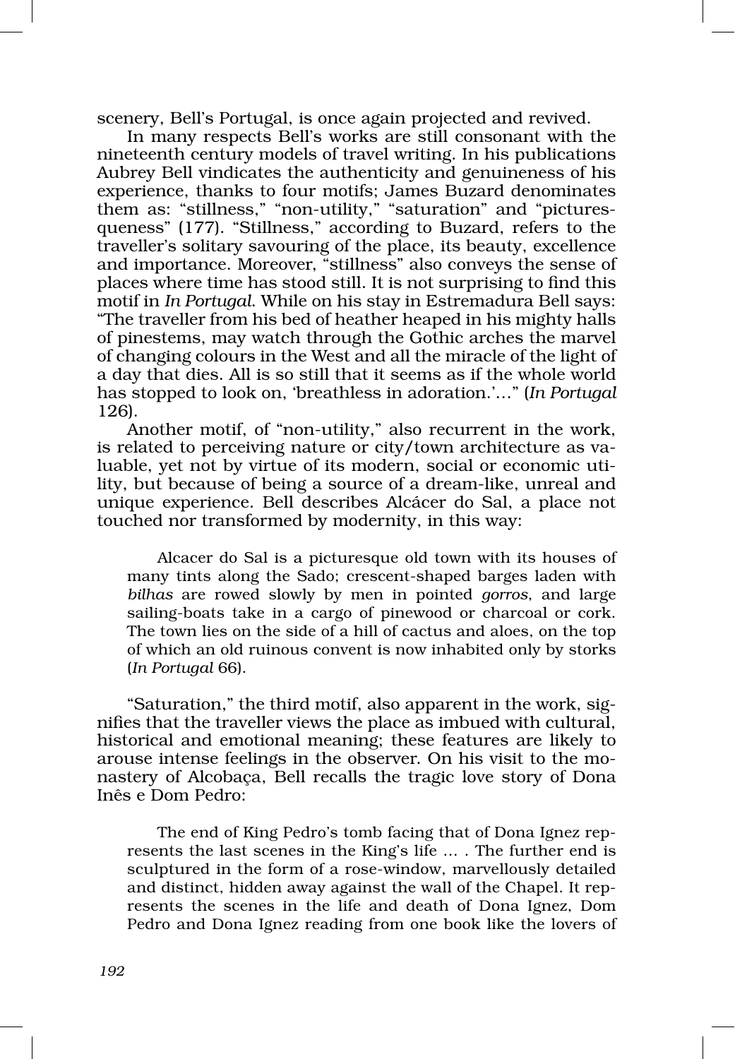scenery, Bell's Portugal, is once again projected and revived.

In many respects Bell's works are still consonant with the nineteenth century models of travel writing. In his publications Aubrey Bell vindicates the authenticity and genuineness of his experience, thanks to four motifs; James Buzard denominates them as: "stillness," "non-utility," "saturation" and "picturesqueness" (177). "Stillness," according to Buzard, refers to the traveller's solitary savouring of the place, its beauty, excellence and importance. Moreover, "stillness" also conveys the sense of places where time has stood still. It is not surprising to find this motif in *In Portugal*. While on his stay in Estremadura Bell says: "The traveller from his bed of heather heaped in his mighty halls of pinestems, may watch through the Gothic arches the marvel of changing colours in the West and all the miracle of the light of a day that dies. All is so still that it seems as if the whole world has stopped to look on, 'breathless in adoration.'..." (*In Portugal* 126).

Another motif, of "non-utility," also recurrent in the work, is related to perceiving nature or city/town architecture as valuable, yet not by virtue of its modern, social or economic utility, but because of being a source of a dream-like, unreal and unique experience. Bell describes Alcácer do Sal, a place not touched nor transformed by modernity, in this way:

> Alcacer do Sal is a picturesque old town with its houses of many tints along the Sado; crescent-shaped barges laden with *bilhas* are rowed slowly by men in pointed *gorros*, and large sailing-boats take in a cargo of pinewood or charcoal or cork. The town lies on the side of a hill of cactus and aloes, on the top of which an old ruinous convent is now inhabited only by storks (*In Portugal* 66).

"Saturation," the third motif, also apparent in the work, signifies that the traveller views the place as imbued with cultural, historical and emotional meaning; these features are likely to arouse intense feelings in the observer. On his visit to the monastery of Alcobaça, Bell recalls the tragic love story of Dona Inês e Dom Pedro:

> The end of King Pedro's tomb facing that of Dona Ignez represents the last scenes in the King's life ... . The further end is sculptured in the form of a rose-window, marvellously detailed and distinct, hidden away against the wall of the Chapel. It represents the scenes in the life and death of Dona Ignez, Dom Pedro and Dona Ignez reading from one book like the lovers of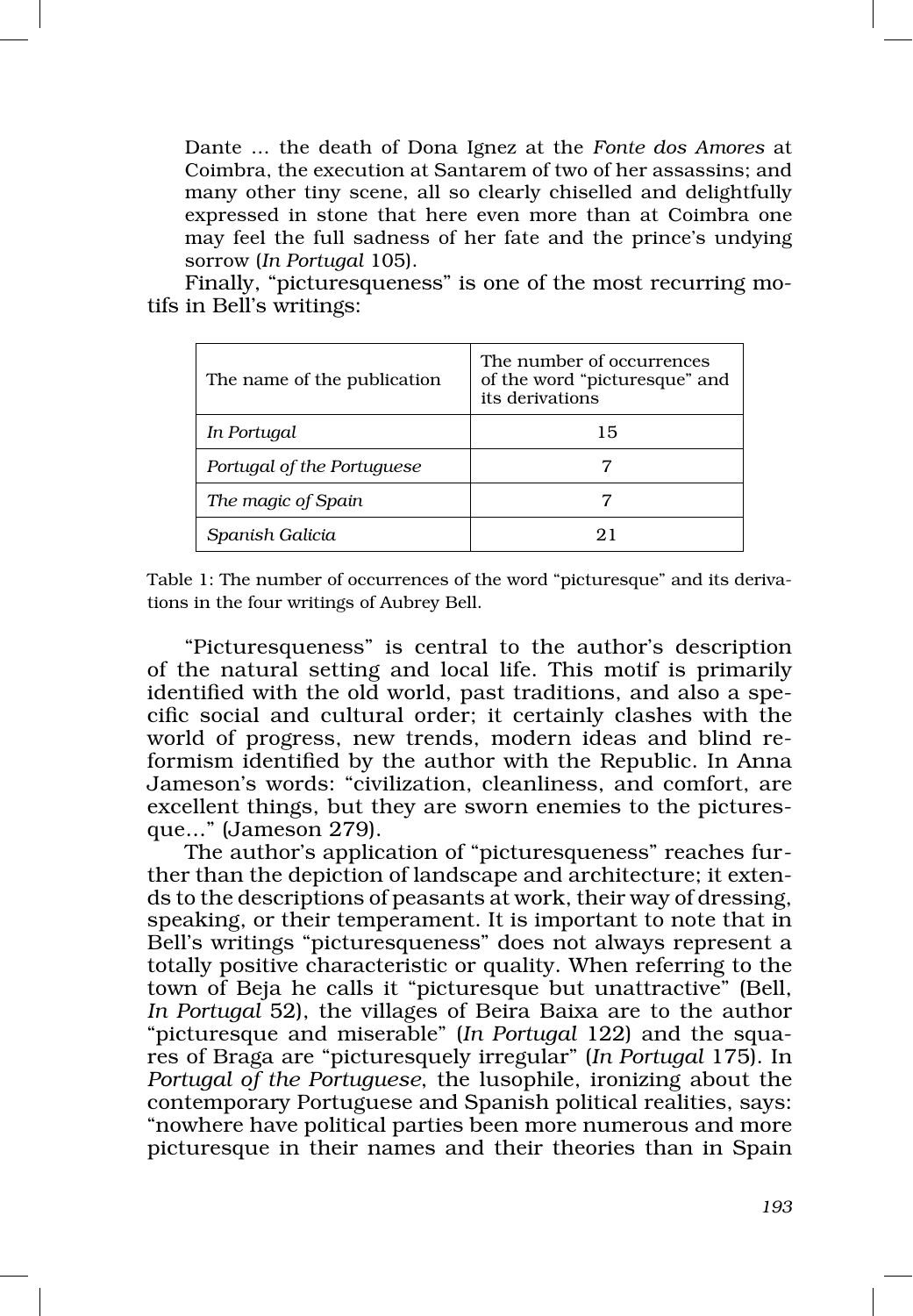> Dante ... the death of Dona Ignez at the *Fonte dos Amores* at Coimbra, the execution at Santarem of two of her assassins; and many other tiny scene, all so clearly chiselled and delightfully expressed in stone that here even more than at Coimbra one may feel the full sadness of her fate and the prince's undying sorrow (*In Portugal* 105).

Finally, "picturesqueness" is one of the most recurring motifs in Bell's writings:

| The name of the publication | The number of occurrences of the word "picturesque" and its derivations |
|---|---|
| *In Portugal* | 15 |
| *Portugal of the Portuguese* | 7 |
| *The magic of Spain* | 7 |
| *Spanish Galicia* | 21 |

Table 1: The number of occurrences of the word "picturesque" and its derivations in the four writings of Aubrey Bell.

"Picturesqueness" is central to the author's description of the natural setting and local life. This motif is primarily identified with the old world, past traditions, and also a specific social and cultural order; it certainly clashes with the world of progress, new trends, modern ideas and blind reformism identified by the author with the Republic. In Anna Jameson's words: "civilization, cleanliness, and comfort, are excellent things, but they are sworn enemies to the picturesque..." (Jameson 279).

The author's application of "picturesqueness" reaches further than the depiction of landscape and architecture; it extends to the descriptions of peasants at work, their way of dressing, speaking, or their temperament. It is important to note that in Bell's writings "picturesqueness" does not always represent a totally positive characteristic or quality. When referring to the town of Beja he calls it "picturesque but unattractive" (Bell, *In Portugal* 52), the villages of Beira Baixa are to the author "picturesque and miserable" (*In Portugal* 122) and the squares of Braga are "picturesquely irregular" (*In Portugal* 175). In *Portugal of the Portuguese*, the lusophile, ironizing about the contemporary Portuguese and Spanish political realities, says: "nowhere have political parties been more numerous and more picturesque in their names and their theories than in Spain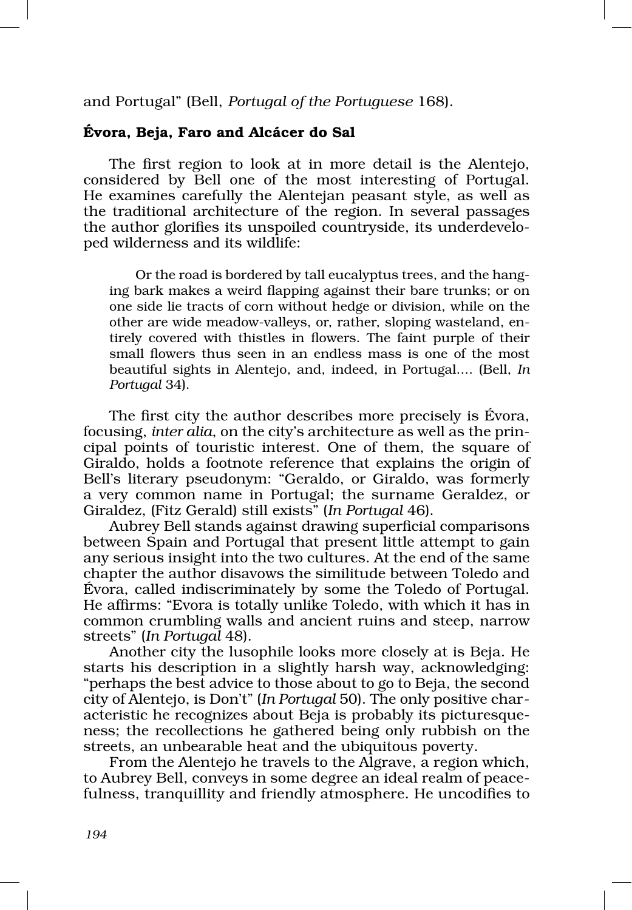and Portugal" (Bell, *Portugal of the Portuguese* 168).

**Évora, Beja, Faro and Alcácer do Sal**

The first region to look at in more detail is the Alentejo, considered by Bell one of the most interesting of Portugal. He examines carefully the Alentejan peasant style, as well as the traditional architecture of the region. In several passages the author glorifies its unspoiled countryside, its underdeveloped wilderness and its wildlife:

> Or the road is bordered by tall eucalyptus trees, and the hanging bark makes a weird flapping against their bare trunks; or on one side lie tracts of corn without hedge or division, while on the other are wide meadow-valleys, or, rather, sloping wasteland, entirely covered with thistles in flowers. The faint purple of their small flowers thus seen in an endless mass is one of the most beautiful sights in Alentejo, and, indeed, in Portugal.... (Bell, *In Portugal* 34).

The first city the author describes more precisely is Évora, focusing, *inter alia*, on the city's architecture as well as the principal points of touristic interest. One of them, the square of Giraldo, holds a footnote reference that explains the origin of Bell's literary pseudonym: "Geraldo, or Giraldo, was formerly a very common name in Portugal; the surname Geraldez, or Giraldez, (Fitz Gerald) still exists" (*In Portugal* 46).

Aubrey Bell stands against drawing superficial comparisons between Spain and Portugal that present little attempt to gain any serious insight into the two cultures. At the end of the same chapter the author disavows the similitude between Toledo and Évora, called indiscriminately by some the Toledo of Portugal. He affirms: "Evora is totally unlike Toledo, with which it has in common crumbling walls and ancient ruins and steep, narrow streets" (*In Portugal* 48).

Another city the lusophile looks more closely at is Beja. He starts his description in a slightly harsh way, acknowledging: "perhaps the best advice to those about to go to Beja, the second city of Alentejo, is Don't" (*In Portugal* 50). The only positive characteristic he recognizes about Beja is probably its picturesqueness; the recollections he gathered being only rubbish on the streets, an unbearable heat and the ubiquitous poverty.

From the Alentejo he travels to the Algrave, a region which, to Aubrey Bell, conveys in some degree an ideal realm of peacefulness, tranquillity and friendly atmosphere. He uncodifies to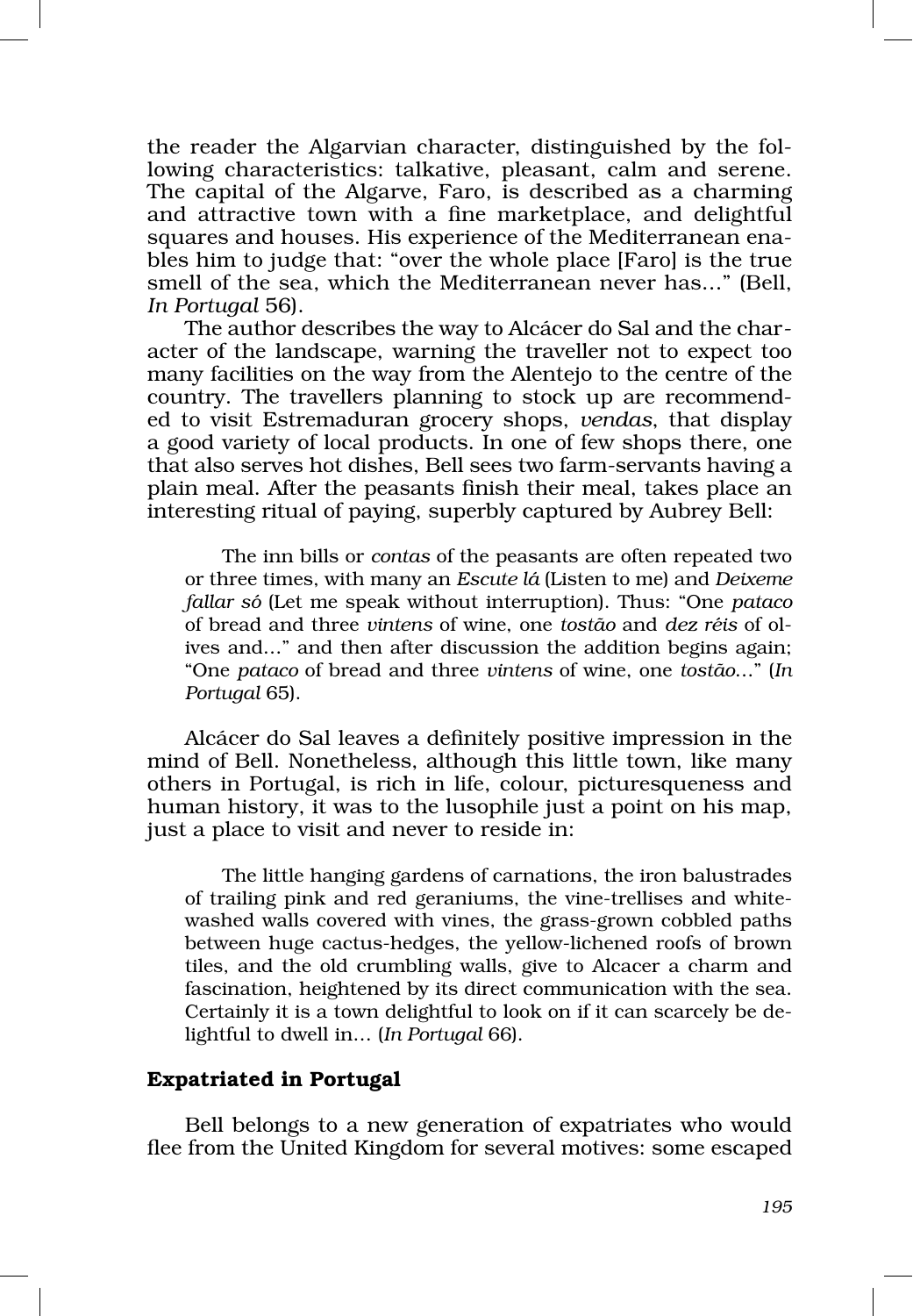the reader the Algarvian character, distinguished by the following characteristics: talkative, pleasant, calm and serene. The capital of the Algarve, Faro, is described as a charming and attractive town with a fine marketplace, and delightful squares and houses. His experience of the Mediterranean enables him to judge that: "over the whole place [Faro] is the true smell of the sea, which the Mediterranean never has..." (Bell, *In Portugal* 56).

The author describes the way to Alcácer do Sal and the character of the landscape, warning the traveller not to expect too many facilities on the way from the Alentejo to the centre of the country. The travellers planning to stock up are recommended to visit Estremaduran grocery shops, *vendas*, that display a good variety of local products. In one of few shops there, one that also serves hot dishes, Bell sees two farm-servants having a plain meal. After the peasants finish their meal, takes place an interesting ritual of paying, superbly captured by Aubrey Bell:

> The inn bills or *contas* of the peasants are often repeated two or three times, with many an *Escute lá* (Listen to me) and *Deixeme fallar só* (Let me speak without interruption). Thus: "One *pataco* of bread and three *vintens* of wine, one *tostão* and *dez réis* of olives and..." and then after discussion the addition begins again; "One *pataco* of bread and three *vintens* of wine, one *tostão*..." (*In Portugal* 65).

Alcácer do Sal leaves a definitely positive impression in the mind of Bell. Nonetheless, although this little town, like many others in Portugal, is rich in life, colour, picturesqueness and human history, it was to the lusophile just a point on his map, just a place to visit and never to reside in:

> The little hanging gardens of carnations, the iron balustrades of trailing pink and red geraniums, the vine-trellises and white-washed walls covered with vines, the grass-grown cobbled paths between huge cactus-hedges, the yellow-lichened roofs of brown tiles, and the old crumbling walls, give to Alcacer a charm and fascination, heightened by its direct communication with the sea. Certainly it is a town delightful to look on if it can scarcely be delightful to dwell in... (*In Portugal* 66).

### Expatriated in Portugal

Bell belongs to a new generation of expatriates who would flee from the United Kingdom for several motives: some escaped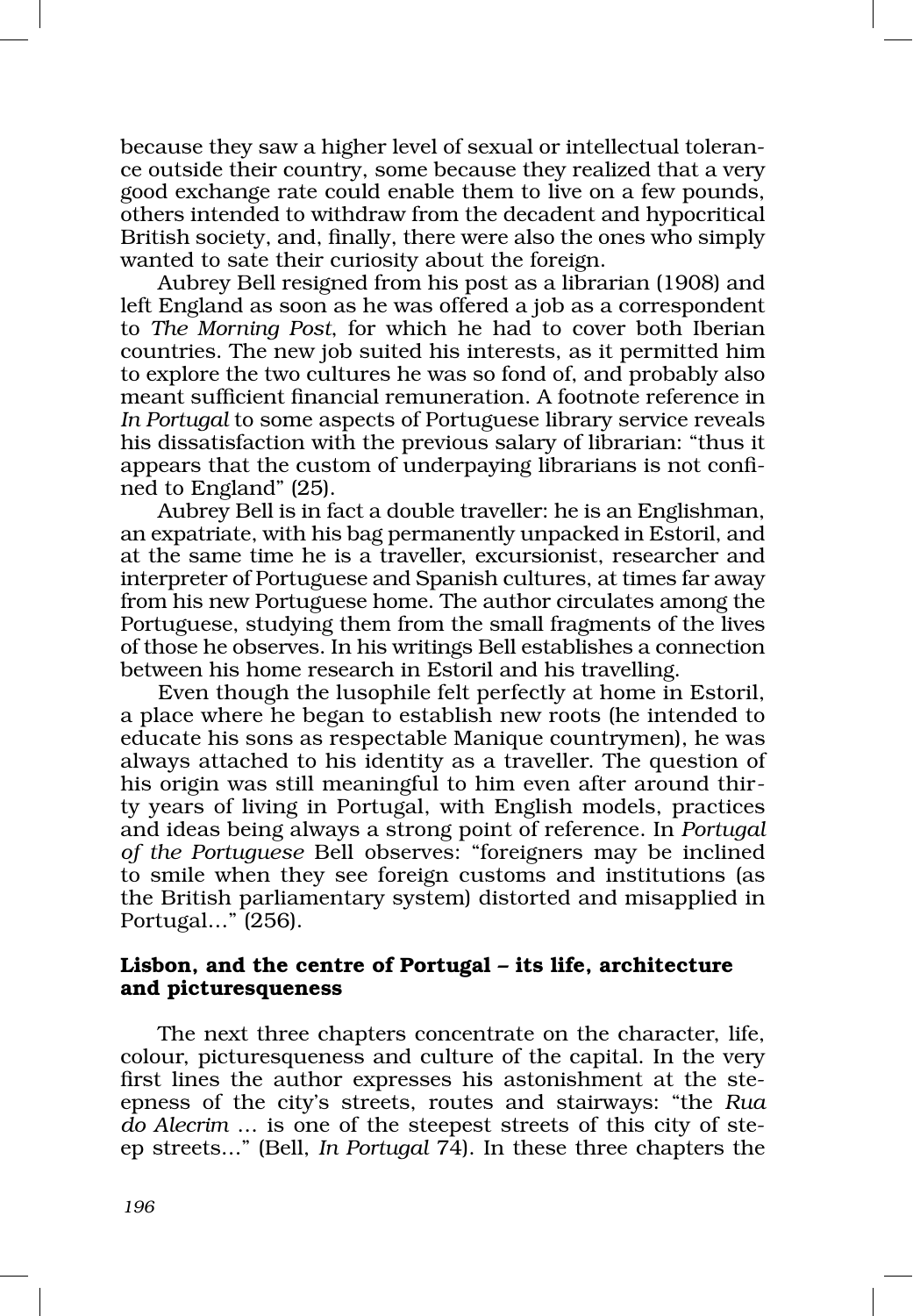because they saw a higher level of sexual or intellectual tolerance outside their country, some because they realized that a very good exchange rate could enable them to live on a few pounds, others intended to withdraw from the decadent and hypocritical British society, and, finally, there were also the ones who simply wanted to sate their curiosity about the foreign.

Aubrey Bell resigned from his post as a librarian (1908) and left England as soon as he was offered a job as a correspondent to *The Morning Post*, for which he had to cover both Iberian countries. The new job suited his interests, as it permitted him to explore the two cultures he was so fond of, and probably also meant sufficient financial remuneration. A footnote reference in *In Portugal* to some aspects of Portuguese library service reveals his dissatisfaction with the previous salary of librarian: "thus it appears that the custom of underpaying librarians is not confined to England" (25).

Aubrey Bell is in fact a double traveller: he is an Englishman, an expatriate, with his bag permanently unpacked in Estoril, and at the same time he is a traveller, excursionist, researcher and interpreter of Portuguese and Spanish cultures, at times far away from his new Portuguese home. The author circulates among the Portuguese, studying them from the small fragments of the lives of those he observes. In his writings Bell establishes a connection between his home research in Estoril and his travelling.

Even though the lusophile felt perfectly at home in Estoril, a place where he began to establish new roots (he intended to educate his sons as respectable Manique countrymen), he was always attached to his identity as a traveller. The question of his origin was still meaningful to him even after around thirty years of living in Portugal, with English models, practices and ideas being always a strong point of reference. In *Portugal of the Portuguese* Bell observes: "foreigners may be inclined to smile when they see foreign customs and institutions (as the British parliamentary system) distorted and misapplied in Portugal…" (256).

### Lisbon, and the centre of Portugal – its life, architecture and picturesqueness

The next three chapters concentrate on the character, life, colour, picturesqueness and culture of the capital. In the very first lines the author expresses his astonishment at the steepness of the city's streets, routes and stairways: "the *Rua do Alecrim* … is one of the steepest streets of this city of steep streets…" (Bell, *In Portugal* 74). In these three chapters the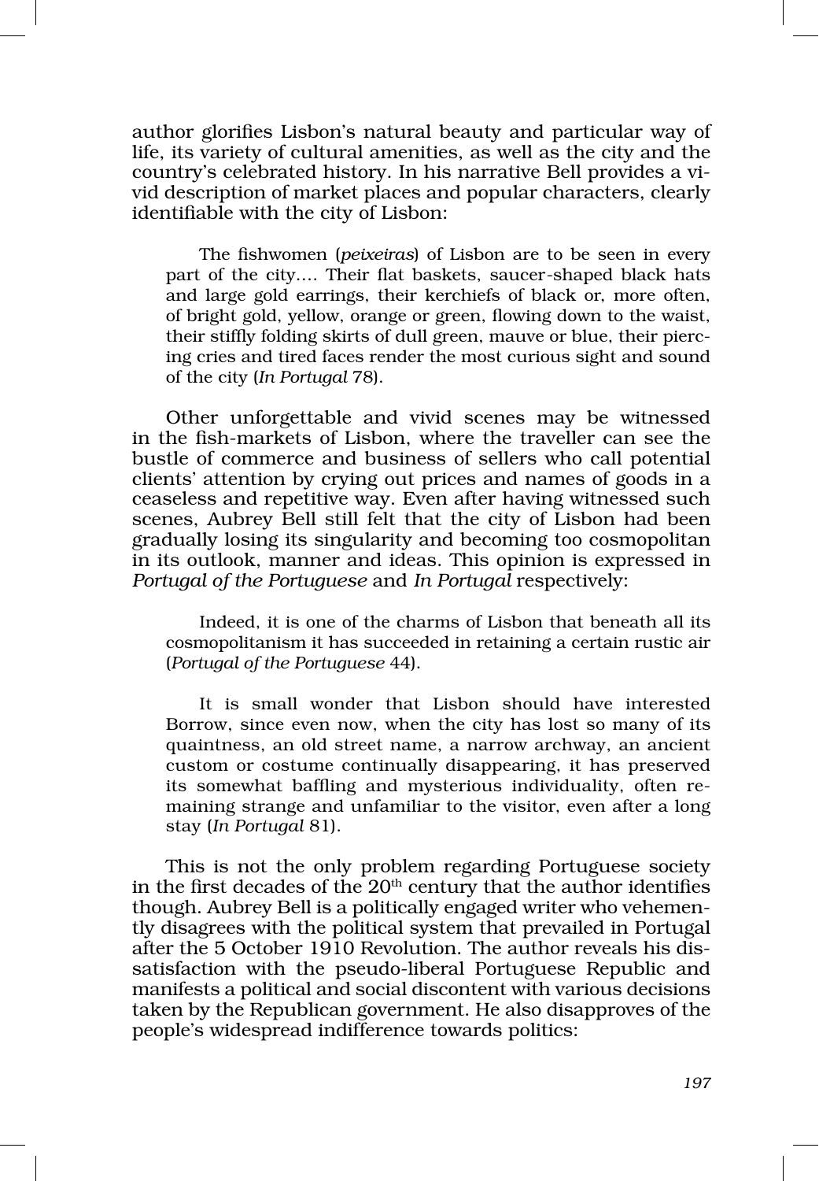author glorifies Lisbon's natural beauty and particular way of life, its variety of cultural amenities, as well as the city and the country's celebrated history. In his narrative Bell provides a vivid description of market places and popular characters, clearly identifiable with the city of Lisbon:

> The fishwomen (*peixeiras*) of Lisbon are to be seen in every part of the city.... Their flat baskets, saucer-shaped black hats and large gold earrings, their kerchiefs of black or, more often, of bright gold, yellow, orange or green, flowing down to the waist, their stiffly folding skirts of dull green, mauve or blue, their piercing cries and tired faces render the most curious sight and sound of the city (*In Portugal* 78).

Other unforgettable and vivid scenes may be witnessed in the fish-markets of Lisbon, where the traveller can see the bustle of commerce and business of sellers who call potential clients' attention by crying out prices and names of goods in a ceaseless and repetitive way. Even after having witnessed such scenes, Aubrey Bell still felt that the city of Lisbon had been gradually losing its singularity and becoming too cosmopolitan in its outlook, manner and ideas. This opinion is expressed in *Portugal of the Portuguese* and *In Portugal* respectively:

> Indeed, it is one of the charms of Lisbon that beneath all its cosmopolitanism it has succeeded in retaining a certain rustic air (*Portugal of the Portuguese* 44).

> It is small wonder that Lisbon should have interested Borrow, since even now, when the city has lost so many of its quaintness, an old street name, a narrow archway, an ancient custom or costume continually disappearing, it has preserved its somewhat baffling and mysterious individuality, often remaining strange and unfamiliar to the visitor, even after a long stay (*In Portugal* 81).

This is not the only problem regarding Portuguese society in the first decades of the 20th century that the author identifies though. Aubrey Bell is a politically engaged writer who vehemently disagrees with the political system that prevailed in Portugal after the 5 October 1910 Revolution. The author reveals his dissatisfaction with the pseudo-liberal Portuguese Republic and manifests a political and social discontent with various decisions taken by the Republican government. He also disapproves of the people's widespread indifference towards politics: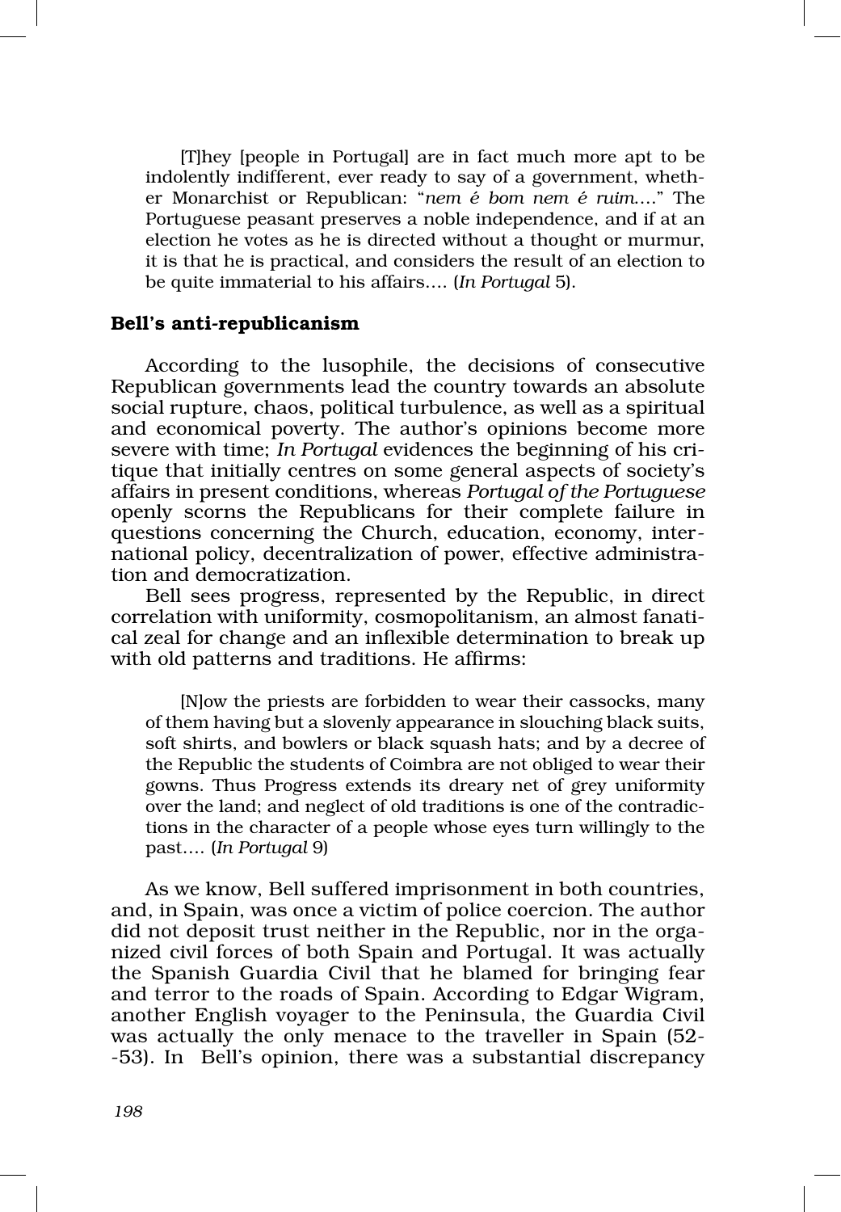> [T]hey [people in Portugal] are in fact much more apt to be indolently indifferent, ever ready to say of a government, whether Monarchist or Republican: "*nem é bom nem é ruim*...." The Portuguese peasant preserves a noble independence, and if at an election he votes as he is directed without a thought or murmur, it is that he is practical, and considers the result of an election to be quite immaterial to his affairs.... (*In Portugal* 5).

### Bell's anti-republicanism

According to the lusophile, the decisions of consecutive Republican governments lead the country towards an absolute social rupture, chaos, political turbulence, as well as a spiritual and economical poverty. The author's opinions become more severe with time; *In Portugal* evidences the beginning of his critique that initially centres on some general aspects of society's affairs in present conditions, whereas *Portugal of the Portuguese* openly scorns the Republicans for their complete failure in questions concerning the Church, education, economy, international policy, decentralization of power, effective administration and democratization.

Bell sees progress, represented by the Republic, in direct correlation with uniformity, cosmopolitanism, an almost fanatical zeal for change and an inflexible determination to break up with old patterns and traditions. He affirms:

> [N]ow the priests are forbidden to wear their cassocks, many of them having but a slovenly appearance in slouching black suits, soft shirts, and bowlers or black squash hats; and by a decree of the Republic the students of Coimbra are not obliged to wear their gowns. Thus Progress extends its dreary net of grey uniformity over the land; and neglect of old traditions is one of the contradictions in the character of a people whose eyes turn willingly to the past.... (*In Portugal* 9)

As we know, Bell suffered imprisonment in both countries, and, in Spain, was once a victim of police coercion. The author did not deposit trust neither in the Republic, nor in the organized civil forces of both Spain and Portugal. It was actually the Spanish Guardia Civil that he blamed for bringing fear and terror to the roads of Spain. According to Edgar Wigram, another English voyager to the Peninsula, the Guardia Civil was actually the only menace to the traveller in Spain (52--53). In Bell's opinion, there was a substantial discrepancy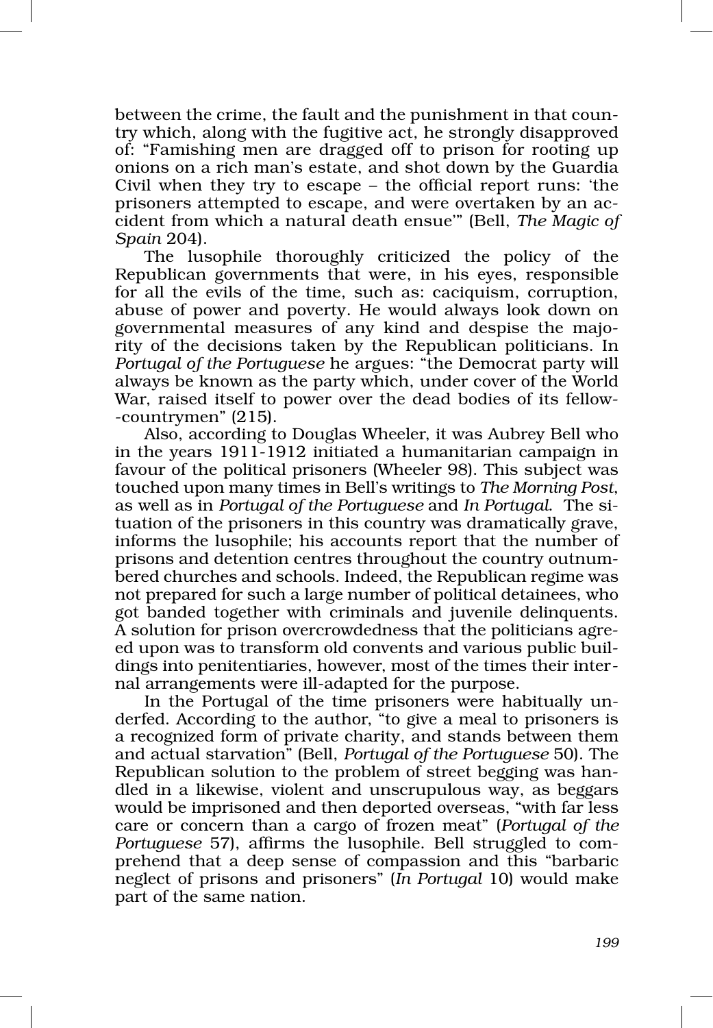between the crime, the fault and the punishment in that country which, along with the fugitive act, he strongly disapproved of: "Famishing men are dragged off to prison for rooting up onions on a rich man's estate, and shot down by the Guardia Civil when they try to escape – the official report runs: 'the prisoners attempted to escape, and were overtaken by an accident from which a natural death ensue'" (Bell, *The Magic of Spain* 204).

The lusophile thoroughly criticized the policy of the Republican governments that were, in his eyes, responsible for all the evils of the time, such as: caciquism, corruption, abuse of power and poverty. He would always look down on governmental measures of any kind and despise the majority of the decisions taken by the Republican politicians. In *Portugal of the Portuguese* he argues: "the Democrat party will always be known as the party which, under cover of the World War, raised itself to power over the dead bodies of its fellow-countrymen" (215).

Also, according to Douglas Wheeler, it was Aubrey Bell who in the years 1911-1912 initiated a humanitarian campaign in favour of the political prisoners (Wheeler 98). This subject was touched upon many times in Bell's writings to *The Morning Post*, as well as in *Portugal of the Portuguese* and *In Portugal*. The situation of the prisoners in this country was dramatically grave, informs the lusophile; his accounts report that the number of prisons and detention centres throughout the country outnumbered churches and schools. Indeed, the Republican regime was not prepared for such a large number of political detainees, who got banded together with criminals and juvenile delinquents. A solution for prison overcrowdedness that the politicians agreed upon was to transform old convents and various public buildings into penitentiaries, however, most of the times their internal arrangements were ill-adapted for the purpose.

In the Portugal of the time prisoners were habitually underfed. According to the author, "to give a meal to prisoners is a recognized form of private charity, and stands between them and actual starvation" (Bell, *Portugal of the Portuguese* 50). The Republican solution to the problem of street begging was handled in a likewise, violent and unscrupulous way, as beggars would be imprisoned and then deported overseas, "with far less care or concern than a cargo of frozen meat" (*Portugal of the Portuguese* 57), affirms the lusophile. Bell struggled to comprehend that a deep sense of compassion and this "barbaric neglect of prisons and prisoners" (*In Portugal* 10) would make part of the same nation.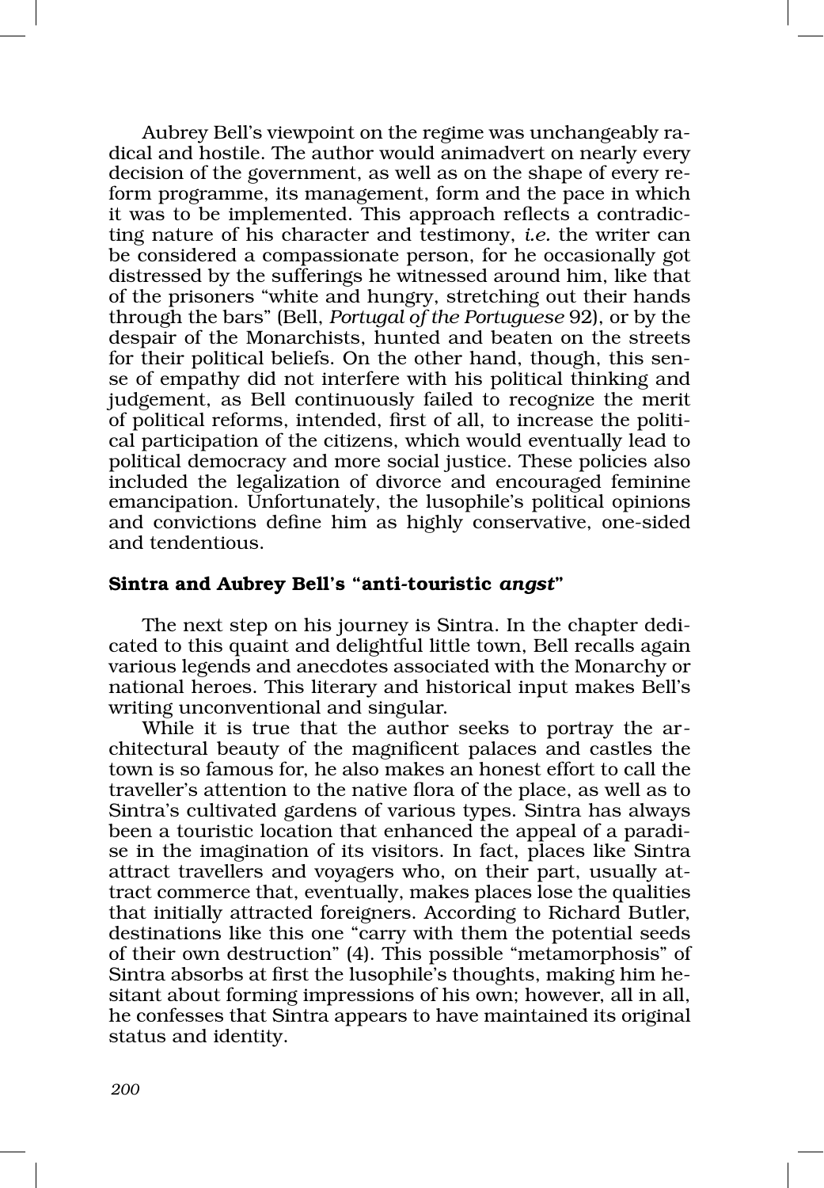Aubrey Bell's viewpoint on the regime was unchangeably radical and hostile. The author would animadvert on nearly every decision of the government, as well as on the shape of every reform programme, its management, form and the pace in which it was to be implemented. This approach reflects a contradicting nature of his character and testimony, *i.e.* the writer can be considered a compassionate person, for he occasionally got distressed by the sufferings he witnessed around him, like that of the prisoners "white and hungry, stretching out their hands through the bars" (Bell, *Portugal of the Portuguese* 92), or by the despair of the Monarchists, hunted and beaten on the streets for their political beliefs. On the other hand, though, this sense of empathy did not interfere with his political thinking and judgement, as Bell continuously failed to recognize the merit of political reforms, intended, first of all, to increase the political participation of the citizens, which would eventually lead to political democracy and more social justice. These policies also included the legalization of divorce and encouraged feminine emancipation. Unfortunately, the lusophile's political opinions and convictions define him as highly conservative, one-sided and tendentious.

### Sintra and Aubrey Bell's "anti-touristic *angst*"

The next step on his journey is Sintra. In the chapter dedicated to this quaint and delightful little town, Bell recalls again various legends and anecdotes associated with the Monarchy or national heroes. This literary and historical input makes Bell's writing unconventional and singular.

While it is true that the author seeks to portray the architectural beauty of the magnificent palaces and castles the town is so famous for, he also makes an honest effort to call the traveller's attention to the native flora of the place, as well as to Sintra's cultivated gardens of various types. Sintra has always been a touristic location that enhanced the appeal of a paradise in the imagination of its visitors. In fact, places like Sintra attract travellers and voyagers who, on their part, usually attract commerce that, eventually, makes places lose the qualities that initially attracted foreigners. According to Richard Butler, destinations like this one "carry with them the potential seeds of their own destruction" (4). This possible "metamorphosis" of Sintra absorbs at first the lusophile's thoughts, making him hesitant about forming impressions of his own; however, all in all, he confesses that Sintra appears to have maintained its original status and identity.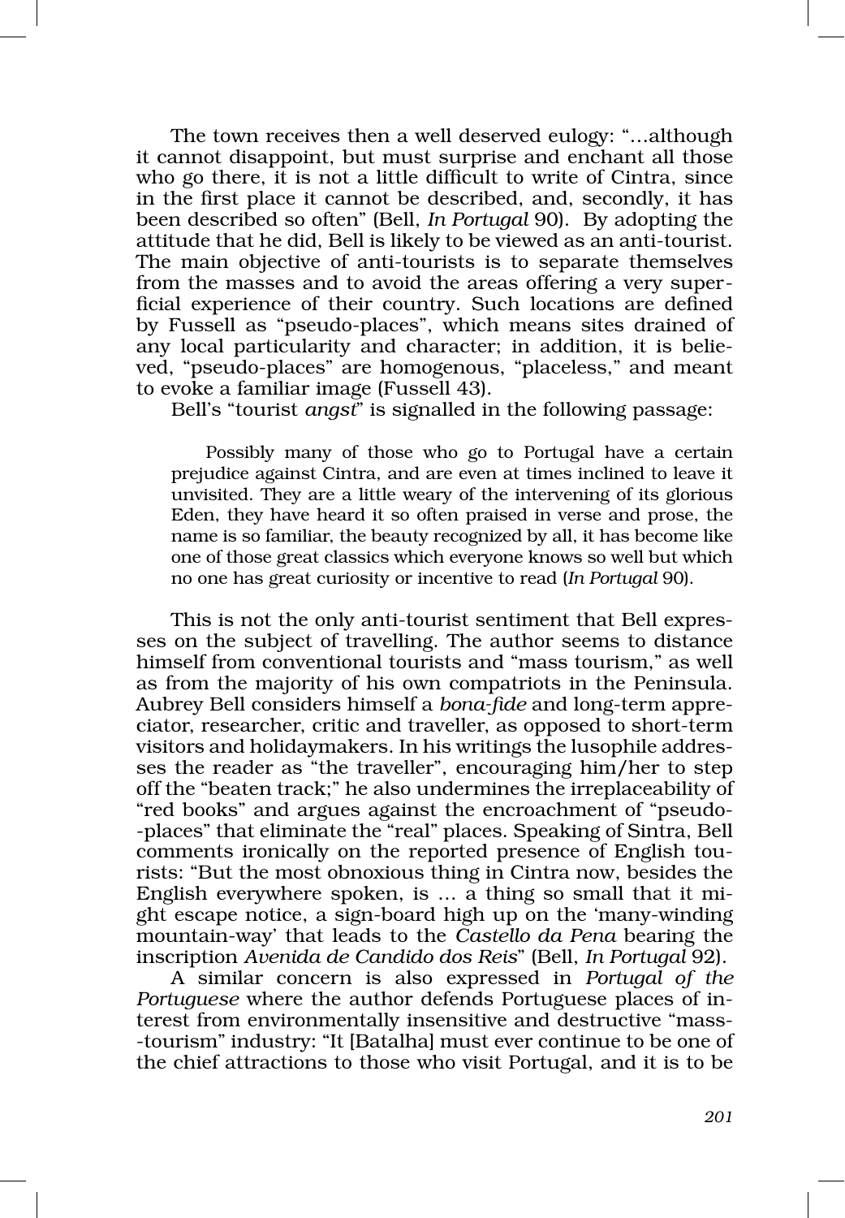The town receives then a well deserved eulogy: "…although it cannot disappoint, but must surprise and enchant all those who go there, it is not a little difficult to write of Cintra, since in the first place it cannot be described, and, secondly, it has been described so often" (Bell, *In Portugal* 90). By adopting the attitude that he did, Bell is likely to be viewed as an anti-tourist. The main objective of anti-tourists is to separate themselves from the masses and to avoid the areas offering a very superficial experience of their country. Such locations are defined by Fussell as "pseudo-places", which means sites drained of any local particularity and character; in addition, it is believed, "pseudo-places" are homogenous, "placeless," and meant to evoke a familiar image (Fussell 43).

Bell's "tourist *angst*" is signalled in the following passage:

> Possibly many of those who go to Portugal have a certain prejudice against Cintra, and are even at times inclined to leave it unvisited. They are a little weary of the intervening of its glorious Eden, they have heard it so often praised in verse and prose, the name is so familiar, the beauty recognized by all, it has become like one of those great classics which everyone knows so well but which no one has great curiosity or incentive to read (*In Portugal* 90).

This is not the only anti-tourist sentiment that Bell expresses on the subject of travelling. The author seems to distance himself from conventional tourists and "mass tourism," as well as from the majority of his own compatriots in the Peninsula. Aubrey Bell considers himself a *bona-fide* and long-term appreciator, researcher, critic and traveller, as opposed to short-term visitors and holidaymakers. In his writings the lusophile addresses the reader as "the traveller", encouraging him/her to step off the "beaten track;" he also undermines the irreplaceability of "red books" and argues against the encroachment of "pseudo--places" that eliminate the "real" places. Speaking of Sintra, Bell comments ironically on the reported presence of English tourists: "But the most obnoxious thing in Cintra now, besides the English everywhere spoken, is … a thing so small that it might escape notice, a sign-board high up on the 'many-winding mountain-way' that leads to the *Castello da Pena* bearing the inscription *Avenida de Candido dos Reis*" (Bell, *In Portugal* 92).

A similar concern is also expressed in *Portugal of the Portuguese* where the author defends Portuguese places of interest from environmentally insensitive and destructive "mass--tourism" industry: "It [Batalha] must ever continue to be one of the chief attractions to those who visit Portugal, and it is to be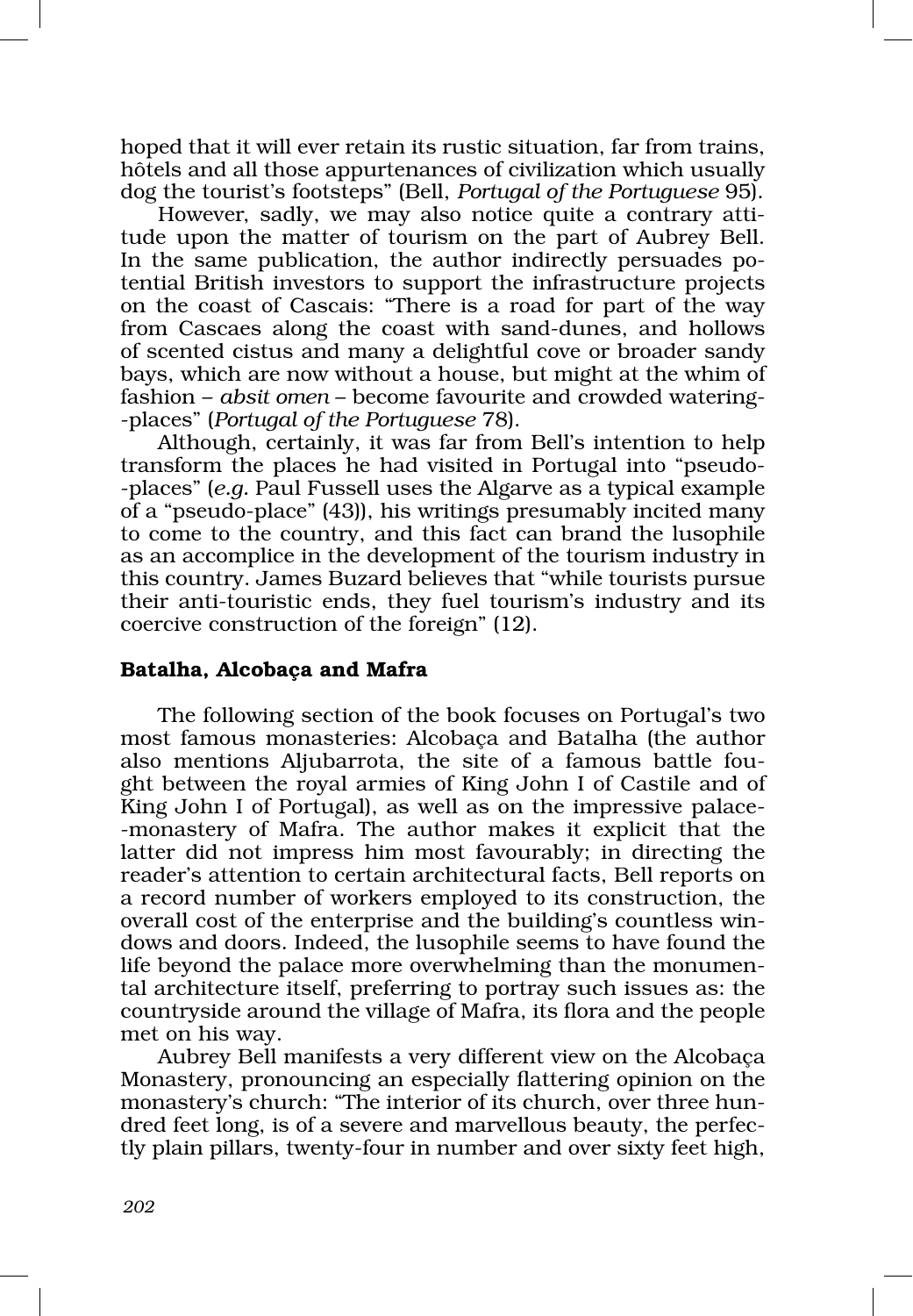hoped that it will ever retain its rustic situation, far from trains, hôtels and all those appurtenances of civilization which usually dog the tourist's footsteps" (Bell, *Portugal of the Portuguese* 95).

However, sadly, we may also notice quite a contrary attitude upon the matter of tourism on the part of Aubrey Bell. In the same publication, the author indirectly persuades potential British investors to support the infrastructure projects on the coast of Cascais: "There is a road for part of the way from Cascaes along the coast with sand-dunes, and hollows of scented cistus and many a delightful cove or broader sandy bays, which are now without a house, but might at the whim of fashion – *absit omen* – become favourite and crowded watering-places" (*Portugal of the Portuguese* 78).

Although, certainly, it was far from Bell's intention to help transform the places he had visited in Portugal into "pseudo-places" (*e.g.* Paul Fussell uses the Algarve as a typical example of a "pseudo-place" (43)), his writings presumably incited many to come to the country, and this fact can brand the lusophile as an accomplice in the development of the tourism industry in this country. James Buzard believes that "while tourists pursue their anti-touristic ends, they fuel tourism's industry and its coercive construction of the foreign" (12).

## Batalha, Alcobaça and Mafra

The following section of the book focuses on Portugal's two most famous monasteries: Alcobaça and Batalha (the author also mentions Aljubarrota, the site of a famous battle fought between the royal armies of King John I of Castile and of King John I of Portugal), as well as on the impressive palace-monastery of Mafra. The author makes it explicit that the latter did not impress him most favourably; in directing the reader's attention to certain architectural facts, Bell reports on a record number of workers employed to its construction, the overall cost of the enterprise and the building's countless windows and doors. Indeed, the lusophile seems to have found the life beyond the palace more overwhelming than the monumental architecture itself, preferring to portray such issues as: the countryside around the village of Mafra, its flora and the people met on his way.

Aubrey Bell manifests a very different view on the Alcobaça Monastery, pronouncing an especially flattering opinion on the monastery's church: "The interior of its church, over three hundred feet long, is of a severe and marvellous beauty, the perfectly plain pillars, twenty-four in number and over sixty feet high,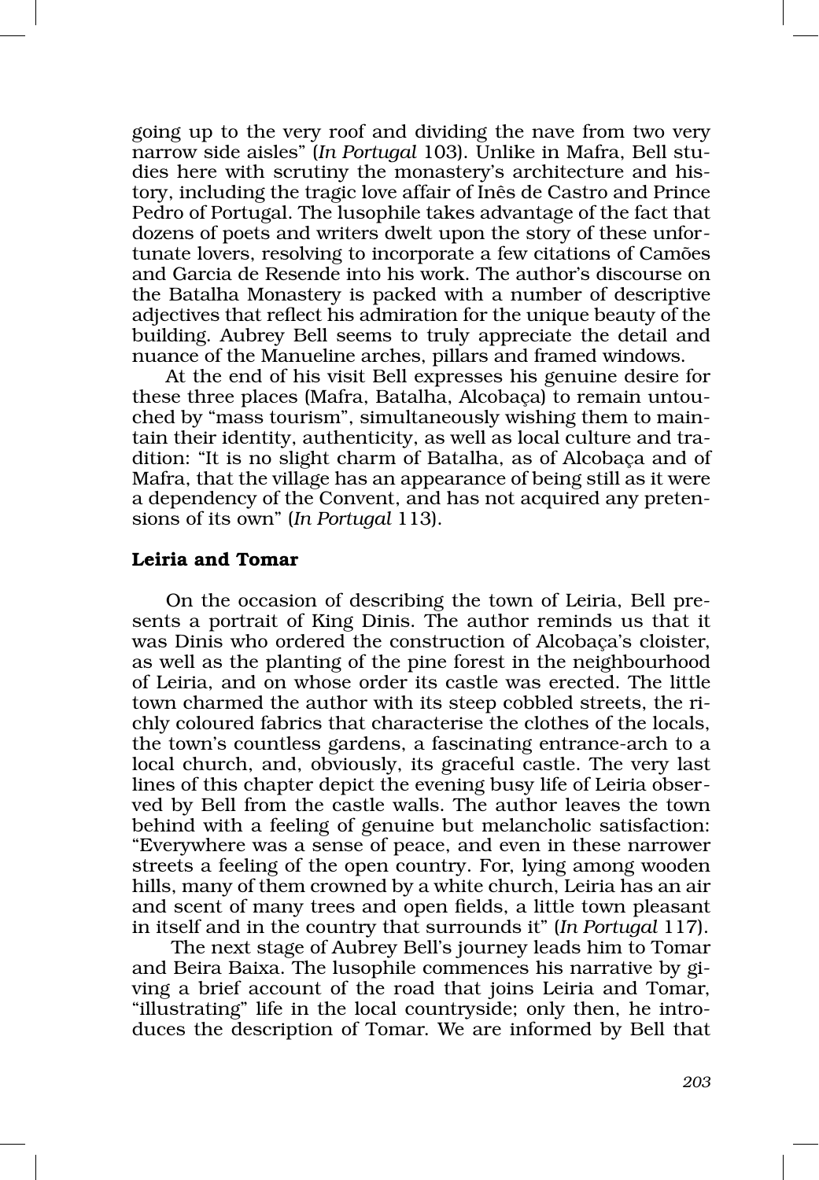going up to the very roof and dividing the nave from two very narrow side aisles" (*In Portugal* 103). Unlike in Mafra, Bell studies here with scrutiny the monastery's architecture and history, including the tragic love affair of Inês de Castro and Prince Pedro of Portugal. The lusophile takes advantage of the fact that dozens of poets and writers dwelt upon the story of these unfortunate lovers, resolving to incorporate a few citations of Camões and Garcia de Resende into his work. The author's discourse on the Batalha Monastery is packed with a number of descriptive adjectives that reflect his admiration for the unique beauty of the building. Aubrey Bell seems to truly appreciate the detail and nuance of the Manueline arches, pillars and framed windows.

At the end of his visit Bell expresses his genuine desire for these three places (Mafra, Batalha, Alcobaça) to remain untouched by "mass tourism", simultaneously wishing them to maintain their identity, authenticity, as well as local culture and tradition: "It is no slight charm of Batalha, as of Alcobaça and of Mafra, that the village has an appearance of being still as it were a dependency of the Convent, and has not acquired any pretensions of its own" (*In Portugal* 113).

### Leiria and Tomar

On the occasion of describing the town of Leiria, Bell presents a portrait of King Dinis. The author reminds us that it was Dinis who ordered the construction of Alcobaça's cloister, as well as the planting of the pine forest in the neighbourhood of Leiria, and on whose order its castle was erected. The little town charmed the author with its steep cobbled streets, the richly coloured fabrics that characterise the clothes of the locals, the town's countless gardens, a fascinating entrance-arch to a local church, and, obviously, its graceful castle. The very last lines of this chapter depict the evening busy life of Leiria observed by Bell from the castle walls. The author leaves the town behind with a feeling of genuine but melancholic satisfaction: "Everywhere was a sense of peace, and even in these narrower streets a feeling of the open country. For, lying among wooden hills, many of them crowned by a white church, Leiria has an air and scent of many trees and open fields, a little town pleasant in itself and in the country that surrounds it" (*In Portugal* 117).

The next stage of Aubrey Bell's journey leads him to Tomar and Beira Baixa. The lusophile commences his narrative by giving a brief account of the road that joins Leiria and Tomar, "illustrating" life in the local countryside; only then, he introduces the description of Tomar. We are informed by Bell that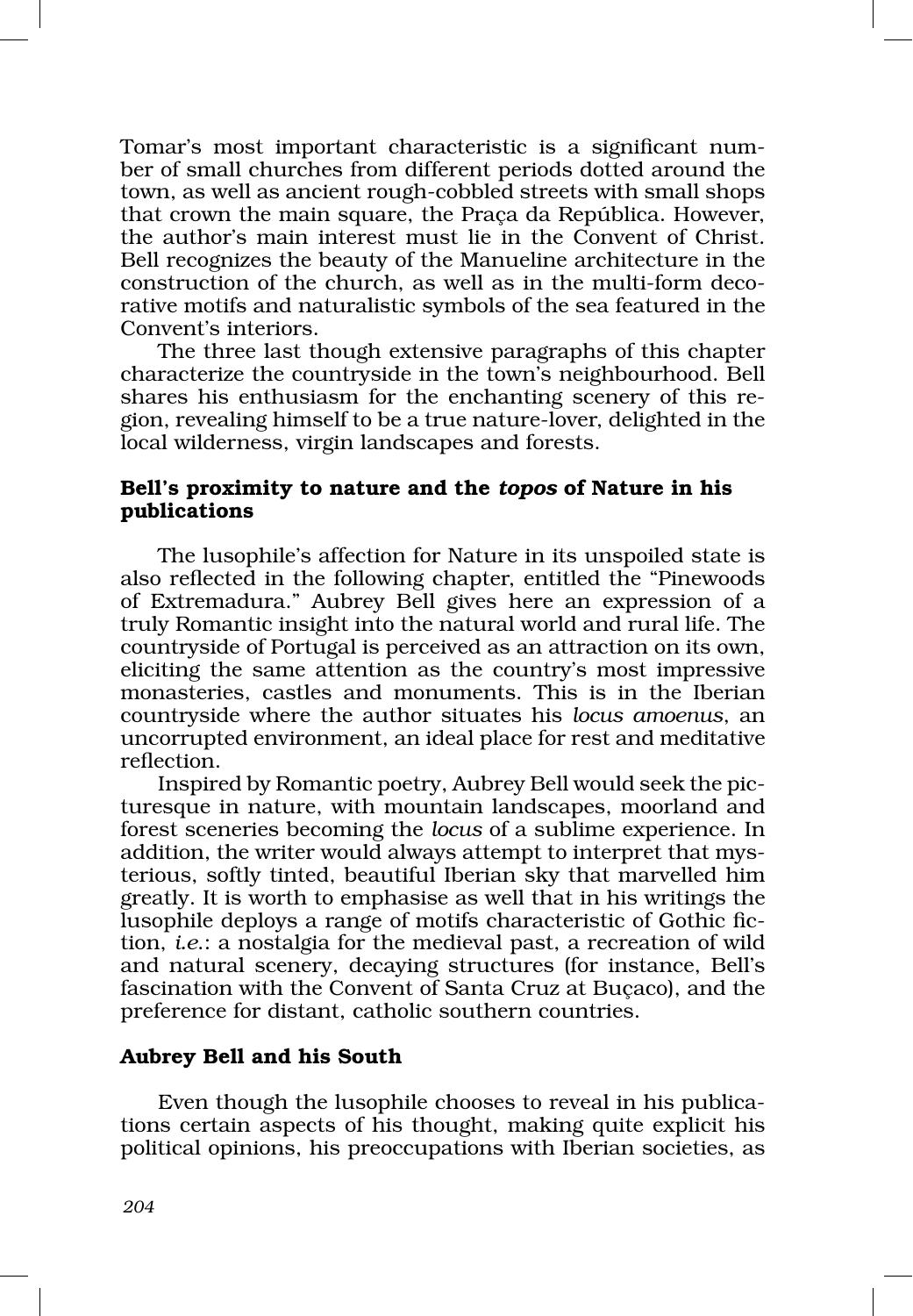Tomar's most important characteristic is a significant number of small churches from different periods dotted around the town, as well as ancient rough-cobbled streets with small shops that crown the main square, the Praça da República. However, the author's main interest must lie in the Convent of Christ. Bell recognizes the beauty of the Manueline architecture in the construction of the church, as well as in the multi-form decorative motifs and naturalistic symbols of the sea featured in the Convent's interiors.

The three last though extensive paragraphs of this chapter characterize the countryside in the town's neighbourhood. Bell shares his enthusiasm for the enchanting scenery of this region, revealing himself to be a true nature-lover, delighted in the local wilderness, virgin landscapes and forests.

### Bell's proximity to nature and the *topos* of Nature in his publications

The lusophile's affection for Nature in its unspoiled state is also reflected in the following chapter, entitled the "Pinewoods of Extremadura." Aubrey Bell gives here an expression of a truly Romantic insight into the natural world and rural life. The countryside of Portugal is perceived as an attraction on its own, eliciting the same attention as the country's most impressive monasteries, castles and monuments. This is in the Iberian countryside where the author situates his *locus amoenus*, an uncorrupted environment, an ideal place for rest and meditative reflection.

Inspired by Romantic poetry, Aubrey Bell would seek the picturesque in nature, with mountain landscapes, moorland and forest sceneries becoming the *locus* of a sublime experience. In addition, the writer would always attempt to interpret that mysterious, softly tinted, beautiful Iberian sky that marvelled him greatly. It is worth to emphasise as well that in his writings the lusophile deploys a range of motifs characteristic of Gothic fiction, *i.e.*: a nostalgia for the medieval past, a recreation of wild and natural scenery, decaying structures (for instance, Bell's fascination with the Convent of Santa Cruz at Buçaco), and the preference for distant, catholic southern countries.

### Aubrey Bell and his South

Even though the lusophile chooses to reveal in his publications certain aspects of his thought, making quite explicit his political opinions, his preoccupations with Iberian societies, as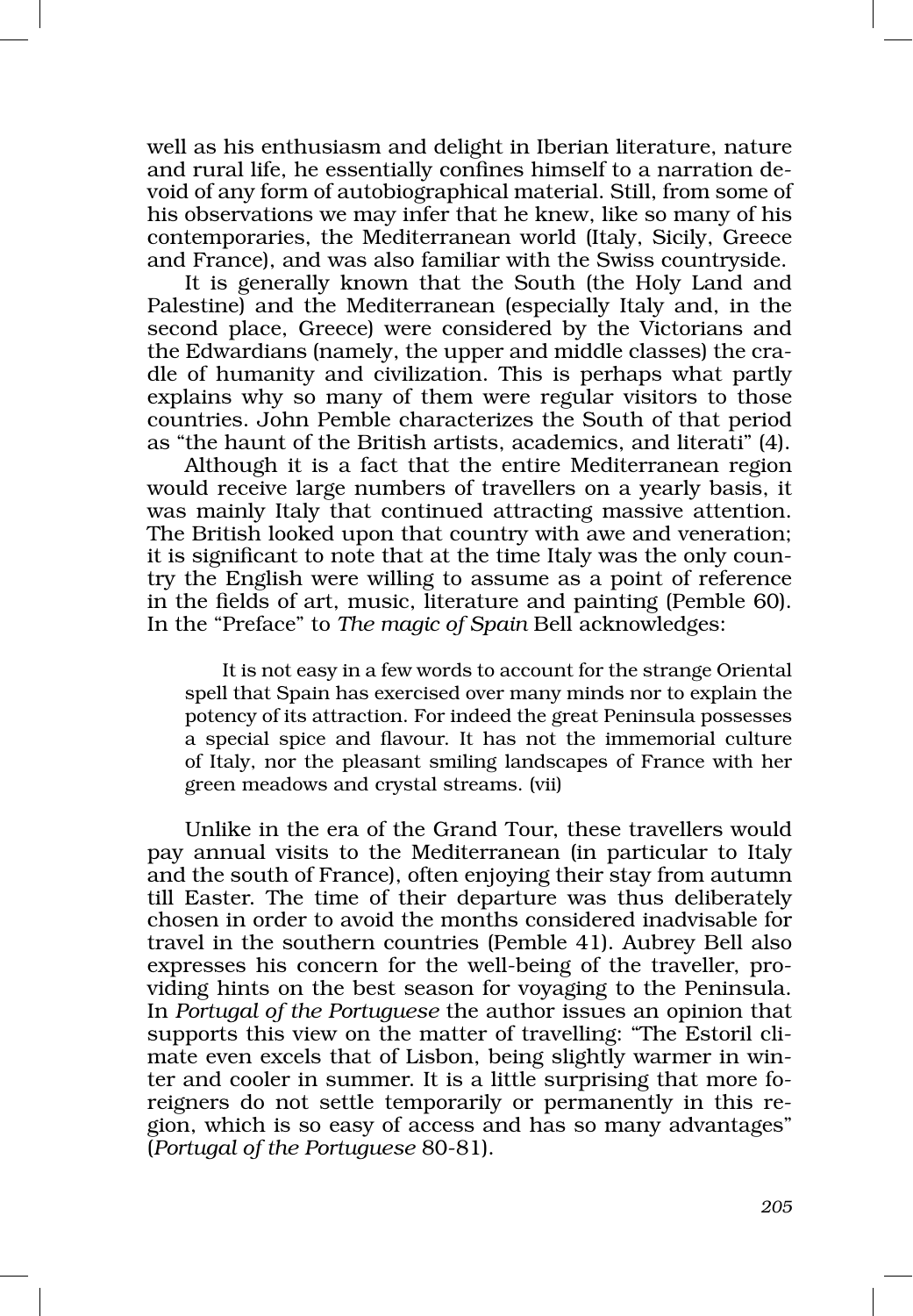well as his enthusiasm and delight in Iberian literature, nature and rural life, he essentially confines himself to a narration devoid of any form of autobiographical material. Still, from some of his observations we may infer that he knew, like so many of his contemporaries, the Mediterranean world (Italy, Sicily, Greece and France), and was also familiar with the Swiss countryside.

It is generally known that the South (the Holy Land and Palestine) and the Mediterranean (especially Italy and, in the second place, Greece) were considered by the Victorians and the Edwardians (namely, the upper and middle classes) the cradle of humanity and civilization. This is perhaps what partly explains why so many of them were regular visitors to those countries. John Pemble characterizes the South of that period as "the haunt of the British artists, academics, and literati" (4).

Although it is a fact that the entire Mediterranean region would receive large numbers of travellers on a yearly basis, it was mainly Italy that continued attracting massive attention. The British looked upon that country with awe and veneration; it is significant to note that at the time Italy was the only country the English were willing to assume as a point of reference in the fields of art, music, literature and painting (Pemble 60). In the "Preface" to *The magic of Spain* Bell acknowledges:

> It is not easy in a few words to account for the strange Oriental spell that Spain has exercised over many minds nor to explain the potency of its attraction. For indeed the great Peninsula possesses a special spice and flavour. It has not the immemorial culture of Italy, nor the pleasant smiling landscapes of France with her green meadows and crystal streams. (vii)

Unlike in the era of the Grand Tour, these travellers would pay annual visits to the Mediterranean (in particular to Italy and the south of France), often enjoying their stay from autumn till Easter. The time of their departure was thus deliberately chosen in order to avoid the months considered inadvisable for travel in the southern countries (Pemble 41). Aubrey Bell also expresses his concern for the well-being of the traveller, providing hints on the best season for voyaging to the Peninsula. In *Portugal of the Portuguese* the author issues an opinion that supports this view on the matter of travelling: "The Estoril climate even excels that of Lisbon, being slightly warmer in winter and cooler in summer. It is a little surprising that more foreigners do not settle temporarily or permanently in this region, which is so easy of access and has so many advantages" (*Portugal of the Portuguese* 80-81).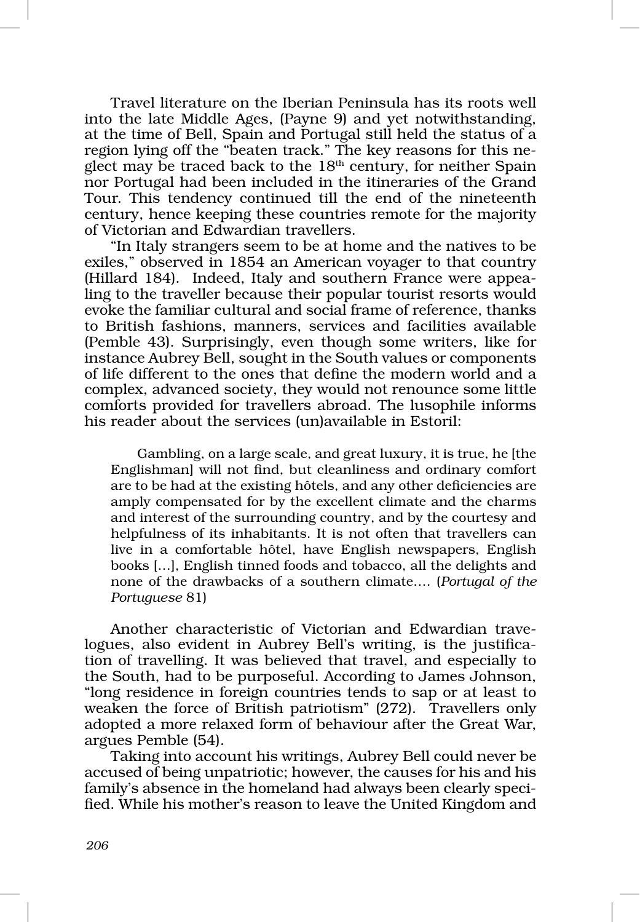Travel literature on the Iberian Peninsula has its roots well into the late Middle Ages, (Payne 9) and yet notwithstanding, at the time of Bell, Spain and Portugal still held the status of a region lying off the "beaten track." The key reasons for this neglect may be traced back to the 18th century, for neither Spain nor Portugal had been included in the itineraries of the Grand Tour. This tendency continued till the end of the nineteenth century, hence keeping these countries remote for the majority of Victorian and Edwardian travellers.

"In Italy strangers seem to be at home and the natives to be exiles," observed in 1854 an American voyager to that country (Hillard 184). Indeed, Italy and southern France were appealing to the traveller because their popular tourist resorts would evoke the familiar cultural and social frame of reference, thanks to British fashions, manners, services and facilities available (Pemble 43). Surprisingly, even though some writers, like for instance Aubrey Bell, sought in the South values or components of life different to the ones that define the modern world and a complex, advanced society, they would not renounce some little comforts provided for travellers abroad. The lusophile informs his reader about the services (un)available in Estoril:

> Gambling, on a large scale, and great luxury, it is true, he [the Englishman] will not find, but cleanliness and ordinary comfort are to be had at the existing hôtels, and any other deficiencies are amply compensated for by the excellent climate and the charms and interest of the surrounding country, and by the courtesy and helpfulness of its inhabitants. It is not often that travellers can live in a comfortable hôtel, have English newspapers, English books […], English tinned foods and tobacco, all the delights and none of the drawbacks of a southern climate…. (*Portugal of the Portuguese* 81)

Another characteristic of Victorian and Edwardian travelogues, also evident in Aubrey Bell's writing, is the justification of travelling. It was believed that travel, and especially to the South, had to be purposeful. According to James Johnson, "long residence in foreign countries tends to sap or at least to weaken the force of British patriotism" (272). Travellers only adopted a more relaxed form of behaviour after the Great War, argues Pemble (54).

Taking into account his writings, Aubrey Bell could never be accused of being unpatriotic; however, the causes for his and his family's absence in the homeland had always been clearly specified. While his mother's reason to leave the United Kingdom and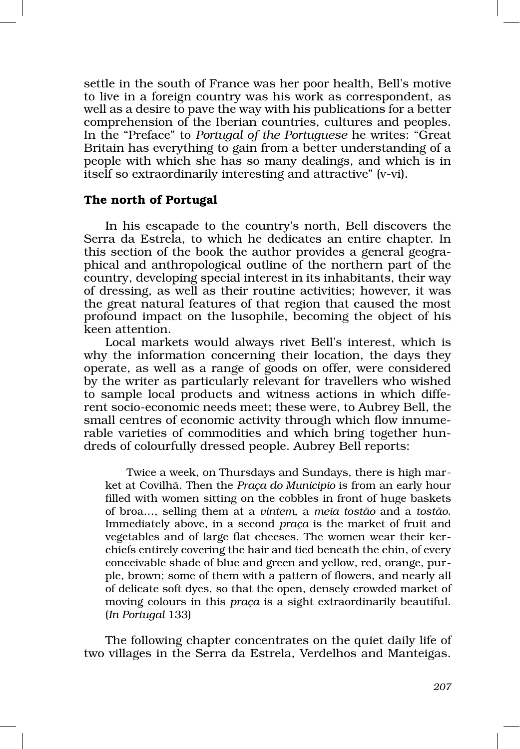settle in the south of France was her poor health, Bell's motive to live in a foreign country was his work as correspondent, as well as a desire to pave the way with his publications for a better comprehension of the Iberian countries, cultures and peoples. In the "Preface" to *Portugal of the Portuguese* he writes: "Great Britain has everything to gain from a better understanding of a people with which she has so many dealings, and which is in itself so extraordinarily interesting and attractive" (v-vi).

### The north of Portugal

In his escapade to the country's north, Bell discovers the Serra da Estrela, to which he dedicates an entire chapter. In this section of the book the author provides a general geographical and anthropological outline of the northern part of the country, developing special interest in its inhabitants, their way of dressing, as well as their routine activities; however, it was the great natural features of that region that caused the most profound impact on the lusophile, becoming the object of his keen attention.

Local markets would always rivet Bell's interest, which is why the information concerning their location, the days they operate, as well as a range of goods on offer, were considered by the writer as particularly relevant for travellers who wished to sample local products and witness actions in which different socio-economic needs meet; these were, to Aubrey Bell, the small centres of economic activity through which flow innumerable varieties of commodities and which bring together hundreds of colourfully dressed people. Aubrey Bell reports:

> Twice a week, on Thursdays and Sundays, there is high market at Covilhã. Then the *Praça do Municipio* is from an early hour filled with women sitting on the cobbles in front of huge baskets of broa…, selling them at a *vintem*, a *meia tostão* and a *tostão*. Immediately above, in a second *praça* is the market of fruit and vegetables and of large flat cheeses. The women wear their kerchiefs entirely covering the hair and tied beneath the chin, of every conceivable shade of blue and green and yellow, red, orange, purple, brown; some of them with a pattern of flowers, and nearly all of delicate soft dyes, so that the open, densely crowded market of moving colours in this *praça* is a sight extraordinarily beautiful. (*In Portugal* 133)

The following chapter concentrates on the quiet daily life of two villages in the Serra da Estrela, Verdelhos and Manteigas.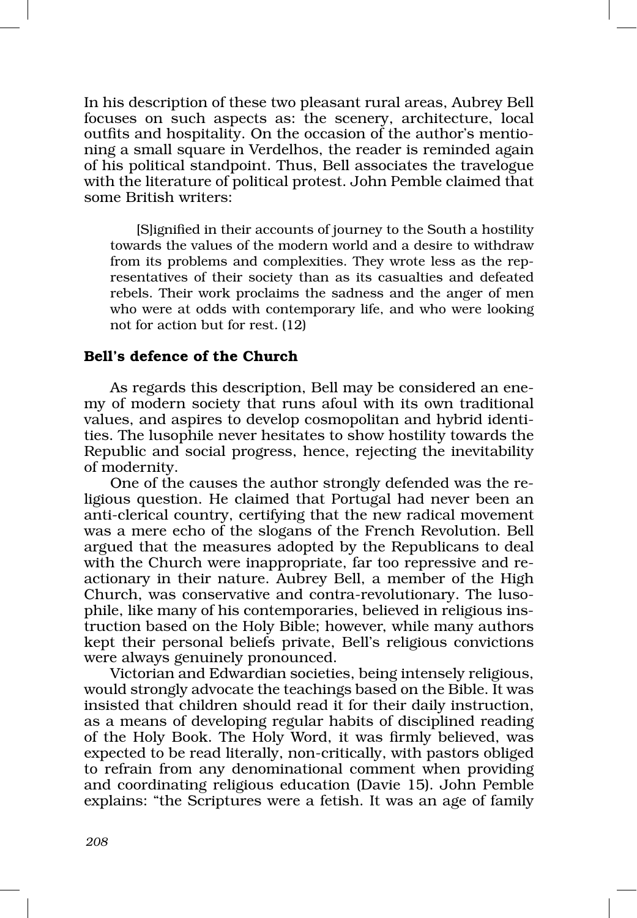In his description of these two pleasant rural areas, Aubrey Bell focuses on such aspects as: the scenery, architecture, local outfits and hospitality. On the occasion of the author's mentioning a small square in Verdelhos, the reader is reminded again of his political standpoint. Thus, Bell associates the travelogue with the literature of political protest. John Pemble claimed that some British writers:

> [S]ignified in their accounts of journey to the South a hostility towards the values of the modern world and a desire to withdraw from its problems and complexities. They wrote less as the representatives of their society than as its casualties and defeated rebels. Their work proclaims the sadness and the anger of men who were at odds with contemporary life, and who were looking not for action but for rest. (12)

### Bell's defence of the Church

As regards this description, Bell may be considered an enemy of modern society that runs afoul with its own traditional values, and aspires to develop cosmopolitan and hybrid identities. The lusophile never hesitates to show hostility towards the Republic and social progress, hence, rejecting the inevitability of modernity.

One of the causes the author strongly defended was the religious question. He claimed that Portugal had never been an anti-clerical country, certifying that the new radical movement was a mere echo of the slogans of the French Revolution. Bell argued that the measures adopted by the Republicans to deal with the Church were inappropriate, far too repressive and reactionary in their nature. Aubrey Bell, a member of the High Church, was conservative and contra-revolutionary. The lusophile, like many of his contemporaries, believed in religious instruction based on the Holy Bible; however, while many authors kept their personal beliefs private, Bell's religious convictions were always genuinely pronounced.

Victorian and Edwardian societies, being intensely religious, would strongly advocate the teachings based on the Bible. It was insisted that children should read it for their daily instruction, as a means of developing regular habits of disciplined reading of the Holy Book. The Holy Word, it was firmly believed, was expected to be read literally, non-critically, with pastors obliged to refrain from any denominational comment when providing and coordinating religious education (Davie 15). John Pemble explains: "the Scriptures were a fetish. It was an age of family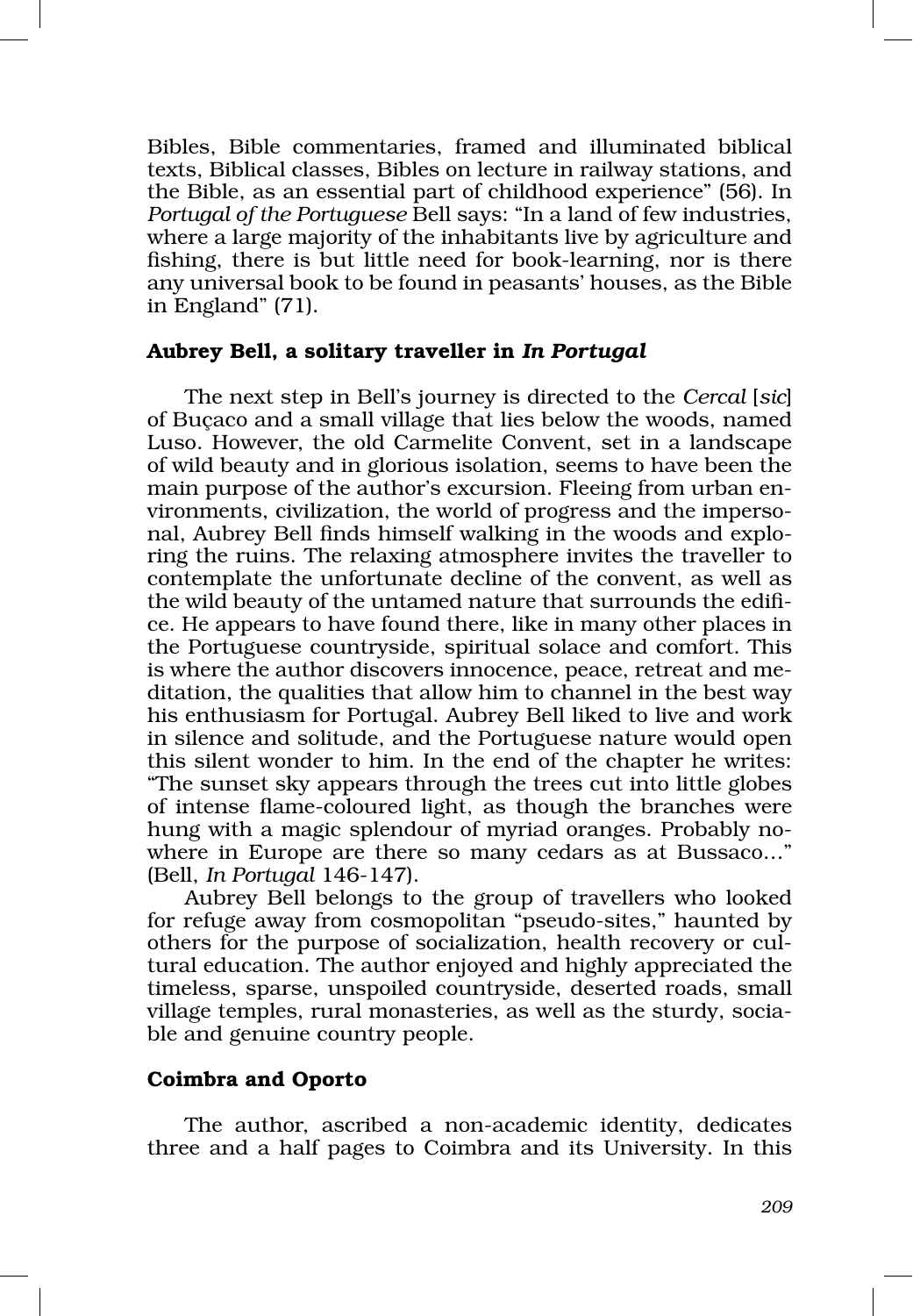Bibles, Bible commentaries, framed and illuminated biblical texts, Biblical classes, Bibles on lecture in railway stations, and the Bible, as an essential part of childhood experience" (56). In *Portugal of the Portuguese* Bell says: "In a land of few industries, where a large majority of the inhabitants live by agriculture and fishing, there is but little need for book-learning, nor is there any universal book to be found in peasants' houses, as the Bible in England" (71).

### Aubrey Bell, a solitary traveller in *In Portugal*

The next step in Bell's journey is directed to the *Cercal* [*sic*] of Buçaco and a small village that lies below the woods, named Luso. However, the old Carmelite Convent, set in a landscape of wild beauty and in glorious isolation, seems to have been the main purpose of the author's excursion. Fleeing from urban environments, civilization, the world of progress and the impersonal, Aubrey Bell finds himself walking in the woods and exploring the ruins. The relaxing atmosphere invites the traveller to contemplate the unfortunate decline of the convent, as well as the wild beauty of the untamed nature that surrounds the edifice. He appears to have found there, like in many other places in the Portuguese countryside, spiritual solace and comfort. This is where the author discovers innocence, peace, retreat and meditation, the qualities that allow him to channel in the best way his enthusiasm for Portugal. Aubrey Bell liked to live and work in silence and solitude, and the Portuguese nature would open this silent wonder to him. In the end of the chapter he writes: "The sunset sky appears through the trees cut into little globes of intense flame-coloured light, as though the branches were hung with a magic splendour of myriad oranges. Probably nowhere in Europe are there so many cedars as at Bussaco…" (Bell, *In Portugal* 146-147).

Aubrey Bell belongs to the group of travellers who looked for refuge away from cosmopolitan "pseudo-sites," haunted by others for the purpose of socialization, health recovery or cultural education. The author enjoyed and highly appreciated the timeless, sparse, unspoiled countryside, deserted roads, small village temples, rural monasteries, as well as the sturdy, sociable and genuine country people.

### Coimbra and Oporto

The author, ascribed a non-academic identity, dedicates three and a half pages to Coimbra and its University. In this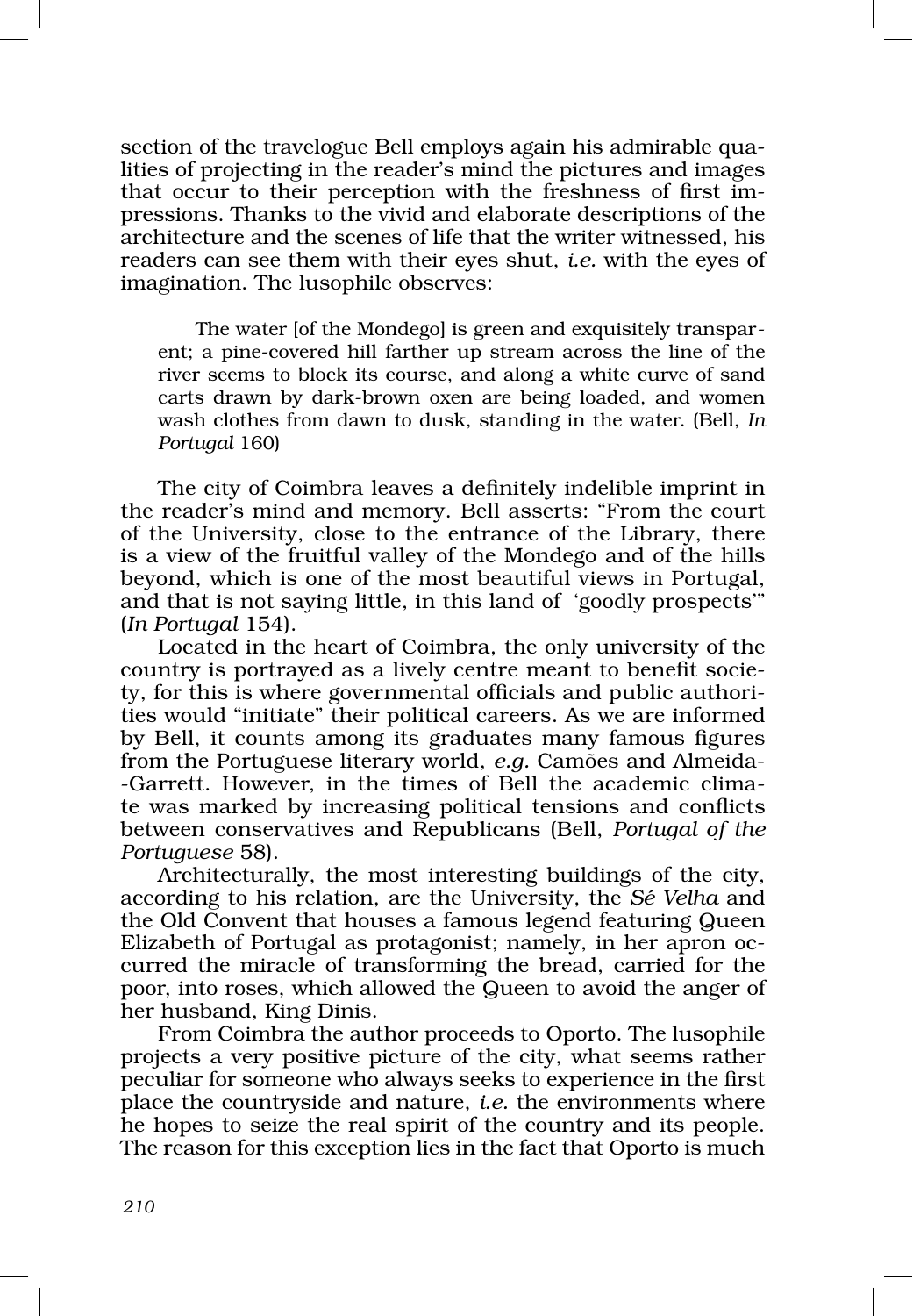section of the travelogue Bell employs again his admirable qualities of projecting in the reader's mind the pictures and images that occur to their perception with the freshness of first impressions. Thanks to the vivid and elaborate descriptions of the architecture and the scenes of life that the writer witnessed, his readers can see them with their eyes shut, *i.e.* with the eyes of imagination. The lusophile observes:

> The water [of the Mondego] is green and exquisitely transparent; a pine-covered hill farther up stream across the line of the river seems to block its course, and along a white curve of sand carts drawn by dark-brown oxen are being loaded, and women wash clothes from dawn to dusk, standing in the water. (Bell, *In Portugal* 160)

The city of Coimbra leaves a definitely indelible imprint in the reader's mind and memory. Bell asserts: "From the court of the University, close to the entrance of the Library, there is a view of the fruitful valley of the Mondego and of the hills beyond, which is one of the most beautiful views in Portugal, and that is not saying little, in this land of 'goodly prospects'" (*In Portugal* 154).

Located in the heart of Coimbra, the only university of the country is portrayed as a lively centre meant to benefit society, for this is where governmental officials and public authorities would "initiate" their political careers. As we are informed by Bell, it counts among its graduates many famous figures from the Portuguese literary world, *e.g.* Camões and Almeida-Garrett. However, in the times of Bell the academic climate was marked by increasing political tensions and conflicts between conservatives and Republicans (Bell, *Portugal of the Portuguese* 58).

Architecturally, the most interesting buildings of the city, according to his relation, are the University, the *Sé Velha* and the Old Convent that houses a famous legend featuring Queen Elizabeth of Portugal as protagonist; namely, in her apron occurred the miracle of transforming the bread, carried for the poor, into roses, which allowed the Queen to avoid the anger of her husband, King Dinis.

From Coimbra the author proceeds to Oporto. The lusophile projects a very positive picture of the city, what seems rather peculiar for someone who always seeks to experience in the first place the countryside and nature, *i.e.* the environments where he hopes to seize the real spirit of the country and its people. The reason for this exception lies in the fact that Oporto is much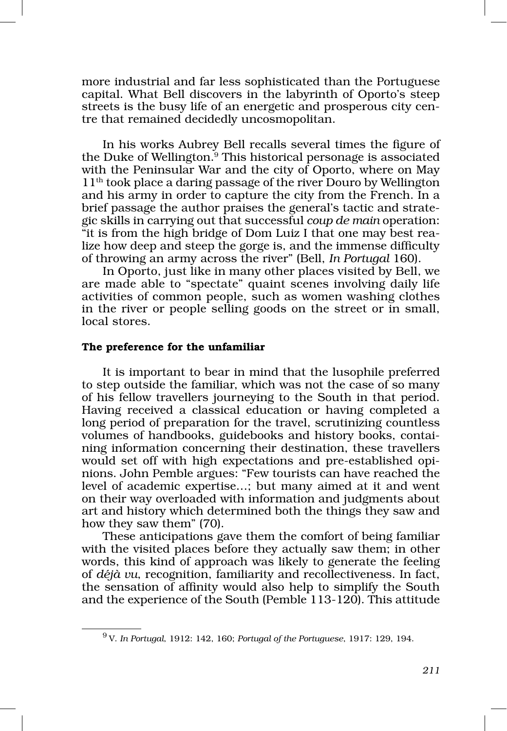more industrial and far less sophisticated than the Portuguese capital. What Bell discovers in the labyrinth of Oporto's steep streets is the busy life of an energetic and prosperous city centre that remained decidedly uncosmopolitan.

In his works Aubrey Bell recalls several times the figure of the Duke of Wellington.[9] This historical personage is associated with the Peninsular War and the city of Oporto, where on May 11th took place a daring passage of the river Douro by Wellington and his army in order to capture the city from the French. In a brief passage the author praises the general's tactic and strategic skills in carrying out that successful *coup de main* operation: "it is from the high bridge of Dom Luiz I that one may best realize how deep and steep the gorge is, and the immense difficulty of throwing an army across the river" (Bell, *In Portugal* 160).

In Oporto, just like in many other places visited by Bell, we are made able to "spectate" quaint scenes involving daily life activities of common people, such as women washing clothes in the river or people selling goods on the street or in small, local stores.

### The preference for the unfamiliar

It is important to bear in mind that the lusophile preferred to step outside the familiar, which was not the case of so many of his fellow travellers journeying to the South in that period. Having received a classical education or having completed a long period of preparation for the travel, scrutinizing countless volumes of handbooks, guidebooks and history books, containing information concerning their destination, these travellers would set off with high expectations and pre-established opinions. John Pemble argues: "Few tourists can have reached the level of academic expertise…; but many aimed at it and went on their way overloaded with information and judgments about art and history which determined both the things they saw and how they saw them" (70).

These anticipations gave them the comfort of being familiar with the visited places before they actually saw them; in other words, this kind of approach was likely to generate the feeling of *déjà vu*, recognition, familiarity and recollectiveness. In fact, the sensation of affinity would also help to simplify the South and the experience of the South (Pemble 113-120). This attitude

---

[9] V. *In Portugal*, 1912: 142, 160; *Portugal of the Portuguese*, 1917: 129, 194.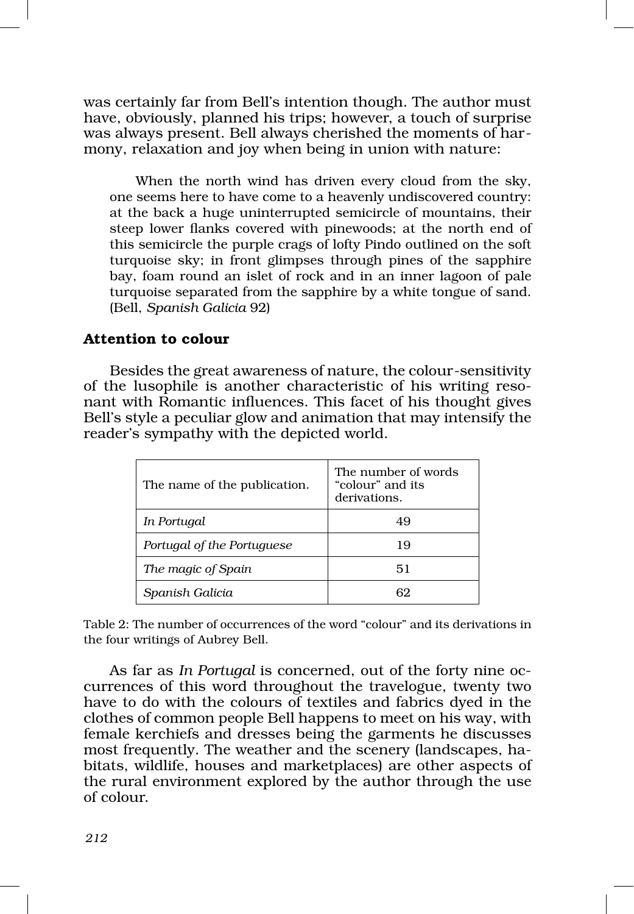was certainly far from Bell's intention though. The author must have, obviously, planned his trips; however, a touch of surprise was always present. Bell always cherished the moments of harmony, relaxation and joy when being in union with nature:

> When the north wind has driven every cloud from the sky, one seems here to have come to a heavenly undiscovered country: at the back a huge uninterrupted semicircle of mountains, their steep lower flanks covered with pinewoods; at the north end of this semicircle the purple crags of lofty Pindo outlined on the soft turquoise sky; in front glimpses through pines of the sapphire bay, foam round an islet of rock and in an inner lagoon of pale turquoise separated from the sapphire by a white tongue of sand. (Bell, *Spanish Galicia* 92)

### Attention to colour

Besides the great awareness of nature, the colour-sensitivity of the lusophile is another characteristic of his writing resonant with Romantic influences. This facet of his thought gives Bell's style a peculiar glow and animation that may intensify the reader's sympathy with the depicted world.

| The name of the publication. | The number of words "colour" and its derivations. |
|---|---|
| *In Portugal* | 49 |
| *Portugal of the Portuguese* | 19 |
| *The magic of Spain* | 51 |
| *Spanish Galicia* | 62 |

Table 2: The number of occurrences of the word "colour" and its derivations in the four writings of Aubrey Bell.

As far as *In Portugal* is concerned, out of the forty nine occurrences of this word throughout the travelogue, twenty two have to do with the colours of textiles and fabrics dyed in the clothes of common people Bell happens to meet on his way, with female kerchiefs and dresses being the garments he discusses most frequently. The weather and the scenery (landscapes, habitats, wildlife, houses and marketplaces) are other aspects of the rural environment explored by the author through the use of colour.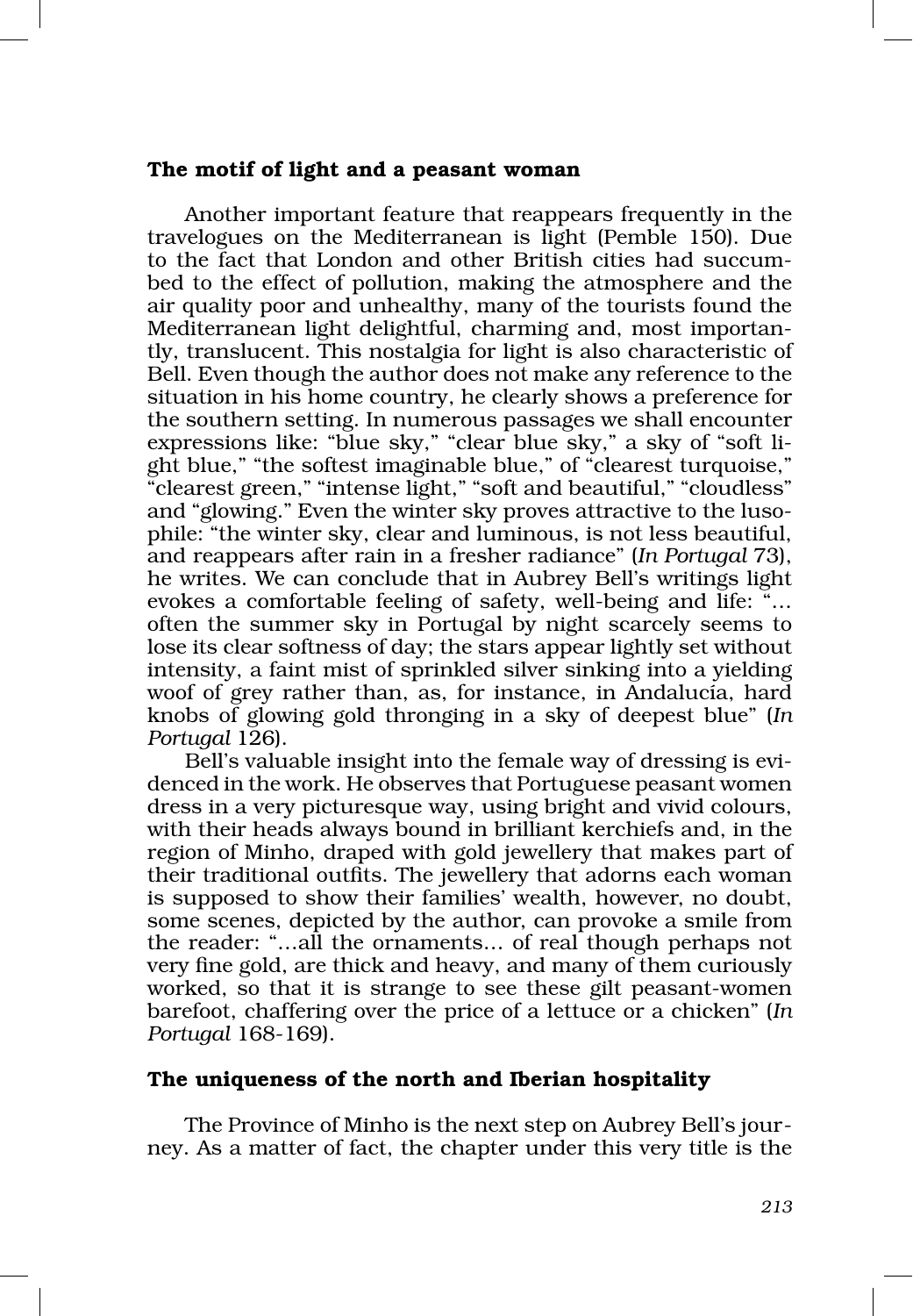### The motif of light and a peasant woman

Another important feature that reappears frequently in the travelogues on the Mediterranean is light (Pemble 150). Due to the fact that London and other British cities had succumbed to the effect of pollution, making the atmosphere and the air quality poor and unhealthy, many of the tourists found the Mediterranean light delightful, charming and, most importantly, translucent. This nostalgia for light is also characteristic of Bell. Even though the author does not make any reference to the situation in his home country, he clearly shows a preference for the southern setting. In numerous passages we shall encounter expressions like: "blue sky," "clear blue sky," a sky of "soft light blue," "the softest imaginable blue," of "clearest turquoise," "clearest green," "intense light," "soft and beautiful," "cloudless" and "glowing." Even the winter sky proves attractive to the lusophile: "the winter sky, clear and luminous, is not less beautiful, and reappears after rain in a fresher radiance" (*In Portugal* 73), he writes. We can conclude that in Aubrey Bell's writings light evokes a comfortable feeling of safety, well-being and life: "… often the summer sky in Portugal by night scarcely seems to lose its clear softness of day; the stars appear lightly set without intensity, a faint mist of sprinkled silver sinking into a yielding woof of grey rather than, as, for instance, in Andalucía, hard knobs of glowing gold thronging in a sky of deepest blue" (*In Portugal* 126).

Bell's valuable insight into the female way of dressing is evidenced in the work. He observes that Portuguese peasant women dress in a very picturesque way, using bright and vivid colours, with their heads always bound in brilliant kerchiefs and, in the region of Minho, draped with gold jewellery that makes part of their traditional outfits. The jewellery that adorns each woman is supposed to show their families' wealth, however, no doubt, some scenes, depicted by the author, can provoke a smile from the reader: "…all the ornaments… of real though perhaps not very fine gold, are thick and heavy, and many of them curiously worked, so that it is strange to see these gilt peasant-women barefoot, chaffering over the price of a lettuce or a chicken" (*In Portugal* 168-169).

### The uniqueness of the north and Iberian hospitality

The Province of Minho is the next step on Aubrey Bell's journey. As a matter of fact, the chapter under this very title is the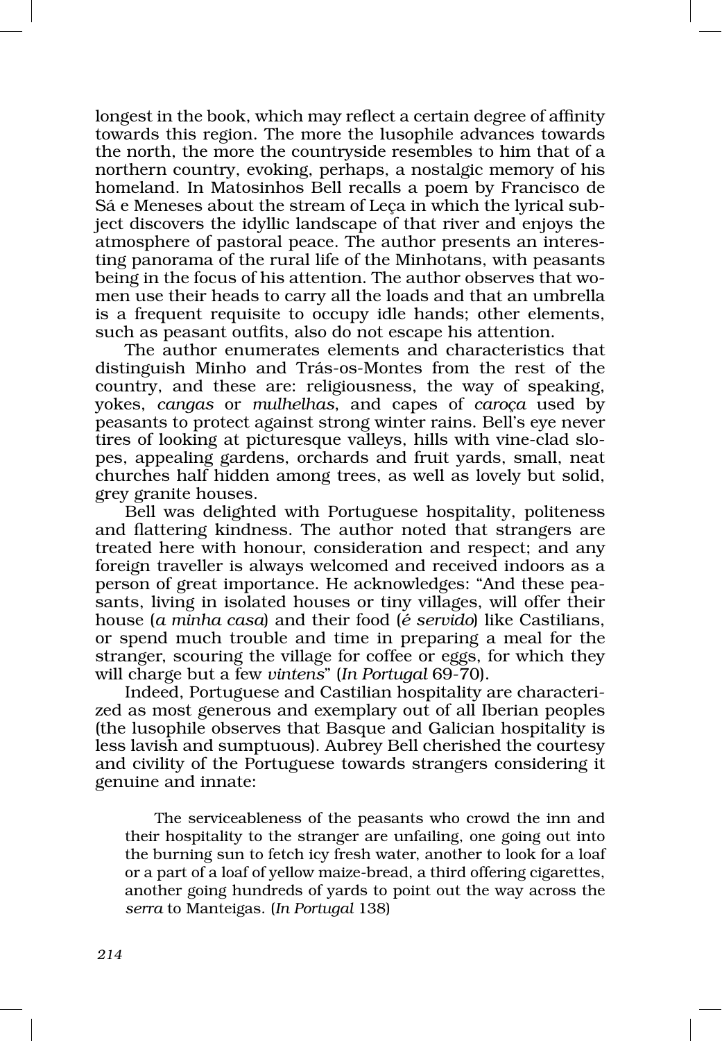longest in the book, which may reflect a certain degree of affinity towards this region. The more the lusophile advances towards the north, the more the countryside resembles to him that of a northern country, evoking, perhaps, a nostalgic memory of his homeland. In Matosinhos Bell recalls a poem by Francisco de Sá e Meneses about the stream of Leça in which the lyrical subject discovers the idyllic landscape of that river and enjoys the atmosphere of pastoral peace. The author presents an interesting panorama of the rural life of the Minhotans, with peasants being in the focus of his attention. The author observes that women use their heads to carry all the loads and that an umbrella is a frequent requisite to occupy idle hands; other elements, such as peasant outfits, also do not escape his attention.

The author enumerates elements and characteristics that distinguish Minho and Trás-os-Montes from the rest of the country, and these are: religiousness, the way of speaking, yokes, *cangas* or *mulhelhas*, and capes of *caroça* used by peasants to protect against strong winter rains. Bell's eye never tires of looking at picturesque valleys, hills with vine-clad slopes, appealing gardens, orchards and fruit yards, small, neat churches half hidden among trees, as well as lovely but solid, grey granite houses.

Bell was delighted with Portuguese hospitality, politeness and flattering kindness. The author noted that strangers are treated here with honour, consideration and respect; and any foreign traveller is always welcomed and received indoors as a person of great importance. He acknowledges: "And these peasants, living in isolated houses or tiny villages, will offer their house (*a minha casa*) and their food (*é servido*) like Castilians, or spend much trouble and time in preparing a meal for the stranger, scouring the village for coffee or eggs, for which they will charge but a few *vintens*" (*In Portugal* 69-70).

Indeed, Portuguese and Castilian hospitality are characterized as most generous and exemplary out of all Iberian peoples (the lusophile observes that Basque and Galician hospitality is less lavish and sumptuous). Aubrey Bell cherished the courtesy and civility of the Portuguese towards strangers considering it genuine and innate:

> The serviceableness of the peasants who crowd the inn and their hospitality to the stranger are unfailing, one going out into the burning sun to fetch icy fresh water, another to look for a loaf or a part of a loaf of yellow maize-bread, a third offering cigarettes, another going hundreds of yards to point out the way across the *serra* to Manteigas. (*In Portugal* 138)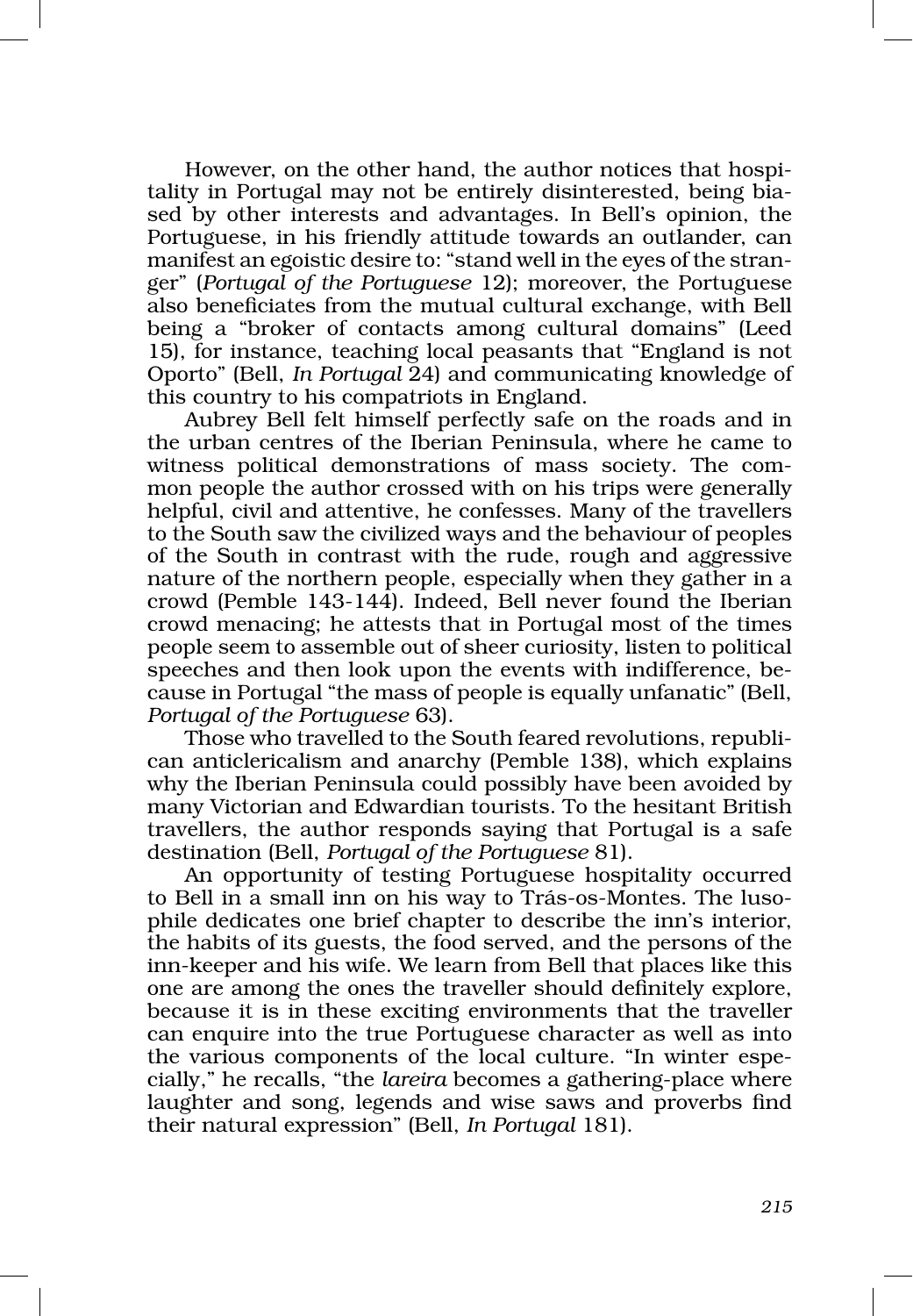However, on the other hand, the author notices that hospitality in Portugal may not be entirely disinterested, being biased by other interests and advantages. In Bell's opinion, the Portuguese, in his friendly attitude towards an outlander, can manifest an egoistic desire to: "stand well in the eyes of the stranger" (*Portugal of the Portuguese* 12); moreover, the Portuguese also beneficiates from the mutual cultural exchange, with Bell being a "broker of contacts among cultural domains" (Leed 15), for instance, teaching local peasants that "England is not Oporto" (Bell, *In Portugal* 24) and communicating knowledge of this country to his compatriots in England.

Aubrey Bell felt himself perfectly safe on the roads and in the urban centres of the Iberian Peninsula, where he came to witness political demonstrations of mass society. The common people the author crossed with on his trips were generally helpful, civil and attentive, he confesses. Many of the travellers to the South saw the civilized ways and the behaviour of peoples of the South in contrast with the rude, rough and aggressive nature of the northern people, especially when they gather in a crowd (Pemble 143-144). Indeed, Bell never found the Iberian crowd menacing; he attests that in Portugal most of the times people seem to assemble out of sheer curiosity, listen to political speeches and then look upon the events with indifference, because in Portugal "the mass of people is equally unfanatic" (Bell, *Portugal of the Portuguese* 63).

Those who travelled to the South feared revolutions, republican anticlericalism and anarchy (Pemble 138), which explains why the Iberian Peninsula could possibly have been avoided by many Victorian and Edwardian tourists. To the hesitant British travellers, the author responds saying that Portugal is a safe destination (Bell, *Portugal of the Portuguese* 81).

An opportunity of testing Portuguese hospitality occurred to Bell in a small inn on his way to Trás-os-Montes. The lusophile dedicates one brief chapter to describe the inn's interior, the habits of its guests, the food served, and the persons of the inn-keeper and his wife. We learn from Bell that places like this one are among the ones the traveller should definitely explore, because it is in these exciting environments that the traveller can enquire into the true Portuguese character as well as into the various components of the local culture. "In winter especially," he recalls, "the *lareira* becomes a gathering-place where laughter and song, legends and wise saws and proverbs find their natural expression" (Bell, *In Portugal* 181).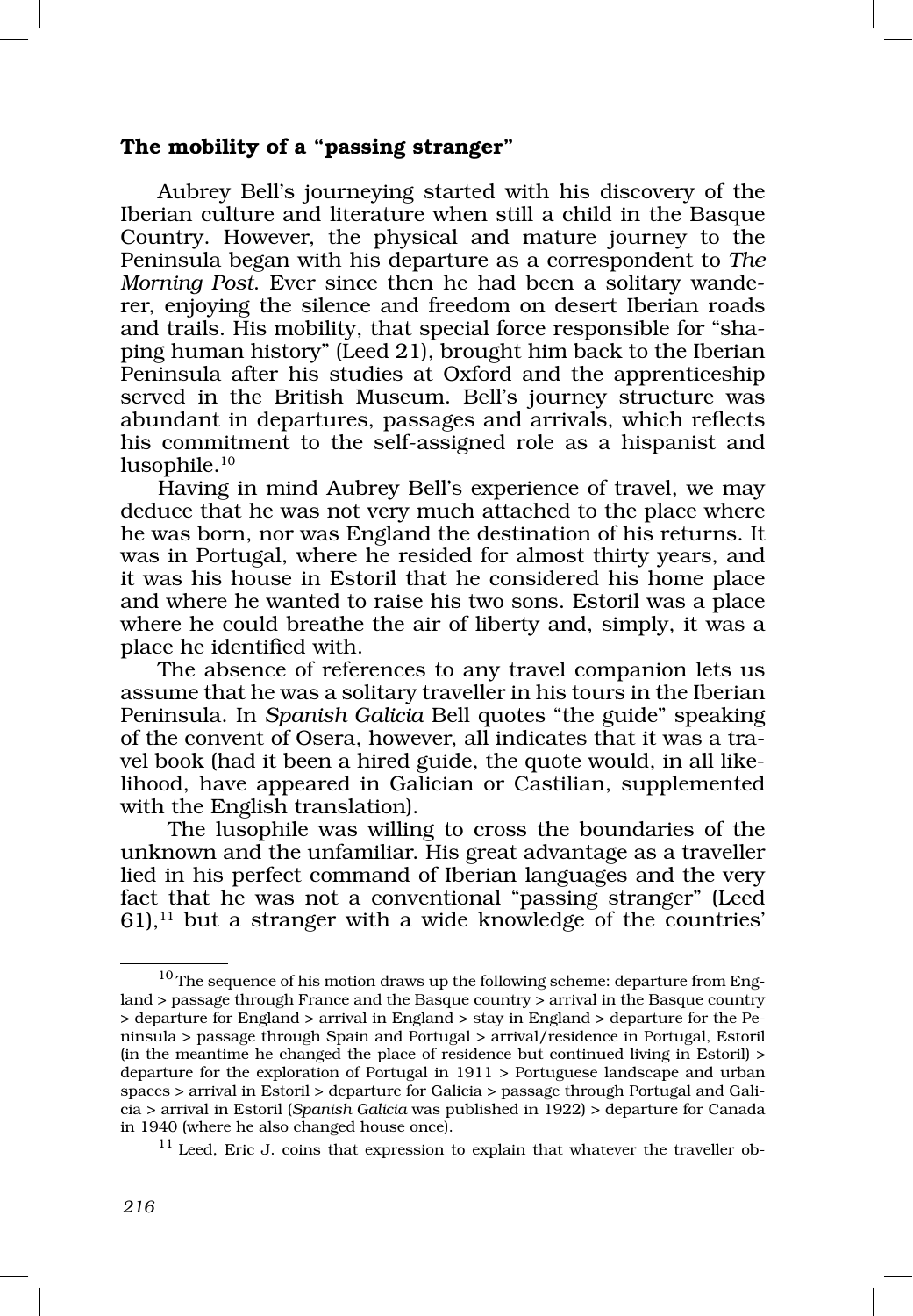## The mobility of a "passing stranger"

Aubrey Bell's journeying started with his discovery of the Iberian culture and literature when still a child in the Basque Country. However, the physical and mature journey to the Peninsula began with his departure as a correspondent to *The Morning Post*. Ever since then he had been a solitary wanderer, enjoying the silence and freedom on desert Iberian roads and trails. His mobility, that special force responsible for "shaping human history" (Leed 21), brought him back to the Iberian Peninsula after his studies at Oxford and the apprenticeship served in the British Museum. Bell's journey structure was abundant in departures, passages and arrivals, which reflects his commitment to the self-assigned role as a hispanist and lusophile.[10]

Having in mind Aubrey Bell's experience of travel, we may deduce that he was not very much attached to the place where he was born, nor was England the destination of his returns. It was in Portugal, where he resided for almost thirty years, and it was his house in Estoril that he considered his home place and where he wanted to raise his two sons. Estoril was a place where he could breathe the air of liberty and, simply, it was a place he identified with.

The absence of references to any travel companion lets us assume that he was a solitary traveller in his tours in the Iberian Peninsula. In *Spanish Galicia* Bell quotes "the guide" speaking of the convent of Osera, however, all indicates that it was a travel book (had it been a hired guide, the quote would, in all likelihood, have appeared in Galician or Castilian, supplemented with the English translation).

The lusophile was willing to cross the boundaries of the unknown and the unfamiliar. His great advantage as a traveller lied in his perfect command of Iberian languages and the very fact that he was not a conventional "passing stranger" (Leed 61),[11] but a stranger with a wide knowledge of the countries'

---

[10] The sequence of his motion draws up the following scheme: departure from England > passage through France and the Basque country > arrival in the Basque country > departure for England > arrival in England > stay in England > departure for the Peninsula > passage through Spain and Portugal > arrival/residence in Portugal, Estoril (in the meantime he changed the place of residence but continued living in Estoril) > departure for the exploration of Portugal in 1911 > Portuguese landscape and urban spaces > arrival in Estoril > departure for Galicia > passage through Portugal and Galicia > arrival in Estoril (*Spanish Galicia* was published in 1922) > departure for Canada in 1940 (where he also changed house once).

[11] Leed, Eric J. coins that expression to explain that whatever the traveller ob-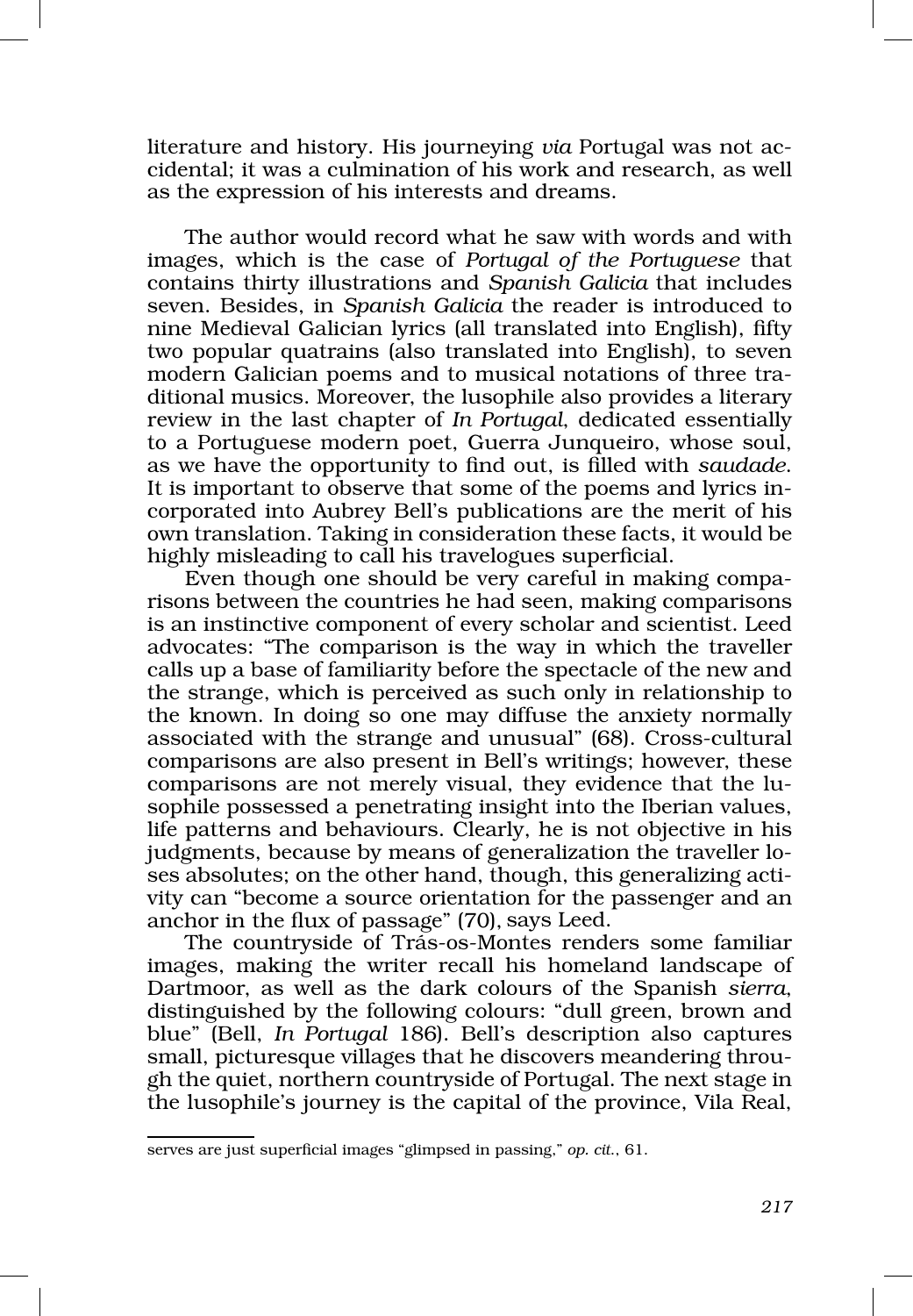literature and history. His journeying *via* Portugal was not accidental; it was a culmination of his work and research, as well as the expression of his interests and dreams.

The author would record what he saw with words and with images, which is the case of *Portugal of the Portuguese* that contains thirty illustrations and *Spanish Galicia* that includes seven. Besides, in *Spanish Galicia* the reader is introduced to nine Medieval Galician lyrics (all translated into English), fifty two popular quatrains (also translated into English), to seven modern Galician poems and to musical notations of three traditional musics. Moreover, the lusophile also provides a literary review in the last chapter of *In Portugal*, dedicated essentially to a Portuguese modern poet, Guerra Junqueiro, whose soul, as we have the opportunity to find out, is filled with *saudade*. It is important to observe that some of the poems and lyrics incorporated into Aubrey Bell's publications are the merit of his own translation. Taking in consideration these facts, it would be highly misleading to call his travelogues superficial.

Even though one should be very careful in making comparisons between the countries he had seen, making comparisons is an instinctive component of every scholar and scientist. Leed advocates: "The comparison is the way in which the traveller calls up a base of familiarity before the spectacle of the new and the strange, which is perceived as such only in relationship to the known. In doing so one may diffuse the anxiety normally associated with the strange and unusual" (68). Cross-cultural comparisons are also present in Bell's writings; however, these comparisons are not merely visual, they evidence that the lusophile possessed a penetrating insight into the Iberian values, life patterns and behaviours. Clearly, he is not objective in his judgments, because by means of generalization the traveller loses absolutes; on the other hand, though, this generalizing activity can "become a source orientation for the passenger and an anchor in the flux of passage" (70), says Leed.

The countryside of Trás-os-Montes renders some familiar images, making the writer recall his homeland landscape of Dartmoor, as well as the dark colours of the Spanish *sierra*, distinguished by the following colours: "dull green, brown and blue" (Bell, *In Portugal* 186). Bell's description also captures small, picturesque villages that he discovers meandering through the quiet, northern countryside of Portugal. The next stage in the lusophile's journey is the capital of the province, Vila Real,

---

serves are just superficial images "glimpsed in passing," *op. cit.*, 61.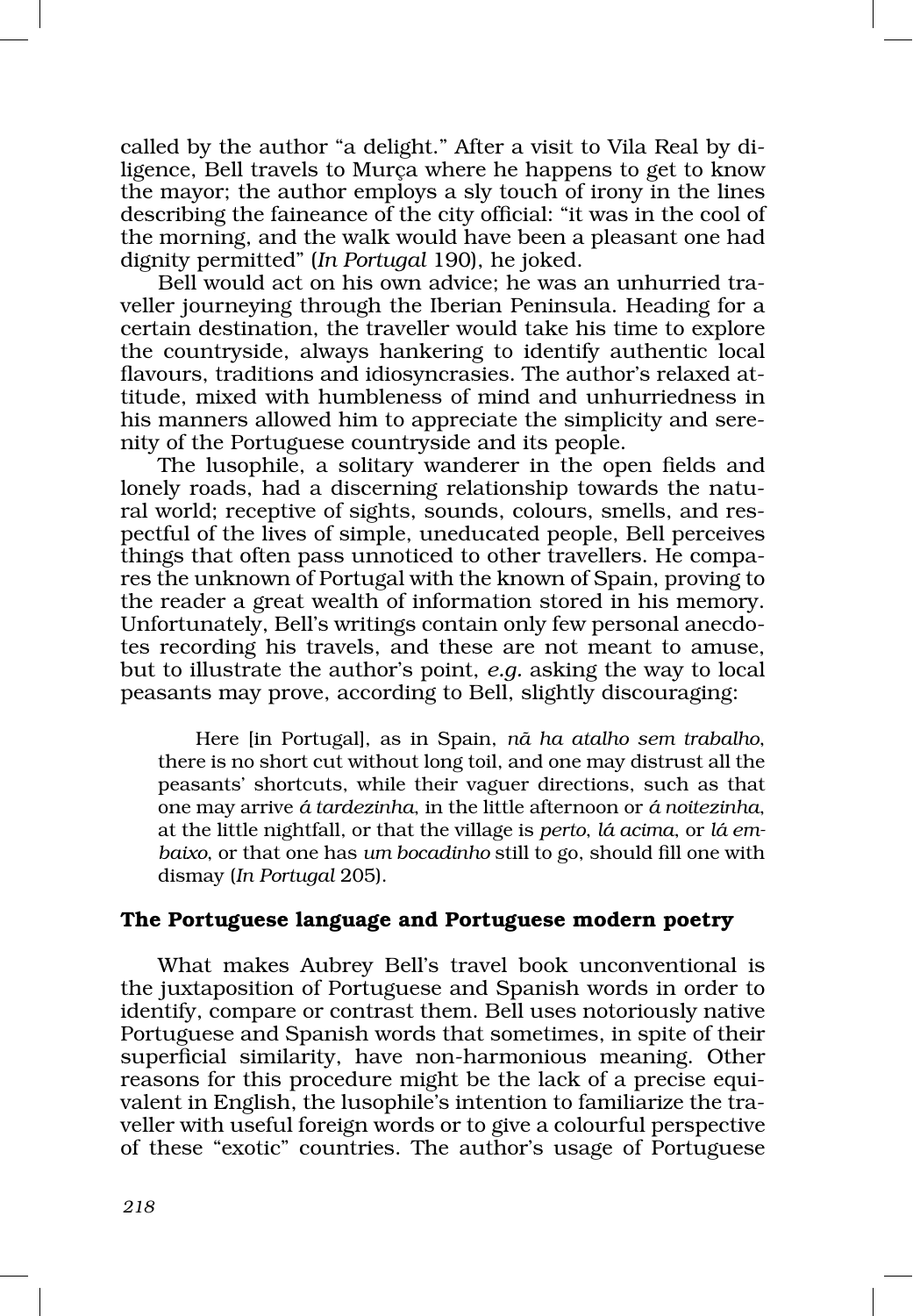called by the author "a delight." After a visit to Vila Real by diligence, Bell travels to Murça where he happens to get to know the mayor; the author employs a sly touch of irony in the lines describing the faineance of the city official: "it was in the cool of the morning, and the walk would have been a pleasant one had dignity permitted" (*In Portugal* 190), he joked.

Bell would act on his own advice; he was an unhurried traveller journeying through the Iberian Peninsula. Heading for a certain destination, the traveller would take his time to explore the countryside, always hankering to identify authentic local flavours, traditions and idiosyncrasies. The author's relaxed attitude, mixed with humbleness of mind and unhurriedness in his manners allowed him to appreciate the simplicity and serenity of the Portuguese countryside and its people.

The lusophile, a solitary wanderer in the open fields and lonely roads, had a discerning relationship towards the natural world; receptive of sights, sounds, colours, smells, and respectful of the lives of simple, uneducated people, Bell perceives things that often pass unnoticed to other travellers. He compares the unknown of Portugal with the known of Spain, proving to the reader a great wealth of information stored in his memory. Unfortunately, Bell's writings contain only few personal anecdotes recording his travels, and these are not meant to amuse, but to illustrate the author's point, *e.g.* asking the way to local peasants may prove, according to Bell, slightly discouraging:

> Here [in Portugal], as in Spain, *nã ha atalho sem trabalho*, there is no short cut without long toil, and one may distrust all the peasants' shortcuts, while their vaguer directions, such as that one may arrive *á tardezinha*, in the little afternoon or *á noitezinha*, at the little nightfall, or that the village is *perto*, *lá acima*, or *lá embaixo*, or that one has *um bocadinho* still to go, should fill one with dismay (*In Portugal* 205).

### The Portuguese language and Portuguese modern poetry

What makes Aubrey Bell's travel book unconventional is the juxtaposition of Portuguese and Spanish words in order to identify, compare or contrast them. Bell uses notoriously native Portuguese and Spanish words that sometimes, in spite of their superficial similarity, have non-harmonious meaning. Other reasons for this procedure might be the lack of a precise equivalent in English, the lusophile's intention to familiarize the traveller with useful foreign words or to give a colourful perspective of these "exotic" countries. The author's usage of Portuguese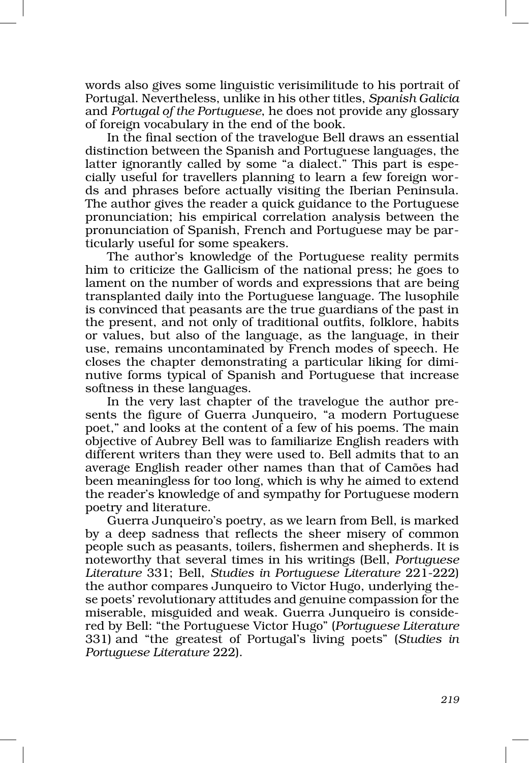words also gives some linguistic verisimilitude to his portrait of Portugal. Nevertheless, unlike in his other titles, *Spanish Galicia* and *Portugal of the Portuguese*, he does not provide any glossary of foreign vocabulary in the end of the book.

In the final section of the travelogue Bell draws an essential distinction between the Spanish and Portuguese languages, the latter ignorantly called by some "a dialect." This part is especially useful for travellers planning to learn a few foreign words and phrases before actually visiting the Iberian Peninsula. The author gives the reader a quick guidance to the Portuguese pronunciation; his empirical correlation analysis between the pronunciation of Spanish, French and Portuguese may be particularly useful for some speakers.

The author's knowledge of the Portuguese reality permits him to criticize the Gallicism of the national press; he goes to lament on the number of words and expressions that are being transplanted daily into the Portuguese language. The lusophile is convinced that peasants are the true guardians of the past in the present, and not only of traditional outfits, folklore, habits or values, but also of the language, as the language, in their use, remains uncontaminated by French modes of speech. He closes the chapter demonstrating a particular liking for diminutive forms typical of Spanish and Portuguese that increase softness in these languages.

In the very last chapter of the travelogue the author presents the figure of Guerra Junqueiro, "a modern Portuguese poet," and looks at the content of a few of his poems. The main objective of Aubrey Bell was to familiarize English readers with different writers than they were used to. Bell admits that to an average English reader other names than that of Camões had been meaningless for too long, which is why he aimed to extend the reader's knowledge of and sympathy for Portuguese modern poetry and literature.

Guerra Junqueiro's poetry, as we learn from Bell, is marked by a deep sadness that reflects the sheer misery of common people such as peasants, toilers, fishermen and shepherds. It is noteworthy that several times in his writings (Bell, *Portuguese Literature* 331; Bell, *Studies in Portuguese Literature* 221-222) the author compares Junqueiro to Victor Hugo, underlying these poets' revolutionary attitudes and genuine compassion for the miserable, misguided and weak. Guerra Junqueiro is considered by Bell: "the Portuguese Victor Hugo" (*Portuguese Literature* 331) and "the greatest of Portugal's living poets" (*Studies in Portuguese Literature* 222).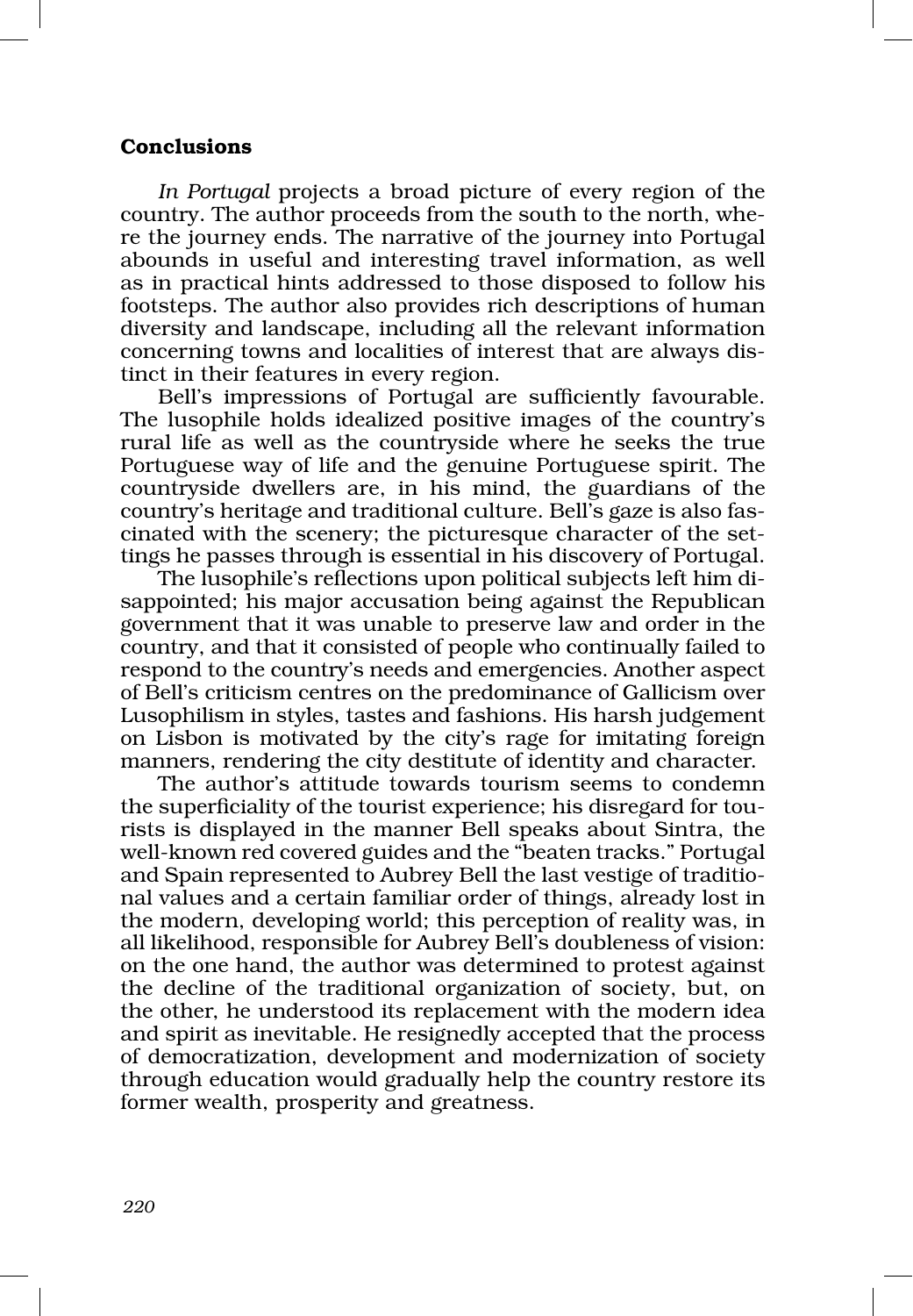## Conclusions

*In Portugal* projects a broad picture of every region of the country. The author proceeds from the south to the north, where the journey ends. The narrative of the journey into Portugal abounds in useful and interesting travel information, as well as in practical hints addressed to those disposed to follow his footsteps. The author also provides rich descriptions of human diversity and landscape, including all the relevant information concerning towns and localities of interest that are always distinct in their features in every region.

Bell's impressions of Portugal are sufficiently favourable. The lusophile holds idealized positive images of the country's rural life as well as the countryside where he seeks the true Portuguese way of life and the genuine Portuguese spirit. The countryside dwellers are, in his mind, the guardians of the country's heritage and traditional culture. Bell's gaze is also fascinated with the scenery; the picturesque character of the settings he passes through is essential in his discovery of Portugal.

The lusophile's reflections upon political subjects left him disappointed; his major accusation being against the Republican government that it was unable to preserve law and order in the country, and that it consisted of people who continually failed to respond to the country's needs and emergencies. Another aspect of Bell's criticism centres on the predominance of Gallicism over Lusophilism in styles, tastes and fashions. His harsh judgement on Lisbon is motivated by the city's rage for imitating foreign manners, rendering the city destitute of identity and character.

The author's attitude towards tourism seems to condemn the superficiality of the tourist experience; his disregard for tourists is displayed in the manner Bell speaks about Sintra, the well-known red covered guides and the "beaten tracks." Portugal and Spain represented to Aubrey Bell the last vestige of traditional values and a certain familiar order of things, already lost in the modern, developing world; this perception of reality was, in all likelihood, responsible for Aubrey Bell's doubleness of vision: on the one hand, the author was determined to protest against the decline of the traditional organization of society, but, on the other, he understood its replacement with the modern idea and spirit as inevitable. He resignedly accepted that the process of democratization, development and modernization of society through education would gradually help the country restore its former wealth, prosperity and greatness.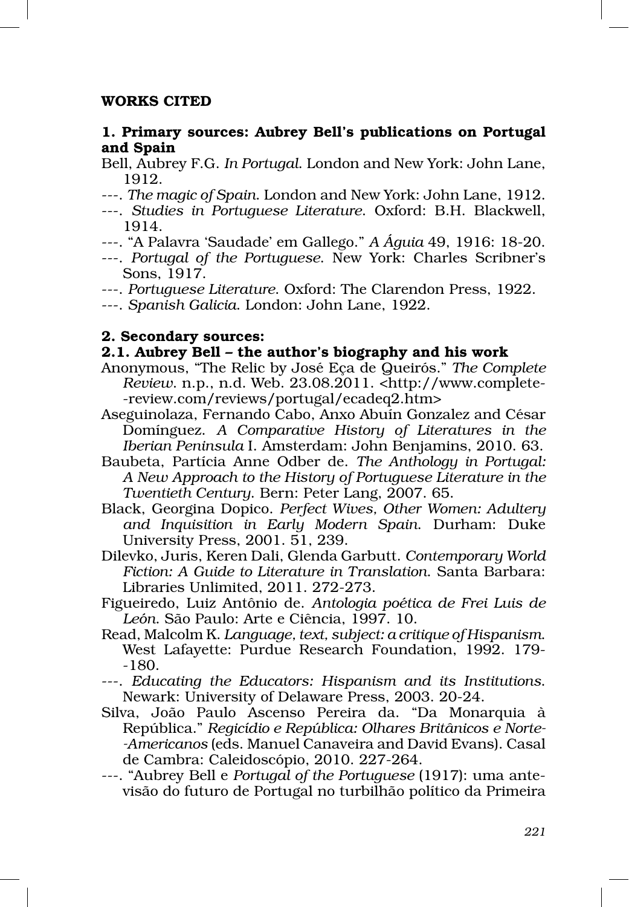## WORKS CITED

### 1. Primary sources: Aubrey Bell's publications on Portugal and Spain

Bell, Aubrey F.G. *In Portugal*. London and New York: John Lane, 1912.

---. *The magic of Spain*. London and New York: John Lane, 1912.

---. *Studies in Portuguese Literature*. Oxford: B.H. Blackwell, 1914.

---. "A Palavra 'Saudade' em Gallego." *A Águia* 49, 1916: 18-20.

---. *Portugal of the Portuguese*. New York: Charles Scribner's Sons, 1917.

---. *Portuguese Literature*. Oxford: The Clarendon Press, 1922.

---. *Spanish Galicia*. London: John Lane, 1922.

### 2. Secondary sources:

#### 2.1. Aubrey Bell – the author's biography and his work

Anonymous, "The Relic by José Eça de Queirós." *The Complete Review*. n.p., n.d. Web. 23.08.2011. <http://www.complete-review.com/reviews/portugal/ecadeq2.htm>

Aseguinolaza, Fernando Cabo, Anxo Abuín Gonzalez and César Domínguez. *A Comparative History of Literatures in the Iberian Peninsula* I. Amsterdam: John Benjamins, 2010. 63.

Baubeta, Partícia Anne Odber de. *The Anthology in Portugal: A New Approach to the History of Portuguese Literature in the Twentieth Century*. Bern: Peter Lang, 2007. 65.

Black, Georgina Dopico. *Perfect Wives, Other Women: Adultery and Inquisition in Early Modern Spain*. Durham: Duke University Press, 2001. 51, 239.

Dilevko, Juris, Keren Dali, Glenda Garbutt. *Contemporary World Fiction: A Guide to Literature in Translation*. Santa Barbara: Libraries Unlimited, 2011. 272-273.

Figueiredo, Luiz Antônio de. *Antologia poética de Frei Luis de León*. São Paulo: Arte e Ciência, 1997. 10.

Read, Malcolm K. *Language, text, subject: a critique of Hispanism.* West Lafayette: Purdue Research Foundation, 1992. 179-180.

---. *Educating the Educators: Hispanism and its Institutions*. Newark: University of Delaware Press, 2003. 20-24.

Silva, João Paulo Ascenso Pereira da. "Da Monarquia à República." *Regicídio e República: Olhares Britânicos e Norte-Americanos* (eds. Manuel Canaveira and David Evans). Casal de Cambra: Caleidoscópio, 2010. 227-264.

---. "Aubrey Bell e *Portugal of the Portuguese* (1917): uma antevisão do futuro de Portugal no turbilhão político da Primeira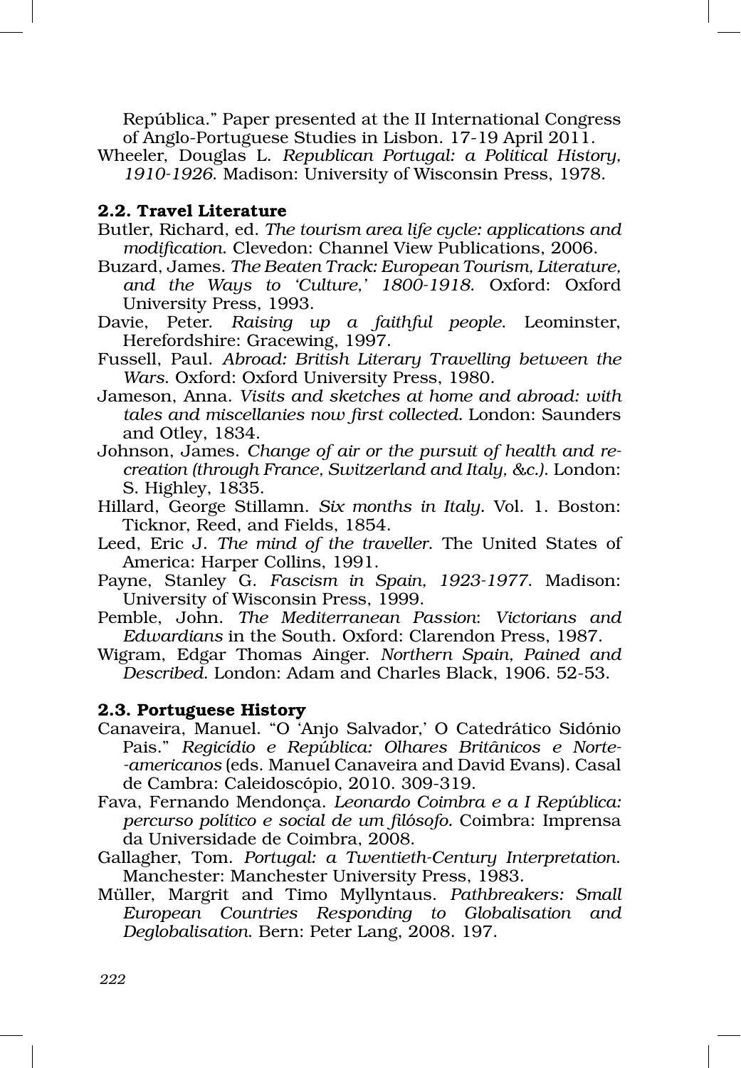República." Paper presented at the II International Congress of Anglo-Portuguese Studies in Lisbon. 17-19 April 2011.

Wheeler, Douglas L. *Republican Portugal: a Political History, 1910-1926*. Madison: University of Wisconsin Press, 1978.

### 2.2. Travel Literature

Butler, Richard, ed. *The tourism area life cycle: applications and modification*. Clevedon: Channel View Publications, 2006.

Buzard, James. *The Beaten Track: European Tourism, Literature, and the Ways to 'Culture,' 1800-1918*. Oxford: Oxford University Press, 1993.

Davie, Peter. *Raising up a faithful people*. Leominster, Herefordshire: Gracewing, 1997.

Fussell, Paul. *Abroad: British Literary Travelling between the Wars*. Oxford: Oxford University Press, 1980.

Jameson, Anna. *Visits and sketches at home and abroad: with tales and miscellanies now first collected.* London: Saunders and Otley, 1834.

Johnson, James. *Change of air or the pursuit of health and recreation (through France, Switzerland and Italy, &c.)*. London: S. Highley, 1835.

Hillard, George Stillamn. *Six months in Italy.* Vol. 1. Boston: Ticknor, Reed, and Fields, 1854.

Leed, Eric J. *The mind of the traveller*. The United States of America: Harper Collins, 1991.

Payne, Stanley G. *Fascism in Spain, 1923-1977*. Madison: University of Wisconsin Press, 1999.

Pemble, John. *The Mediterranean Passion*: *Victorians and Edwardians* in the South. Oxford: Clarendon Press, 1987.

Wigram, Edgar Thomas Ainger. *Northern Spain, Pained and Described*. London: Adam and Charles Black, 1906. 52-53.

### 2.3. Portuguese History

Canaveira, Manuel. "O 'Anjo Salvador,' O Catedrático Sidónio Pais." *Regicídio e República: Olhares Britânicos e Norte--americanos* (eds. Manuel Canaveira and David Evans). Casal de Cambra: Caleidoscópio, 2010. 309-319.

Fava, Fernando Mendonça. *Leonardo Coimbra e a I República: percurso político e social de um filósofo.* Coimbra: Imprensa da Universidade de Coimbra, 2008.

Gallagher, Tom. *Portugal: a Twentieth-Century Interpretation*. Manchester: Manchester University Press, 1983.

Müller, Margrit and Timo Myllyntaus. *Pathbreakers: Small European Countries Responding to Globalisation and Deglobalisation*. Bern: Peter Lang, 2008. 197.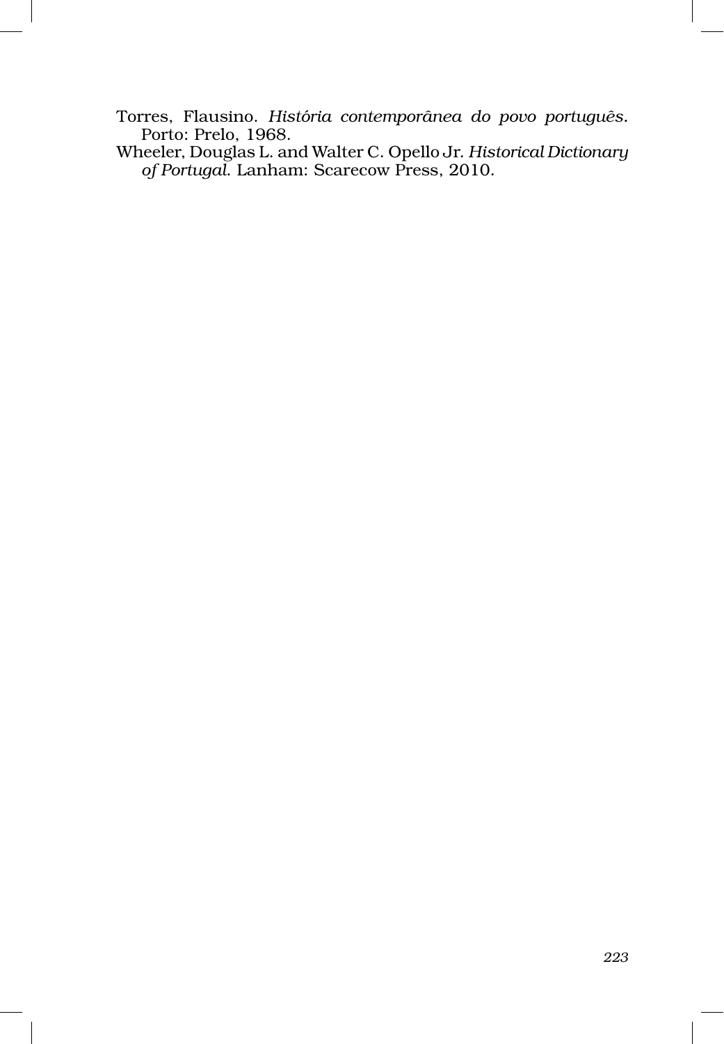Torres, Flausino. *História contemporânea do povo português*. Porto: Prelo, 1968.

Wheeler, Douglas L. and Walter C. Opello Jr. *Historical Dictionary of Portugal*. Lanham: Scarecow Press, 2010.